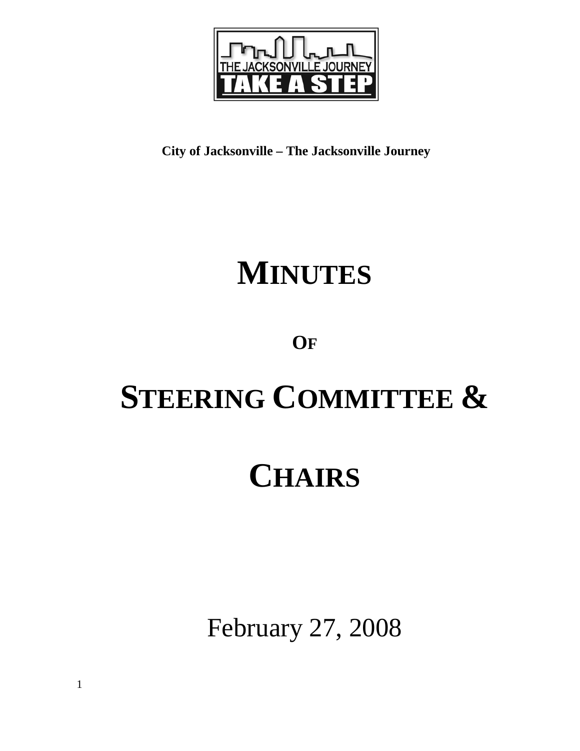THE JACKSONVILLE JOURNEY

TAKE A STEP

**City of Jacksonville – The Jacksonville Journey**

# MINUTES

## OF

# STEERING COMMITTEE &

# CHAIRS

February 27, 2008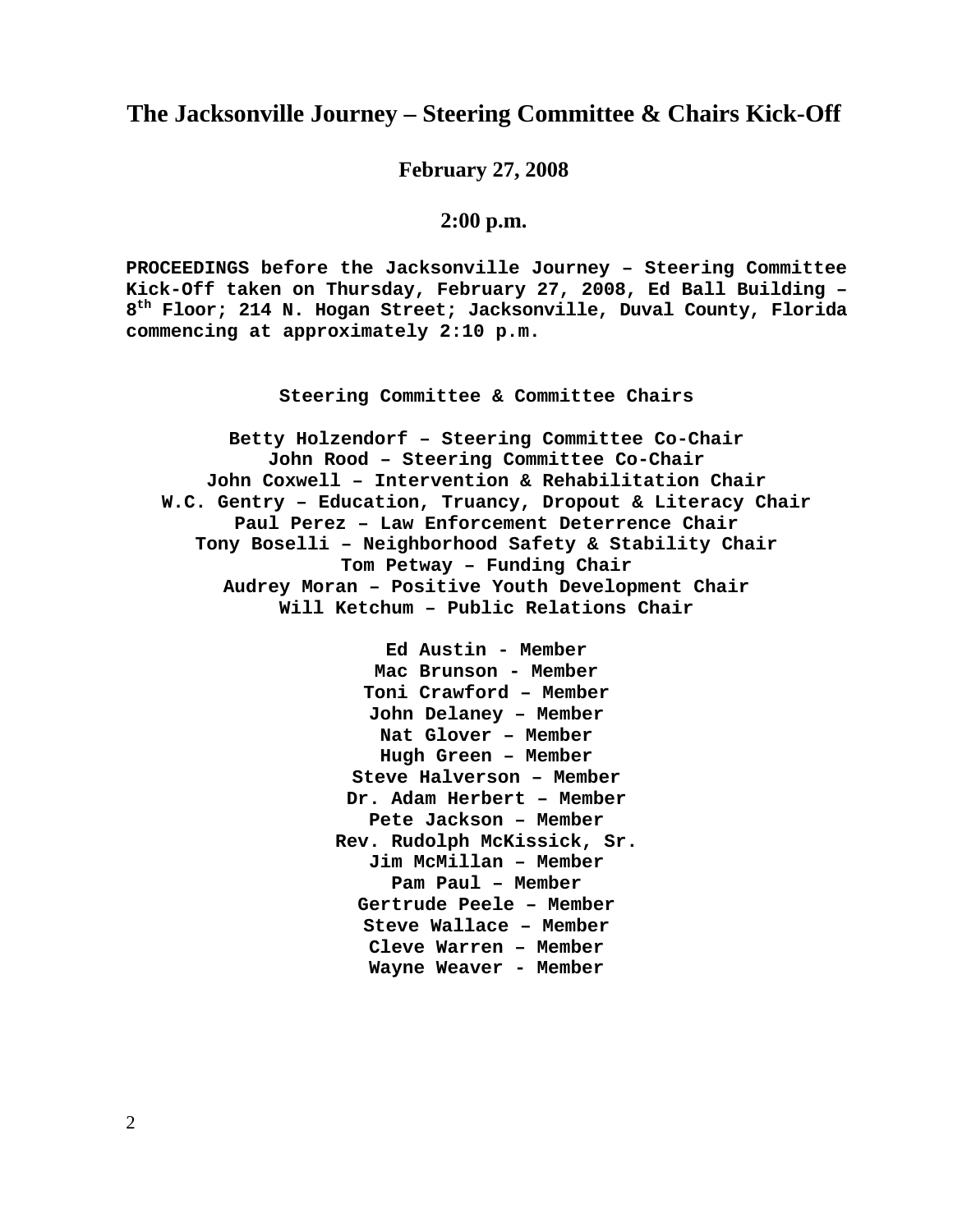# The Jacksonville Journey – Steering Committee & Chairs Kick-Off

**February 27, 2008**

**2:00 p.m.**

**PROCEEDINGS before the Jacksonville Journey – Steering Committee Kick-Off taken on Thursday, February 27, 2008, Ed Ball Building – 8th Floor; 214 N. Hogan Street; Jacksonville, Duval County, Florida commencing at approximately 2:10 p.m.**

**Steering Committee & Committee Chairs**

**Betty Holzendorf – Steering Committee Co-Chair**
**John Rood – Steering Committee Co-Chair**
**John Coxwell – Intervention & Rehabilitation Chair**
**W.C. Gentry – Education, Truancy, Dropout & Literacy Chair**
**Paul Perez – Law Enforcement Deterrence Chair**
**Tony Boselli – Neighborhood Safety & Stability Chair**
**Tom Petway – Funding Chair**
**Audrey Moran – Positive Youth Development Chair**
**Will Ketchum – Public Relations Chair**

**Ed Austin - Member**
**Mac Brunson - Member**
**Toni Crawford – Member**
**John Delaney – Member**
**Nat Glover – Member**
**Hugh Green – Member**
**Steve Halverson – Member**
**Dr. Adam Herbert – Member**
**Pete Jackson – Member**
**Rev. Rudolph McKissick, Sr.**
**Jim McMillan – Member**
**Pam Paul – Member**
**Gertrude Peele – Member**
**Steve Wallace – Member**
**Cleve Warren – Member**
**Wayne Weaver - Member**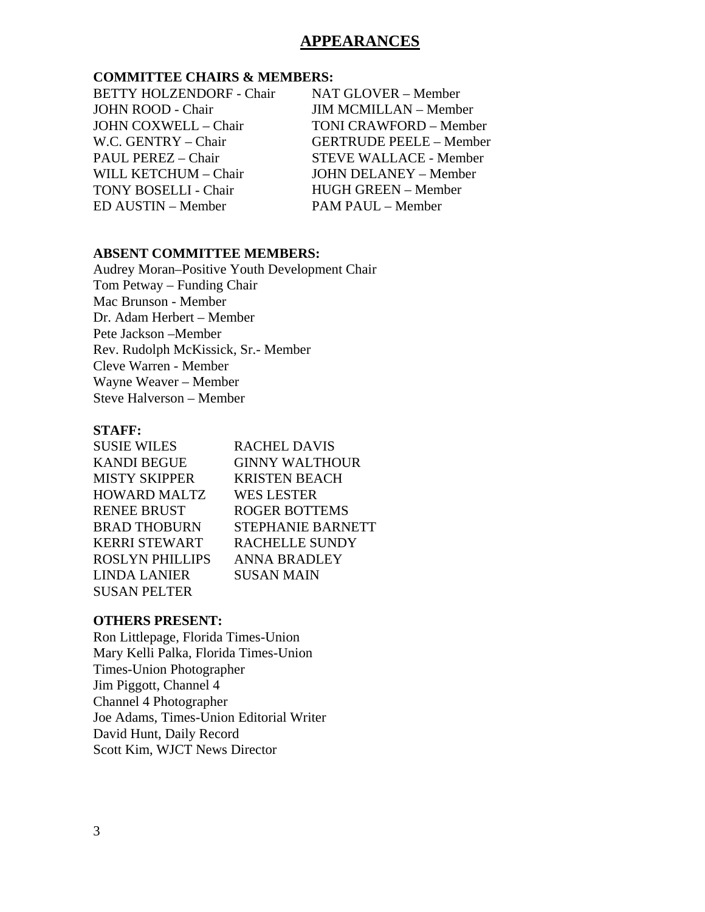# APPEARANCES

**COMMITTEE CHAIRS & MEMBERS:**

BETTY HOLZENDORF - Chair
JOHN ROOD - Chair
JOHN COXWELL – Chair
W.C. GENTRY – Chair
PAUL PEREZ – Chair
WILL KETCHUM – Chair
TONY BOSELLI - Chair
ED AUSTIN – Member
NAT GLOVER – Member
JIM MCMILLAN – Member
TONI CRAWFORD – Member
GERTRUDE PEELE – Member
STEVE WALLACE - Member
JOHN DELANEY – Member
HUGH GREEN – Member
PAM PAUL – Member

**ABSENT COMMITTEE MEMBERS:**

Audrey Moran–Positive Youth Development Chair
Tom Petway – Funding Chair
Mac Brunson - Member
Dr. Adam Herbert – Member
Pete Jackson –Member
Rev. Rudolph McKissick, Sr.- Member
Cleve Warren - Member
Wayne Weaver – Member
Steve Halverson – Member

**STAFF:**

SUSIE WILES
KANDI BEGUE
MISTY SKIPPER
HOWARD MALTZ
RENEE BRUST
BRAD THOBURN
KERRI STEWART
ROSLYN PHILLIPS
LINDA LANIER
SUSAN PELTER
RACHEL DAVIS
GINNY WALTHOUR
KRISTEN BEACH
WES LESTER
ROGER BOTTEMS
STEPHANIE BARNETT
RACHELLE SUNDY
ANNA BRADLEY
SUSAN MAIN

**OTHERS PRESENT:**

Ron Littlepage, Florida Times-Union
Mary Kelli Palka, Florida Times-Union
Times-Union Photographer
Jim Piggott, Channel 4
Channel 4 Photographer
Joe Adams, Times-Union Editorial Writer
David Hunt, Daily Record
Scott Kim, WJCT News Director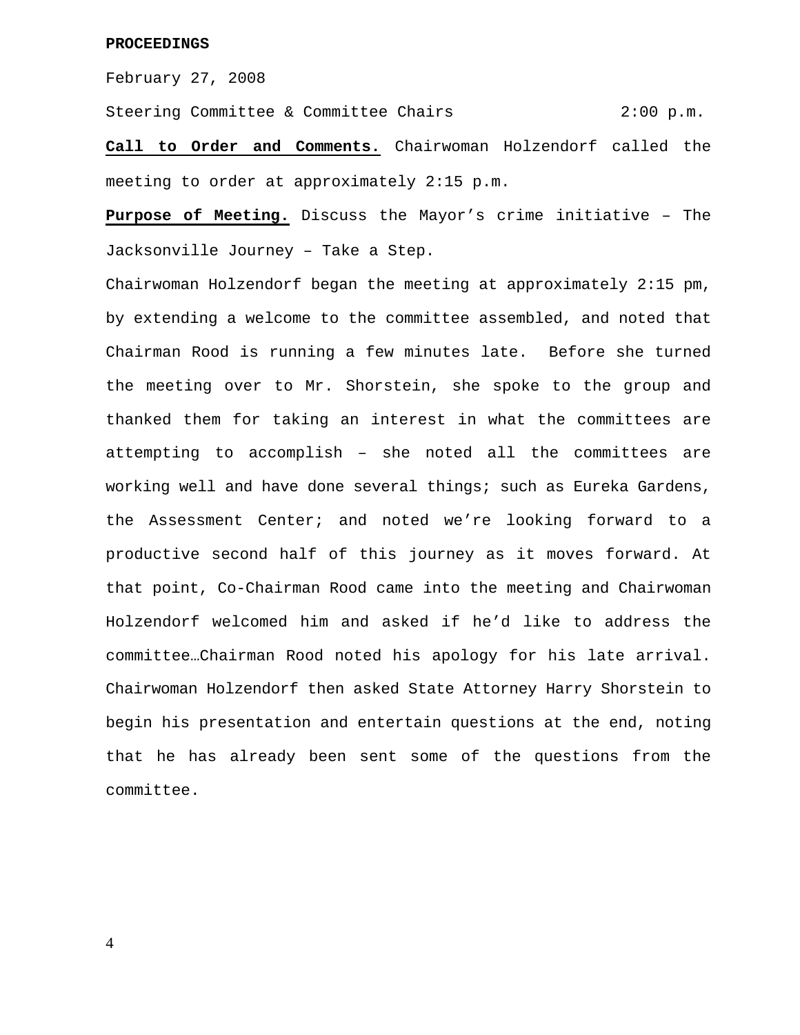**PROCEEDINGS**

February 27, 2008

Steering Committee & Committee Chairs 2:00 p.m.

**Call to Order and Comments.** Chairwoman Holzendorf called the meeting to order at approximately 2:15 p.m.

**Purpose of Meeting.** Discuss the Mayor's crime initiative – The Jacksonville Journey – Take a Step.

Chairwoman Holzendorf began the meeting at approximately 2:15 pm, by extending a welcome to the committee assembled, and noted that Chairman Rood is running a few minutes late. Before she turned the meeting over to Mr. Shorstein, she spoke to the group and thanked them for taking an interest in what the committees are attempting to accomplish – she noted all the committees are working well and have done several things; such as Eureka Gardens, the Assessment Center; and noted we're looking forward to a productive second half of this journey as it moves forward. At that point, Co-Chairman Rood came into the meeting and Chairwoman Holzendorf welcomed him and asked if he'd like to address the committee…Chairman Rood noted his apology for his late arrival. Chairwoman Holzendorf then asked State Attorney Harry Shorstein to begin his presentation and entertain questions at the end, noting that he has already been sent some of the questions from the committee.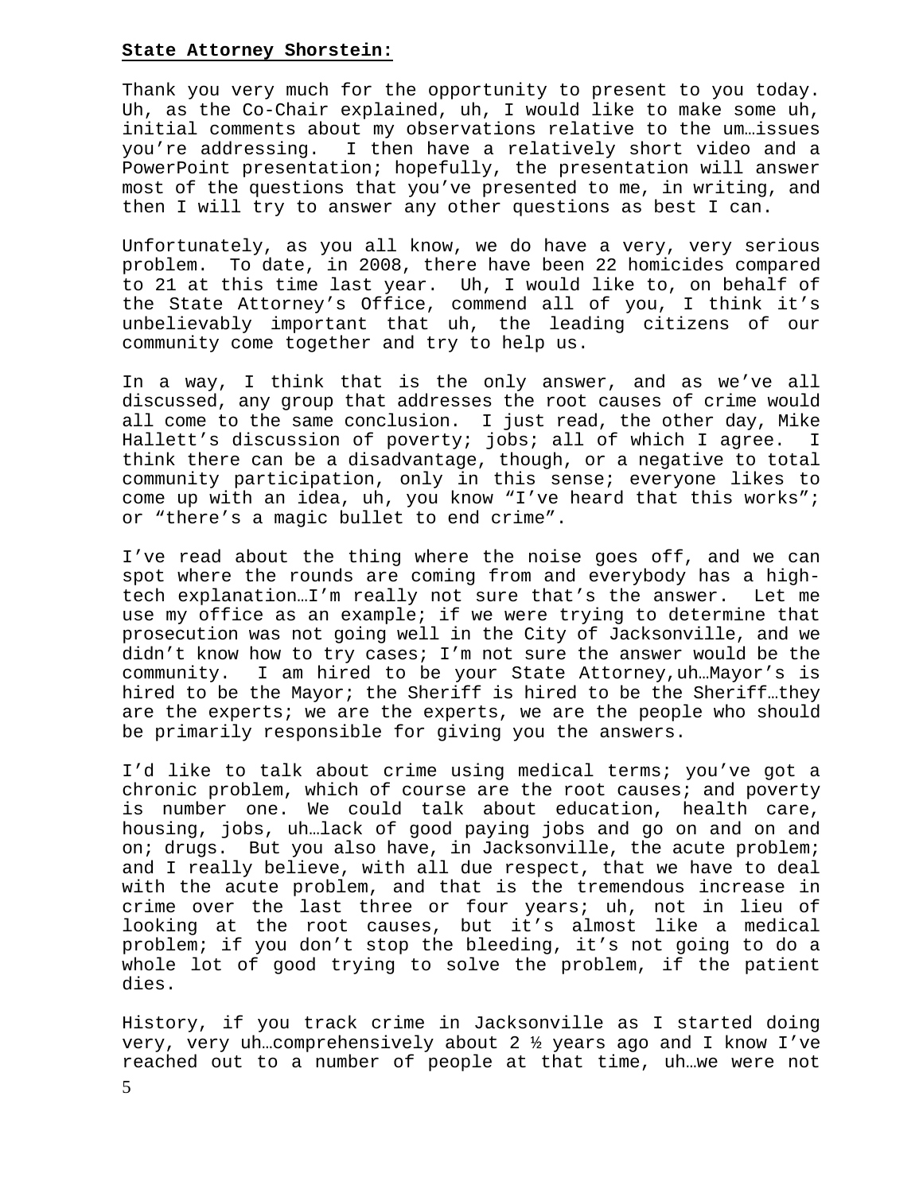**State Attorney Shorstein:**

Thank you very much for the opportunity to present to you today. Uh, as the Co-Chair explained, uh, I would like to make some uh, initial comments about my observations relative to the um…issues you're addressing. I then have a relatively short video and a PowerPoint presentation; hopefully, the presentation will answer most of the questions that you've presented to me, in writing, and then I will try to answer any other questions as best I can.

Unfortunately, as you all know, we do have a very, very serious problem. To date, in 2008, there have been 22 homicides compared to 21 at this time last year. Uh, I would like to, on behalf of the State Attorney's Office, commend all of you, I think it's unbelievably important that uh, the leading citizens of our community come together and try to help us.

In a way, I think that is the only answer, and as we've all discussed, any group that addresses the root causes of crime would all come to the same conclusion. I just read, the other day, Mike Hallett's discussion of poverty; jobs; all of which I agree. I think there can be a disadvantage, though, or a negative to total community participation, only in this sense; everyone likes to come up with an idea, uh, you know "I've heard that this works"; or "there's a magic bullet to end crime".

I've read about the thing where the noise goes off, and we can spot where the rounds are coming from and everybody has a high-tech explanation…I'm really not sure that's the answer. Let me use my office as an example; if we were trying to determine that prosecution was not going well in the City of Jacksonville, and we didn't know how to try cases; I'm not sure the answer would be the community. I am hired to be your State Attorney,uh…Mayor's is hired to be the Mayor; the Sheriff is hired to be the Sheriff…they are the experts; we are the experts, we are the people who should be primarily responsible for giving you the answers.

I'd like to talk about crime using medical terms; you've got a chronic problem, which of course are the root causes; and poverty is number one. We could talk about education, health care, housing, jobs, uh…lack of good paying jobs and go on and on and on; drugs. But you also have, in Jacksonville, the acute problem; and I really believe, with all due respect, that we have to deal with the acute problem, and that is the tremendous increase in crime over the last three or four years; uh, not in lieu of looking at the root causes, but it's almost like a medical problem; if you don't stop the bleeding, it's not going to do a whole lot of good trying to solve the problem, if the patient dies.

History, if you track crime in Jacksonville as I started doing very, very uh…comprehensively about 2 ½ years ago and I know I've reached out to a number of people at that time, uh…we were not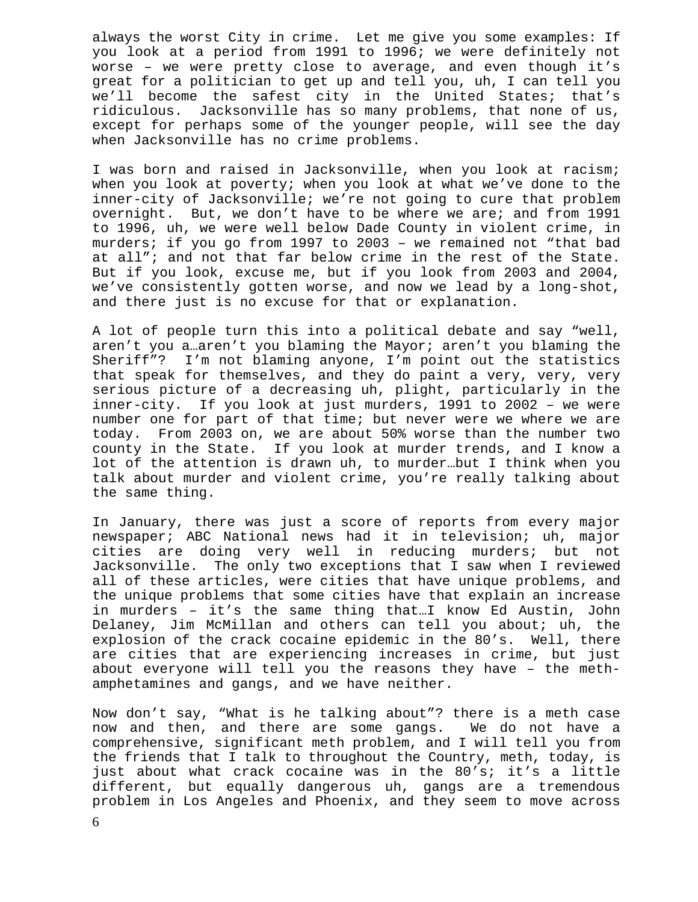always the worst City in crime. Let me give you some examples: If you look at a period from 1991 to 1996; we were definitely not worse – we were pretty close to average, and even though it's great for a politician to get up and tell you, uh, I can tell you we'll become the safest city in the United States; that's ridiculous. Jacksonville has so many problems, that none of us, except for perhaps some of the younger people, will see the day when Jacksonville has no crime problems.

I was born and raised in Jacksonville, when you look at racism; when you look at poverty; when you look at what we've done to the inner-city of Jacksonville; we're not going to cure that problem overnight. But, we don't have to be where we are; and from 1991 to 1996, uh, we were well below Dade County in violent crime, in murders; if you go from 1997 to 2003 – we remained not "that bad at all"; and not that far below crime in the rest of the State. But if you look, excuse me, but if you look from 2003 and 2004, we've consistently gotten worse, and now we lead by a long-shot, and there just is no excuse for that or explanation.

A lot of people turn this into a political debate and say "well, aren't you a…aren't you blaming the Mayor; aren't you blaming the Sheriff"? I'm not blaming anyone, I'm point out the statistics that speak for themselves, and they do paint a very, very, very serious picture of a decreasing uh, plight, particularly in the inner-city. If you look at just murders, 1991 to 2002 – we were number one for part of that time; but never were we where we are today. From 2003 on, we are about 50% worse than the number two county in the State. If you look at murder trends, and I know a lot of the attention is drawn uh, to murder…but I think when you talk about murder and violent crime, you're really talking about the same thing.

In January, there was just a score of reports from every major newspaper; ABC National news had it in television; uh, major cities are doing very well in reducing murders; but not Jacksonville. The only two exceptions that I saw when I reviewed all of these articles, were cities that have unique problems, and the unique problems that some cities have that explain an increase in murders – it's the same thing that…I know Ed Austin, John Delaney, Jim McMillan and others can tell you about; uh, the explosion of the crack cocaine epidemic in the 80's. Well, there are cities that are experiencing increases in crime, but just about everyone will tell you the reasons they have – the meth-amphetamines and gangs, and we have neither.

Now don't say, "What is he talking about"? there is a meth case now and then, and there are some gangs. We do not have a comprehensive, significant meth problem, and I will tell you from the friends that I talk to throughout the Country, meth, today, is just about what crack cocaine was in the 80's; it's a little different, but equally dangerous uh, gangs are a tremendous problem in Los Angeles and Phoenix, and they seem to move across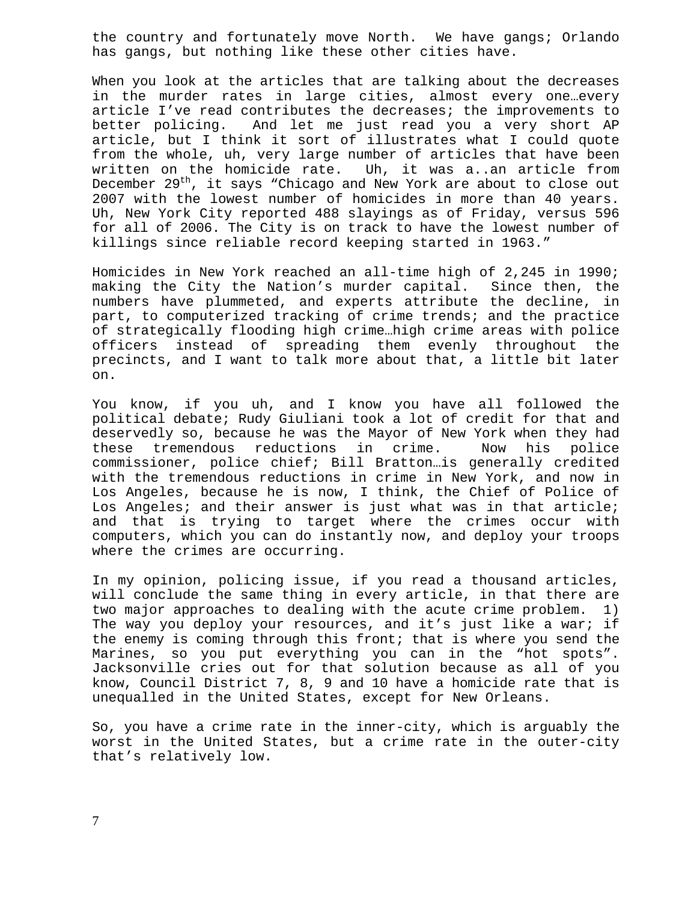the country and fortunately move North. We have gangs; Orlando has gangs, but nothing like these other cities have.

When you look at the articles that are talking about the decreases in the murder rates in large cities, almost every one…every article I've read contributes the decreases; the improvements to better policing. And let me just read you a very short AP article, but I think it sort of illustrates what I could quote from the whole, uh, very large number of articles that have been written on the homicide rate. Uh, it was a..an article from December 29th, it says "Chicago and New York are about to close out 2007 with the lowest number of homicides in more than 40 years. Uh, New York City reported 488 slayings as of Friday, versus 596 for all of 2006. The City is on track to have the lowest number of killings since reliable record keeping started in 1963."

Homicides in New York reached an all-time high of 2,245 in 1990; making the City the Nation's murder capital. Since then, the numbers have plummeted, and experts attribute the decline, in part, to computerized tracking of crime trends; and the practice of strategically flooding high crime…high crime areas with police officers instead of spreading them evenly throughout the precincts, and I want to talk more about that, a little bit later on.

You know, if you uh, and I know you have all followed the political debate; Rudy Giuliani took a lot of credit for that and deservedly so, because he was the Mayor of New York when they had these tremendous reductions in crime. Now his police commissioner, police chief; Bill Bratton…is generally credited with the tremendous reductions in crime in New York, and now in Los Angeles, because he is now, I think, the Chief of Police of Los Angeles; and their answer is just what was in that article; and that is trying to target where the crimes occur with computers, which you can do instantly now, and deploy your troops where the crimes are occurring.

In my opinion, policing issue, if you read a thousand articles, will conclude the same thing in every article, in that there are two major approaches to dealing with the acute crime problem. 1) The way you deploy your resources, and it's just like a war; if the enemy is coming through this front; that is where you send the Marines, so you put everything you can in the "hot spots". Jacksonville cries out for that solution because as all of you know, Council District 7, 8, 9 and 10 have a homicide rate that is unequalled in the United States, except for New Orleans.

So, you have a crime rate in the inner-city, which is arguably the worst in the United States, but a crime rate in the outer-city that's relatively low.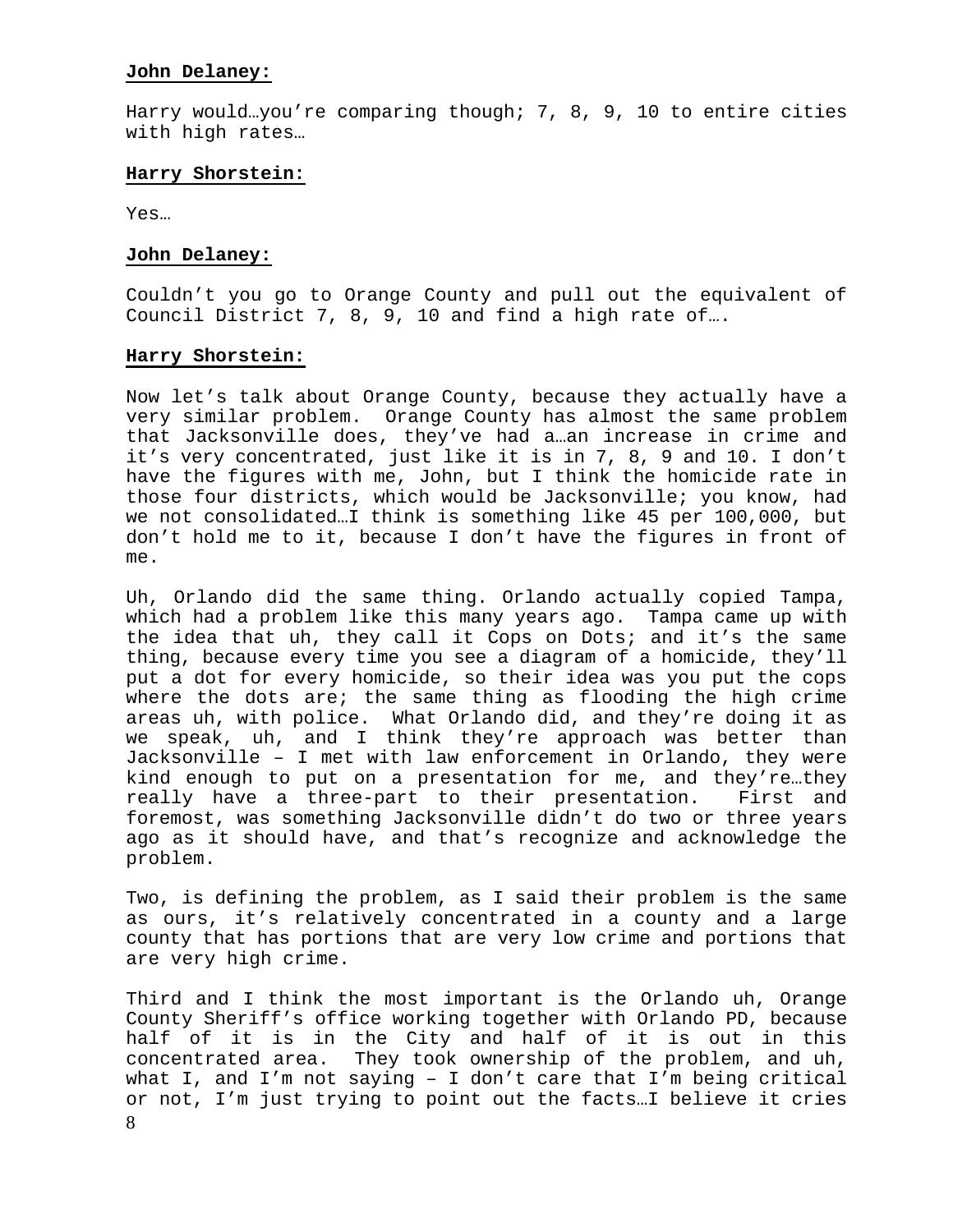**John Delaney:**

Harry would…you're comparing though; 7, 8, 9, 10 to entire cities with high rates…

**Harry Shorstein:**

Yes…

**John Delaney:**

Couldn't you go to Orange County and pull out the equivalent of Council District 7, 8, 9, 10 and find a high rate of….

**Harry Shorstein:**

Now let's talk about Orange County, because they actually have a very similar problem. Orange County has almost the same problem that Jacksonville does, they've had a…an increase in crime and it's very concentrated, just like it is in 7, 8, 9 and 10. I don't have the figures with me, John, but I think the homicide rate in those four districts, which would be Jacksonville; you know, had we not consolidated…I think is something like 45 per 100,000, but don't hold me to it, because I don't have the figures in front of me.

Uh, Orlando did the same thing. Orlando actually copied Tampa, which had a problem like this many years ago. Tampa came up with the idea that uh, they call it Cops on Dots; and it's the same thing, because every time you see a diagram of a homicide, they'll put a dot for every homicide, so their idea was you put the cops where the dots are; the same thing as flooding the high crime areas uh, with police. What Orlando did, and they're doing it as we speak, uh, and I think they're approach was better than Jacksonville – I met with law enforcement in Orlando, they were kind enough to put on a presentation for me, and they're…they really have a three-part to their presentation. First and foremost, was something Jacksonville didn't do two or three years ago as it should have, and that's recognize and acknowledge the problem.

Two, is defining the problem, as I said their problem is the same as ours, it's relatively concentrated in a county and a large county that has portions that are very low crime and portions that are very high crime.

Third and I think the most important is the Orlando uh, Orange County Sheriff's office working together with Orlando PD, because half of it is in the City and half of it is out in this concentrated area. They took ownership of the problem, and uh, what I, and I'm not saying – I don't care that I'm being critical or not, I'm just trying to point out the facts…I believe it cries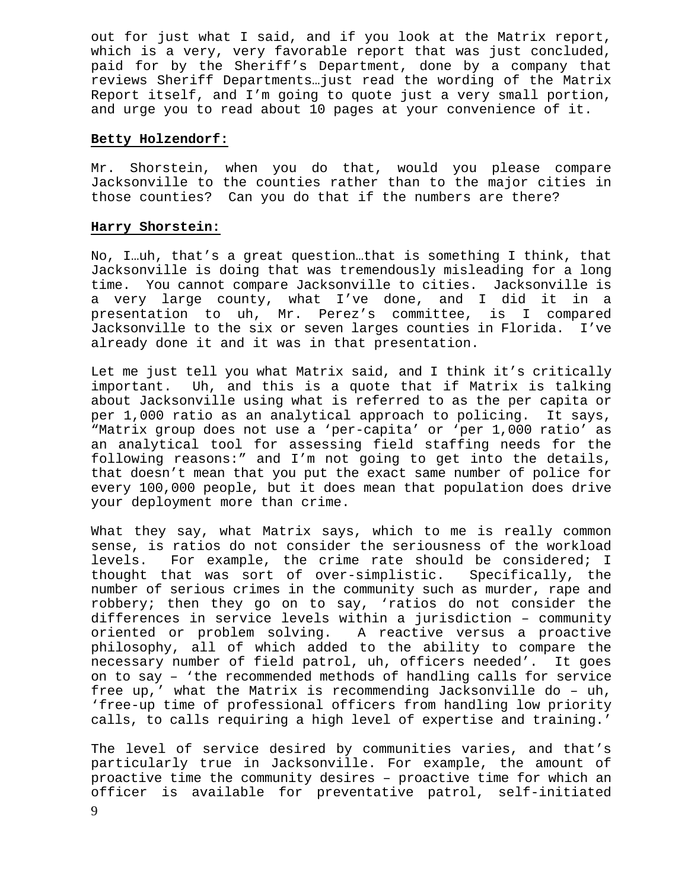out for just what I said, and if you look at the Matrix report, which is a very, very favorable report that was just concluded, paid for by the Sheriff's Department, done by a company that reviews Sheriff Departments…just read the wording of the Matrix Report itself, and I'm going to quote just a very small portion, and urge you to read about 10 pages at your convenience of it.

**Betty Holzendorf:**

Mr. Shorstein, when you do that, would you please compare Jacksonville to the counties rather than to the major cities in those counties? Can you do that if the numbers are there?

**Harry Shorstein:**

No, I…uh, that's a great question…that is something I think, that Jacksonville is doing that was tremendously misleading for a long time. You cannot compare Jacksonville to cities. Jacksonville is a very large county, what I've done, and I did it in a presentation to uh, Mr. Perez's committee, is I compared Jacksonville to the six or seven larges counties in Florida. I've already done it and it was in that presentation.

Let me just tell you what Matrix said, and I think it's critically important. Uh, and this is a quote that if Matrix is talking about Jacksonville using what is referred to as the per capita or per 1,000 ratio as an analytical approach to policing. It says, "Matrix group does not use a 'per-capita' or 'per 1,000 ratio' as an analytical tool for assessing field staffing needs for the following reasons:" and I'm not going to get into the details, that doesn't mean that you put the exact same number of police for every 100,000 people, but it does mean that population does drive your deployment more than crime.

What they say, what Matrix says, which to me is really common sense, is ratios do not consider the seriousness of the workload levels. For example, the crime rate should be considered; I thought that was sort of over-simplistic. Specifically, the number of serious crimes in the community such as murder, rape and robbery; then they go on to say, 'ratios do not consider the differences in service levels within a jurisdiction – community oriented or problem solving. A reactive versus a proactive philosophy, all of which added to the ability to compare the necessary number of field patrol, uh, officers needed'. It goes on to say – 'the recommended methods of handling calls for service free up,' what the Matrix is recommending Jacksonville do – uh, 'free-up time of professional officers from handling low priority calls, to calls requiring a high level of expertise and training.'

The level of service desired by communities varies, and that's particularly true in Jacksonville. For example, the amount of proactive time the community desires – proactive time for which an officer is available for preventative patrol, self-initiated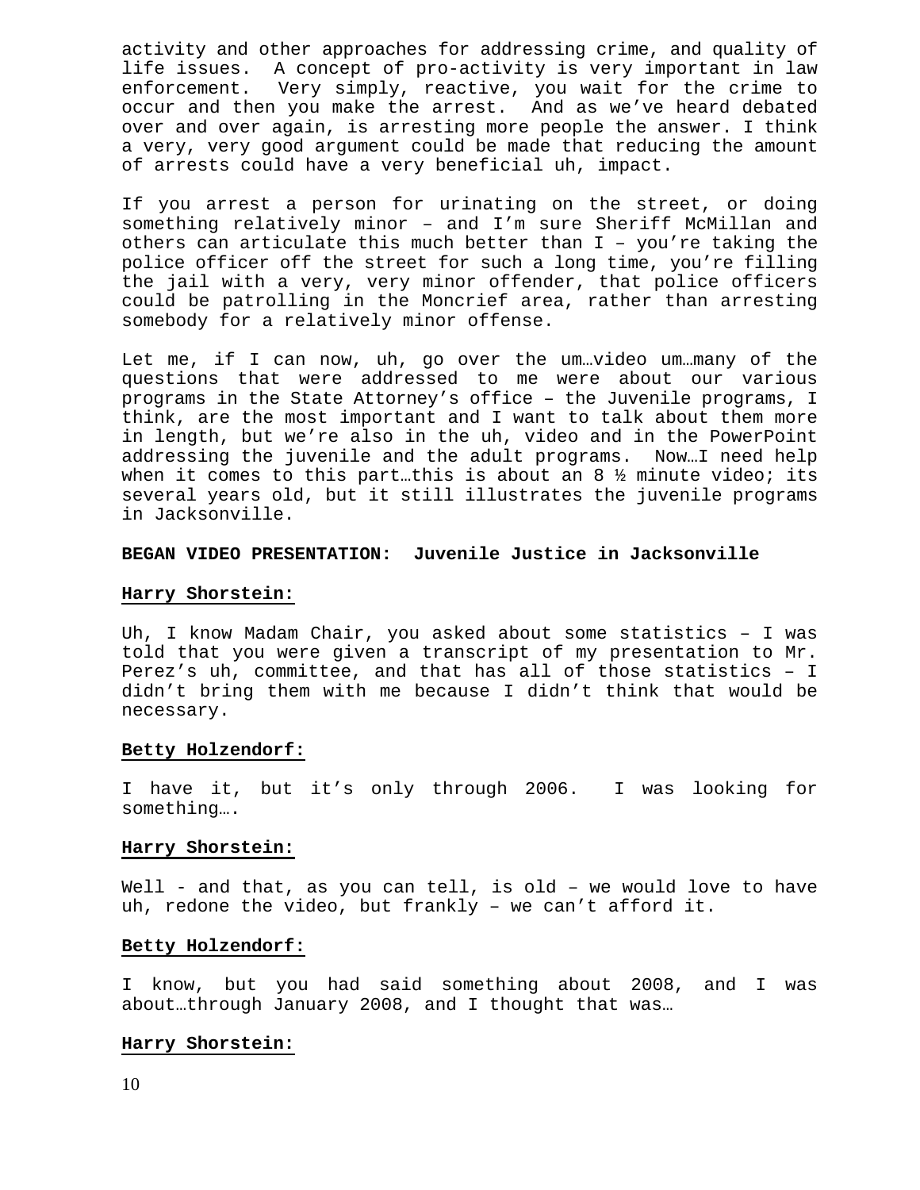activity and other approaches for addressing crime, and quality of life issues. A concept of pro-activity is very important in law enforcement. Very simply, reactive, you wait for the crime to occur and then you make the arrest. And as we've heard debated over and over again, is arresting more people the answer. I think a very, very good argument could be made that reducing the amount of arrests could have a very beneficial uh, impact.

If you arrest a person for urinating on the street, or doing something relatively minor – and I'm sure Sheriff McMillan and others can articulate this much better than I – you're taking the police officer off the street for such a long time, you're filling the jail with a very, very minor offender, that police officers could be patrolling in the Moncrief area, rather than arresting somebody for a relatively minor offense.

Let me, if I can now, uh, go over the um…video um…many of the questions that were addressed to me were about our various programs in the State Attorney's office – the Juvenile programs, I think, are the most important and I want to talk about them more in length, but we're also in the uh, video and in the PowerPoint addressing the juvenile and the adult programs. Now…I need help when it comes to this part…this is about an 8 ½ minute video; its several years old, but it still illustrates the juvenile programs in Jacksonville.

**BEGAN VIDEO PRESENTATION: Juvenile Justice in Jacksonville**

**Harry Shorstein:**

Uh, I know Madam Chair, you asked about some statistics – I was told that you were given a transcript of my presentation to Mr. Perez's uh, committee, and that has all of those statistics – I didn't bring them with me because I didn't think that would be necessary.

**Betty Holzendorf:**

I have it, but it's only through 2006. I was looking for something….

**Harry Shorstein:**

Well - and that, as you can tell, is old – we would love to have uh, redone the video, but frankly – we can't afford it.

**Betty Holzendorf:**

I know, but you had said something about 2008, and I was about…through January 2008, and I thought that was…

**Harry Shorstein:**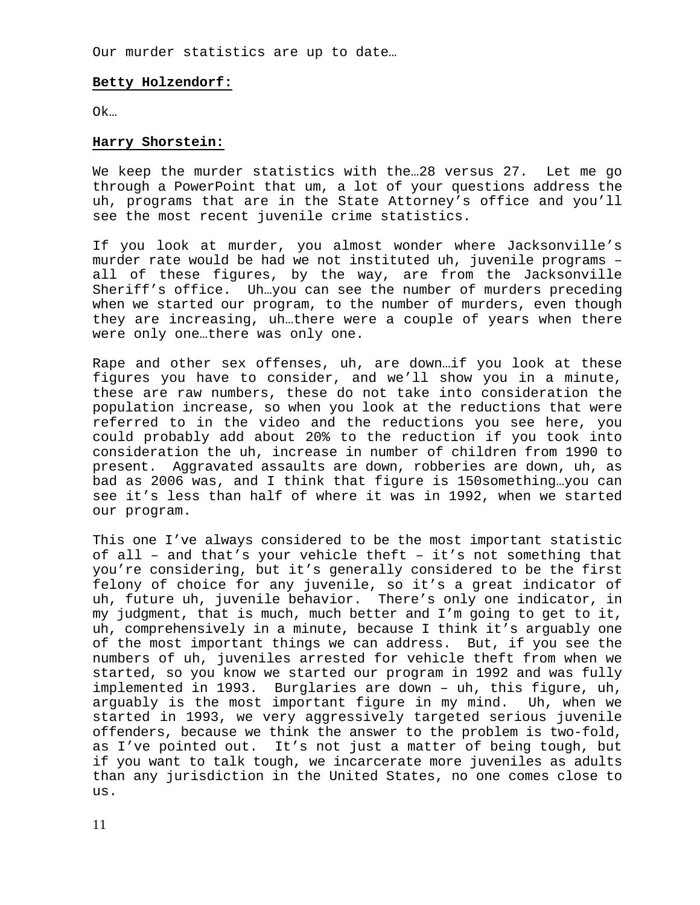Our murder statistics are up to date…

**Betty Holzendorf:**

Ok…

**Harry Shorstein:**

We keep the murder statistics with the…28 versus 27. Let me go through a PowerPoint that um, a lot of your questions address the uh, programs that are in the State Attorney's office and you'll see the most recent juvenile crime statistics.

If you look at murder, you almost wonder where Jacksonville's murder rate would be had we not instituted uh, juvenile programs – all of these figures, by the way, are from the Jacksonville Sheriff's office. Uh…you can see the number of murders preceding when we started our program, to the number of murders, even though they are increasing, uh…there were a couple of years when there were only one…there was only one.

Rape and other sex offenses, uh, are down…if you look at these figures you have to consider, and we'll show you in a minute, these are raw numbers, these do not take into consideration the population increase, so when you look at the reductions that were referred to in the video and the reductions you see here, you could probably add about 20% to the reduction if you took into consideration the uh, increase in number of children from 1990 to present. Aggravated assaults are down, robberies are down, uh, as bad as 2006 was, and I think that figure is 150something…you can see it's less than half of where it was in 1992, when we started our program.

This one I've always considered to be the most important statistic of all – and that's your vehicle theft – it's not something that you're considering, but it's generally considered to be the first felony of choice for any juvenile, so it's a great indicator of uh, future uh, juvenile behavior. There's only one indicator, in my judgment, that is much, much better and I'm going to get to it, uh, comprehensively in a minute, because I think it's arguably one of the most important things we can address. But, if you see the numbers of uh, juveniles arrested for vehicle theft from when we started, so you know we started our program in 1992 and was fully implemented in 1993. Burglaries are down – uh, this figure, uh, arguably is the most important figure in my mind. Uh, when we started in 1993, we very aggressively targeted serious juvenile offenders, because we think the answer to the problem is two-fold, as I've pointed out. It's not just a matter of being tough, but if you want to talk tough, we incarcerate more juveniles as adults than any jurisdiction in the United States, no one comes close to us.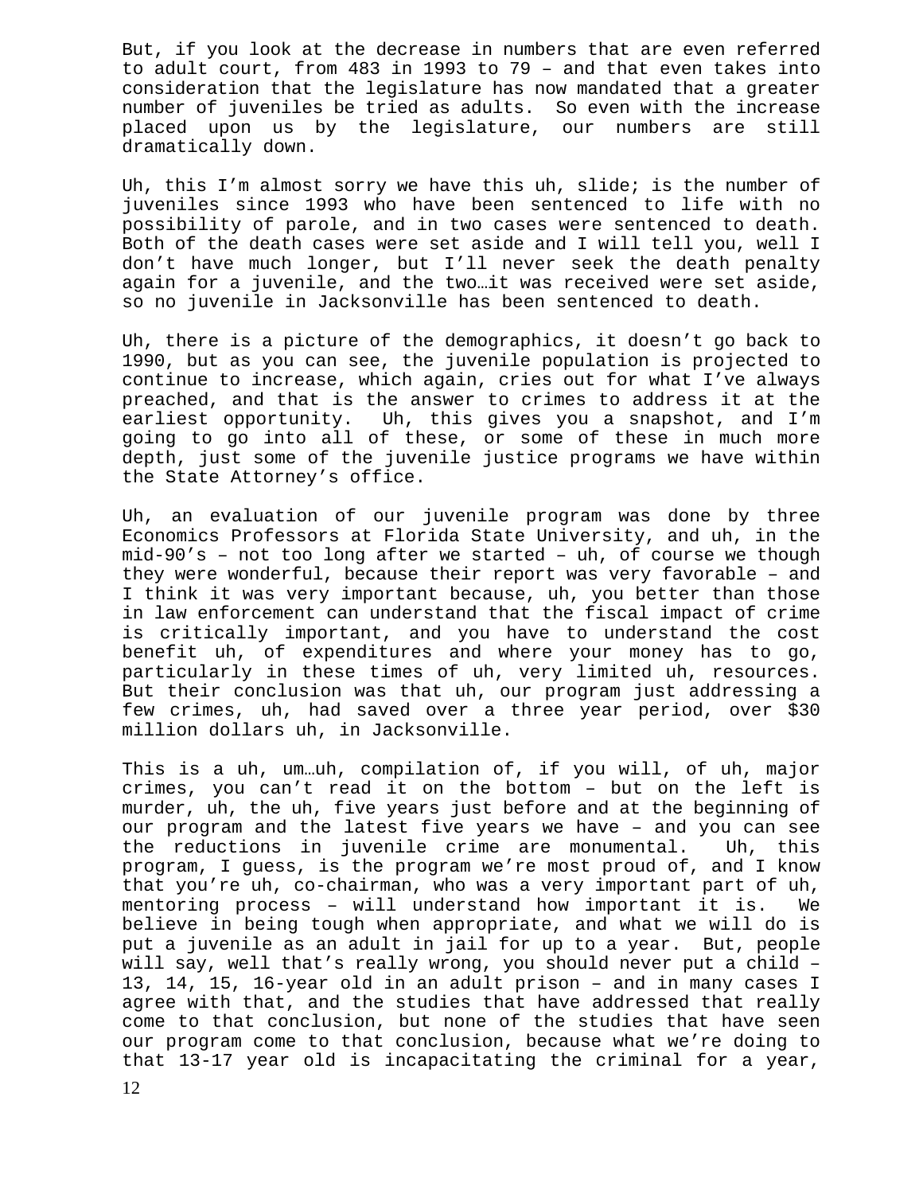But, if you look at the decrease in numbers that are even referred to adult court, from 483 in 1993 to 79 – and that even takes into consideration that the legislature has now mandated that a greater number of juveniles be tried as adults. So even with the increase placed upon us by the legislature, our numbers are still dramatically down.

Uh, this I'm almost sorry we have this uh, slide; is the number of juveniles since 1993 who have been sentenced to life with no possibility of parole, and in two cases were sentenced to death. Both of the death cases were set aside and I will tell you, well I don't have much longer, but I'll never seek the death penalty again for a juvenile, and the two…it was received were set aside, so no juvenile in Jacksonville has been sentenced to death.

Uh, there is a picture of the demographics, it doesn't go back to 1990, but as you can see, the juvenile population is projected to continue to increase, which again, cries out for what I've always preached, and that is the answer to crimes to address it at the earliest opportunity. Uh, this gives you a snapshot, and I'm going to go into all of these, or some of these in much more depth, just some of the juvenile justice programs we have within the State Attorney's office.

Uh, an evaluation of our juvenile program was done by three Economics Professors at Florida State University, and uh, in the mid-90's – not too long after we started – uh, of course we though they were wonderful, because their report was very favorable – and I think it was very important because, uh, you better than those in law enforcement can understand that the fiscal impact of crime is critically important, and you have to understand the cost benefit uh, of expenditures and where your money has to go, particularly in these times of uh, very limited uh, resources. But their conclusion was that uh, our program just addressing a few crimes, uh, had saved over a three year period, over $30 million dollars uh, in Jacksonville.

This is a uh, um…uh, compilation of, if you will, of uh, major crimes, you can't read it on the bottom – but on the left is murder, uh, the uh, five years just before and at the beginning of our program and the latest five years we have – and you can see the reductions in juvenile crime are monumental. Uh, this program, I guess, is the program we're most proud of, and I know that you're uh, co-chairman, who was a very important part of uh, mentoring process – will understand how important it is. We believe in being tough when appropriate, and what we will do is put a juvenile as an adult in jail for up to a year. But, people will say, well that's really wrong, you should never put a child – 13, 14, 15, 16-year old in an adult prison – and in many cases I agree with that, and the studies that have addressed that really come to that conclusion, but none of the studies that have seen our program come to that conclusion, because what we're doing to that 13-17 year old is incapacitating the criminal for a year,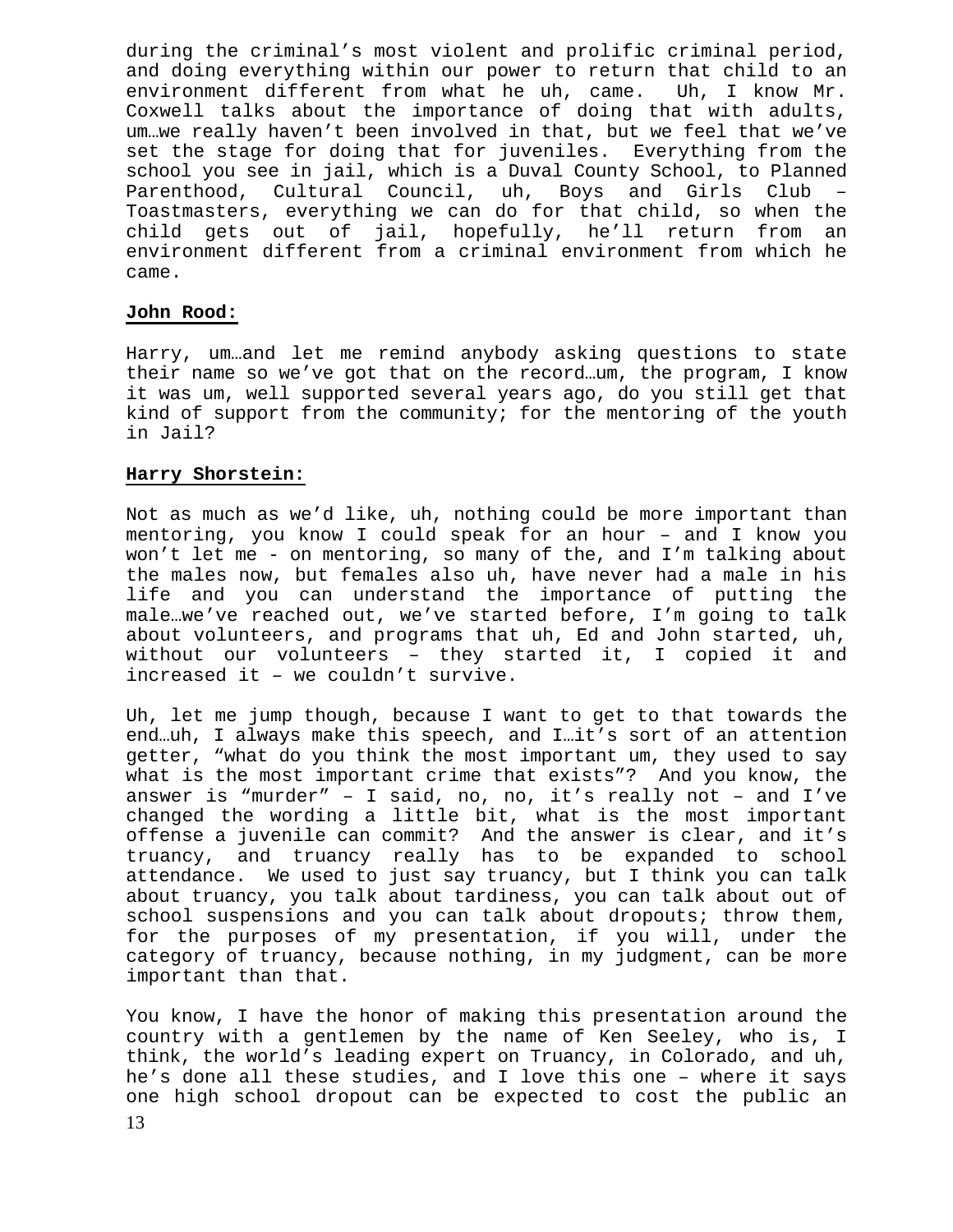during the criminal's most violent and prolific criminal period, and doing everything within our power to return that child to an environment different from what he uh, came. Uh, I know Mr. Coxwell talks about the importance of doing that with adults, um…we really haven't been involved in that, but we feel that we've set the stage for doing that for juveniles. Everything from the school you see in jail, which is a Duval County School, to Planned Parenthood, Cultural Council, uh, Boys and Girls Club – Toastmasters, everything we can do for that child, so when the child gets out of jail, hopefully, he'll return from an environment different from a criminal environment from which he came.

**John Rood:**

Harry, um…and let me remind anybody asking questions to state their name so we've got that on the record…um, the program, I know it was um, well supported several years ago, do you still get that kind of support from the community; for the mentoring of the youth in Jail?

**Harry Shorstein:**

Not as much as we'd like, uh, nothing could be more important than mentoring, you know I could speak for an hour – and I know you won't let me - on mentoring, so many of the, and I'm talking about the males now, but females also uh, have never had a male in his life and you can understand the importance of putting the male…we've reached out, we've started before, I'm going to talk about volunteers, and programs that uh, Ed and John started, uh, without our volunteers – they started it, I copied it and increased it – we couldn't survive.

Uh, let me jump though, because I want to get to that towards the end…uh, I always make this speech, and I…it's sort of an attention getter, "what do you think the most important um, they used to say what is the most important crime that exists"? And you know, the answer is "murder" – I said, no, no, it's really not – and I've changed the wording a little bit, what is the most important offense a juvenile can commit? And the answer is clear, and it's truancy, and truancy really has to be expanded to school attendance. We used to just say truancy, but I think you can talk about truancy, you talk about tardiness, you can talk about out of school suspensions and you can talk about dropouts; throw them, for the purposes of my presentation, if you will, under the category of truancy, because nothing, in my judgment, can be more important than that.

You know, I have the honor of making this presentation around the country with a gentlemen by the name of Ken Seeley, who is, I think, the world's leading expert on Truancy, in Colorado, and uh, he's done all these studies, and I love this one – where it says one high school dropout can be expected to cost the public an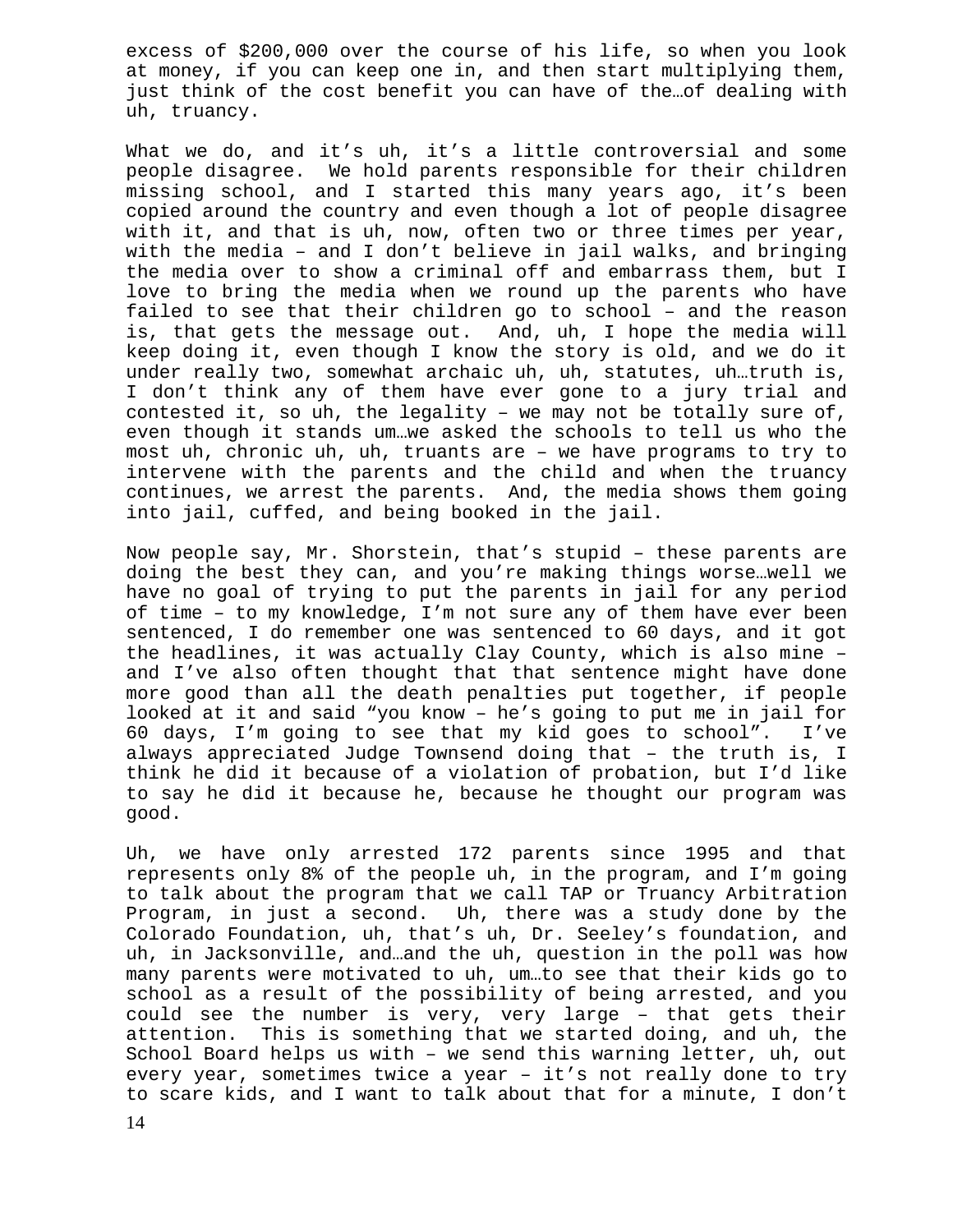excess of $200,000 over the course of his life, so when you look at money, if you can keep one in, and then start multiplying them, just think of the cost benefit you can have of the…of dealing with uh, truancy.

What we do, and it's uh, it's a little controversial and some people disagree. We hold parents responsible for their children missing school, and I started this many years ago, it's been copied around the country and even though a lot of people disagree with it, and that is uh, now, often two or three times per year, with the media – and I don't believe in jail walks, and bringing the media over to show a criminal off and embarrass them, but I love to bring the media when we round up the parents who have failed to see that their children go to school – and the reason is, that gets the message out. And, uh, I hope the media will keep doing it, even though I know the story is old, and we do it under really two, somewhat archaic uh, uh, statutes, uh…truth is, I don't think any of them have ever gone to a jury trial and contested it, so uh, the legality – we may not be totally sure of, even though it stands um…we asked the schools to tell us who the most uh, chronic uh, uh, truants are – we have programs to try to intervene with the parents and the child and when the truancy continues, we arrest the parents. And, the media shows them going into jail, cuffed, and being booked in the jail.

Now people say, Mr. Shorstein, that's stupid – these parents are doing the best they can, and you're making things worse…well we have no goal of trying to put the parents in jail for any period of time – to my knowledge, I'm not sure any of them have ever been sentenced, I do remember one was sentenced to 60 days, and it got the headlines, it was actually Clay County, which is also mine – and I've also often thought that that sentence might have done more good than all the death penalties put together, if people looked at it and said "you know – he's going to put me in jail for 60 days, I'm going to see that my kid goes to school". I've always appreciated Judge Townsend doing that – the truth is, I think he did it because of a violation of probation, but I'd like to say he did it because he, because he thought our program was good.

Uh, we have only arrested 172 parents since 1995 and that represents only 8% of the people uh, in the program, and I'm going to talk about the program that we call TAP or Truancy Arbitration Program, in just a second. Uh, there was a study done by the Colorado Foundation, uh, that's uh, Dr. Seeley's foundation, and uh, in Jacksonville, and…and the uh, question in the poll was how many parents were motivated to uh, um…to see that their kids go to school as a result of the possibility of being arrested, and you could see the number is very, very large – that gets their attention. This is something that we started doing, and uh, the School Board helps us with – we send this warning letter, uh, out every year, sometimes twice a year – it's not really done to try to scare kids, and I want to talk about that for a minute, I don't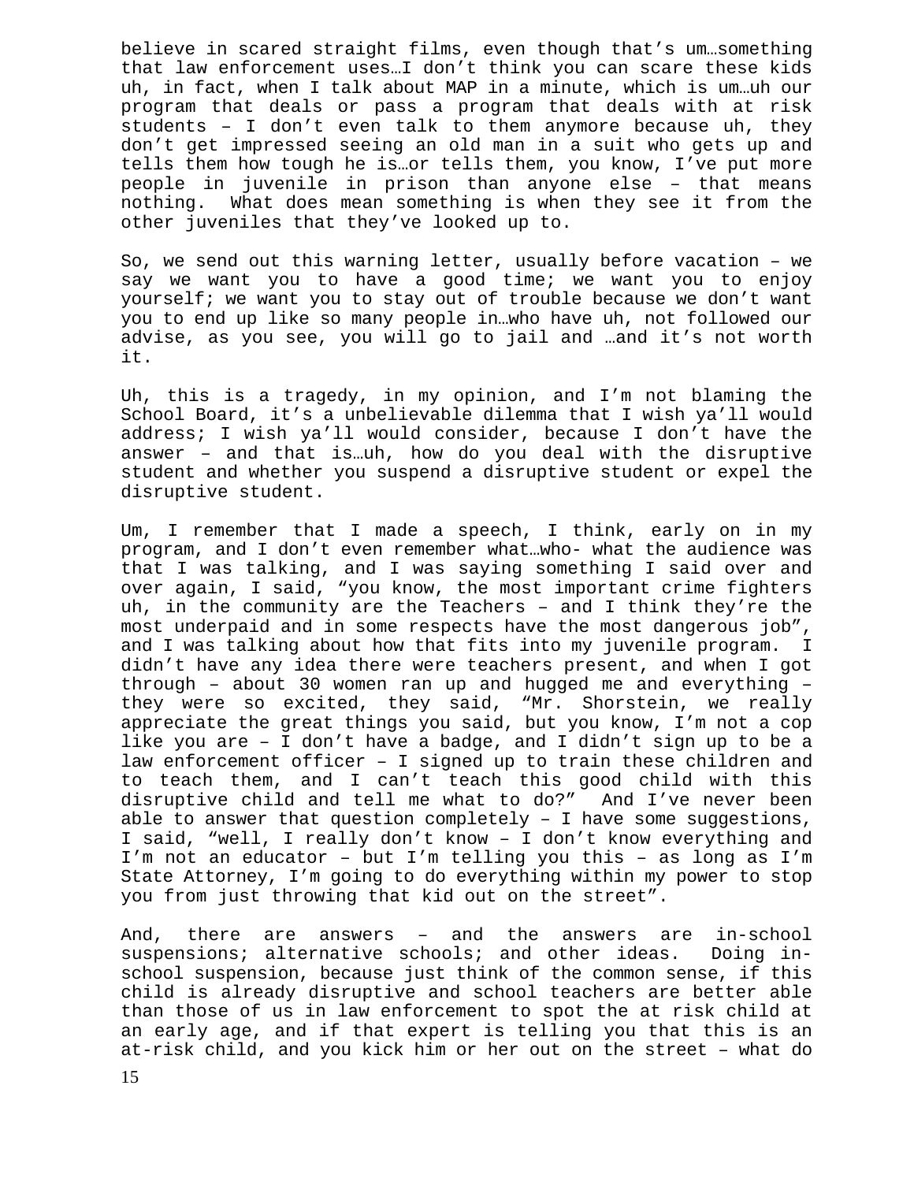believe in scared straight films, even though that's um…something that law enforcement uses…I don't think you can scare these kids uh, in fact, when I talk about MAP in a minute, which is um…uh our program that deals or pass a program that deals with at risk students – I don't even talk to them anymore because uh, they don't get impressed seeing an old man in a suit who gets up and tells them how tough he is…or tells them, you know, I've put more people in juvenile in prison than anyone else – that means nothing. What does mean something is when they see it from the other juveniles that they've looked up to.

So, we send out this warning letter, usually before vacation – we say we want you to have a good time; we want you to enjoy yourself; we want you to stay out of trouble because we don't want you to end up like so many people in…who have uh, not followed our advise, as you see, you will go to jail and …and it's not worth it.

Uh, this is a tragedy, in my opinion, and I'm not blaming the School Board, it's a unbelievable dilemma that I wish ya'll would address; I wish ya'll would consider, because I don't have the answer – and that is…uh, how do you deal with the disruptive student and whether you suspend a disruptive student or expel the disruptive student.

Um, I remember that I made a speech, I think, early on in my program, and I don't even remember what…who- what the audience was that I was talking, and I was saying something I said over and over again, I said, "you know, the most important crime fighters uh, in the community are the Teachers – and I think they're the most underpaid and in some respects have the most dangerous job", and I was talking about how that fits into my juvenile program. I didn't have any idea there were teachers present, and when I got through – about 30 women ran up and hugged me and everything – they were so excited, they said, "Mr. Shorstein, we really appreciate the great things you said, but you know, I'm not a cop like you are – I don't have a badge, and I didn't sign up to be a law enforcement officer – I signed up to train these children and to teach them, and I can't teach this good child with this disruptive child and tell me what to do?" And I've never been able to answer that question completely – I have some suggestions, I said, "well, I really don't know – I don't know everything and I'm not an educator – but I'm telling you this – as long as I'm State Attorney, I'm going to do everything within my power to stop you from just throwing that kid out on the street".

And, there are answers – and the answers are in-school suspensions; alternative schools; and other ideas. Doing in-school suspension, because just think of the common sense, if this child is already disruptive and school teachers are better able than those of us in law enforcement to spot the at risk child at an early age, and if that expert is telling you that this is an at-risk child, and you kick him or her out on the street – what do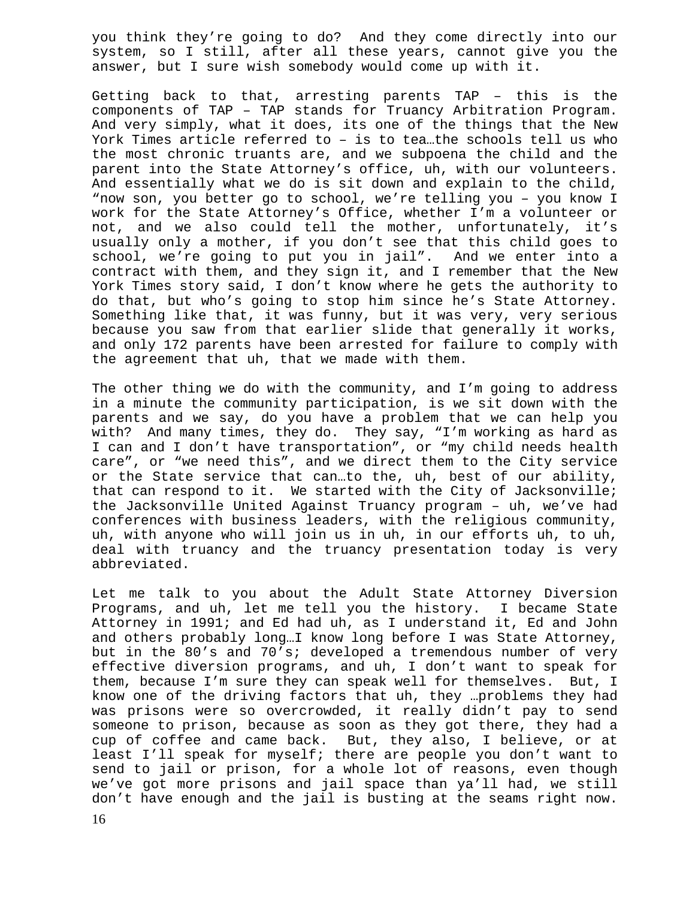you think they're going to do? And they come directly into our system, so I still, after all these years, cannot give you the answer, but I sure wish somebody would come up with it.

Getting back to that, arresting parents TAP – this is the components of TAP – TAP stands for Truancy Arbitration Program. And very simply, what it does, its one of the things that the New York Times article referred to – is to tea…the schools tell us who the most chronic truants are, and we subpoena the child and the parent into the State Attorney's office, uh, with our volunteers. And essentially what we do is sit down and explain to the child, "now son, you better go to school, we're telling you – you know I work for the State Attorney's Office, whether I'm a volunteer or not, and we also could tell the mother, unfortunately, it's usually only a mother, if you don't see that this child goes to school, we're going to put you in jail". And we enter into a contract with them, and they sign it, and I remember that the New York Times story said, I don't know where he gets the authority to do that, but who's going to stop him since he's State Attorney. Something like that, it was funny, but it was very, very serious because you saw from that earlier slide that generally it works, and only 172 parents have been arrested for failure to comply with the agreement that uh, that we made with them.

The other thing we do with the community, and I'm going to address in a minute the community participation, is we sit down with the parents and we say, do you have a problem that we can help you with? And many times, they do. They say, "I'm working as hard as I can and I don't have transportation", or "my child needs health care", or "we need this", and we direct them to the City service or the State service that can…to the, uh, best of our ability, that can respond to it. We started with the City of Jacksonville; the Jacksonville United Against Truancy program – uh, we've had conferences with business leaders, with the religious community, uh, with anyone who will join us in uh, in our efforts uh, to uh, deal with truancy and the truancy presentation today is very abbreviated.

Let me talk to you about the Adult State Attorney Diversion Programs, and uh, let me tell you the history. I became State Attorney in 1991; and Ed had uh, as I understand it, Ed and John and others probably long…I know long before I was State Attorney, but in the 80's and 70's; developed a tremendous number of very effective diversion programs, and uh, I don't want to speak for them, because I'm sure they can speak well for themselves. But, I know one of the driving factors that uh, they …problems they had was prisons were so overcrowded, it really didn't pay to send someone to prison, because as soon as they got there, they had a cup of coffee and came back. But, they also, I believe, or at least I'll speak for myself; there are people you don't want to send to jail or prison, for a whole lot of reasons, even though we've got more prisons and jail space than ya'll had, we still don't have enough and the jail is busting at the seams right now.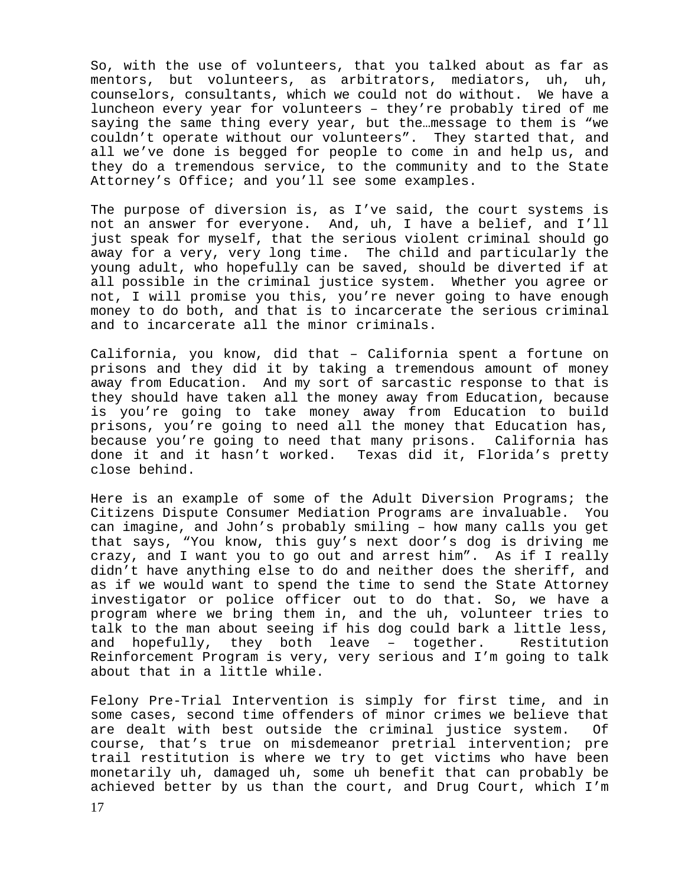So, with the use of volunteers, that you talked about as far as mentors, but volunteers, as arbitrators, mediators, uh, uh, counselors, consultants, which we could not do without. We have a luncheon every year for volunteers – they're probably tired of me saying the same thing every year, but the…message to them is "we couldn't operate without our volunteers". They started that, and all we've done is begged for people to come in and help us, and they do a tremendous service, to the community and to the State Attorney's Office; and you'll see some examples.

The purpose of diversion is, as I've said, the court systems is not an answer for everyone. And, uh, I have a belief, and I'll just speak for myself, that the serious violent criminal should go away for a very, very long time. The child and particularly the young adult, who hopefully can be saved, should be diverted if at all possible in the criminal justice system. Whether you agree or not, I will promise you this, you're never going to have enough money to do both, and that is to incarcerate the serious criminal and to incarcerate all the minor criminals.

California, you know, did that – California spent a fortune on prisons and they did it by taking a tremendous amount of money away from Education. And my sort of sarcastic response to that is they should have taken all the money away from Education, because is you're going to take money away from Education to build prisons, you're going to need all the money that Education has, because you're going to need that many prisons. California has done it and it hasn't worked. Texas did it, Florida's pretty close behind.

Here is an example of some of the Adult Diversion Programs; the Citizens Dispute Consumer Mediation Programs are invaluable. You can imagine, and John's probably smiling – how many calls you get that says, "You know, this guy's next door's dog is driving me crazy, and I want you to go out and arrest him". As if I really didn't have anything else to do and neither does the sheriff, and as if we would want to spend the time to send the State Attorney investigator or police officer out to do that. So, we have a program where we bring them in, and the uh, volunteer tries to talk to the man about seeing if his dog could bark a little less, and hopefully, they both leave – together. Restitution Reinforcement Program is very, very serious and I'm going to talk about that in a little while.

Felony Pre-Trial Intervention is simply for first time, and in some cases, second time offenders of minor crimes we believe that are dealt with best outside the criminal justice system. Of course, that's true on misdemeanor pretrial intervention; pre trail restitution is where we try to get victims who have been monetarily uh, damaged uh, some uh benefit that can probably be achieved better by us than the court, and Drug Court, which I'm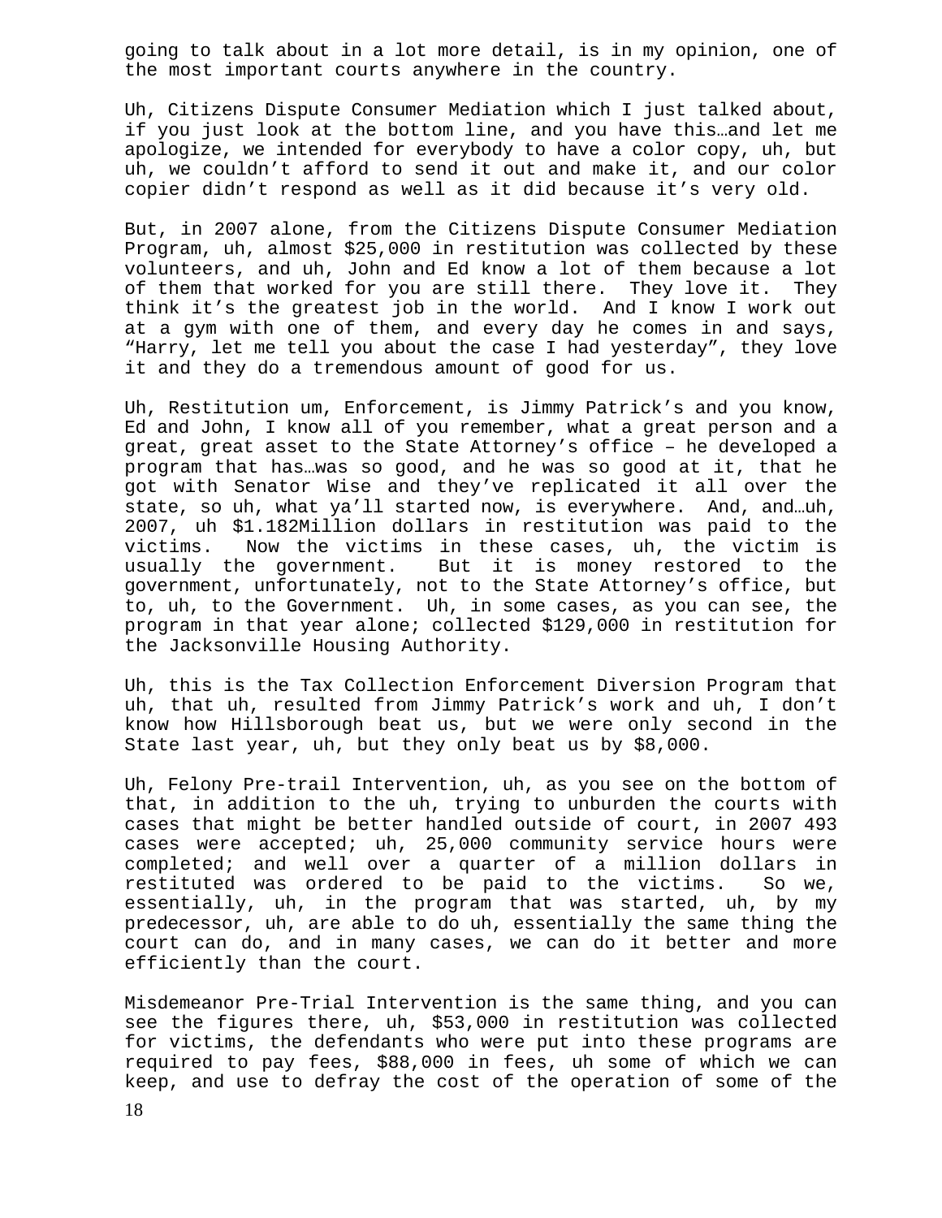going to talk about in a lot more detail, is in my opinion, one of the most important courts anywhere in the country.

Uh, Citizens Dispute Consumer Mediation which I just talked about, if you just look at the bottom line, and you have this…and let me apologize, we intended for everybody to have a color copy, uh, but uh, we couldn't afford to send it out and make it, and our color copier didn't respond as well as it did because it's very old.

But, in 2007 alone, from the Citizens Dispute Consumer Mediation Program, uh, almost $25,000 in restitution was collected by these volunteers, and uh, John and Ed know a lot of them because a lot of them that worked for you are still there. They love it. They think it's the greatest job in the world. And I know I work out at a gym with one of them, and every day he comes in and says, "Harry, let me tell you about the case I had yesterday", they love it and they do a tremendous amount of good for us.

Uh, Restitution um, Enforcement, is Jimmy Patrick's and you know, Ed and John, I know all of you remember, what a great person and a great, great asset to the State Attorney's office – he developed a program that has…was so good, and he was so good at it, that he got with Senator Wise and they've replicated it all over the state, so uh, what ya'll started now, is everywhere. And, and…uh, 2007, uh $1.182Million dollars in restitution was paid to the victims. Now the victims in these cases, uh, the victim is usually the government. But it is money restored to the government, unfortunately, not to the State Attorney's office, but to, uh, to the Government. Uh, in some cases, as you can see, the program in that year alone; collected $129,000 in restitution for the Jacksonville Housing Authority.

Uh, this is the Tax Collection Enforcement Diversion Program that uh, that uh, resulted from Jimmy Patrick's work and uh, I don't know how Hillsborough beat us, but we were only second in the State last year, uh, but they only beat us by $8,000.

Uh, Felony Pre-trail Intervention, uh, as you see on the bottom of that, in addition to the uh, trying to unburden the courts with cases that might be better handled outside of court, in 2007 493 cases were accepted; uh, 25,000 community service hours were completed; and well over a quarter of a million dollars in restituted was ordered to be paid to the victims. So we, essentially, uh, in the program that was started, uh, by my predecessor, uh, are able to do uh, essentially the same thing the court can do, and in many cases, we can do it better and more efficiently than the court.

Misdemeanor Pre-Trial Intervention is the same thing, and you can see the figures there, uh, $53,000 in restitution was collected for victims, the defendants who were put into these programs are required to pay fees, $88,000 in fees, uh some of which we can keep, and use to defray the cost of the operation of some of the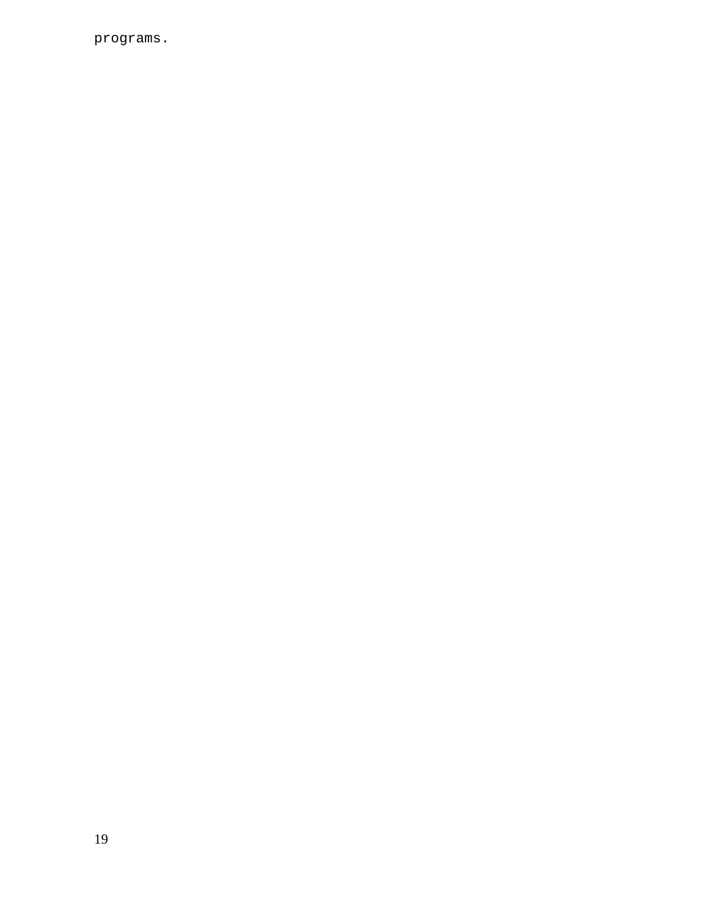programs.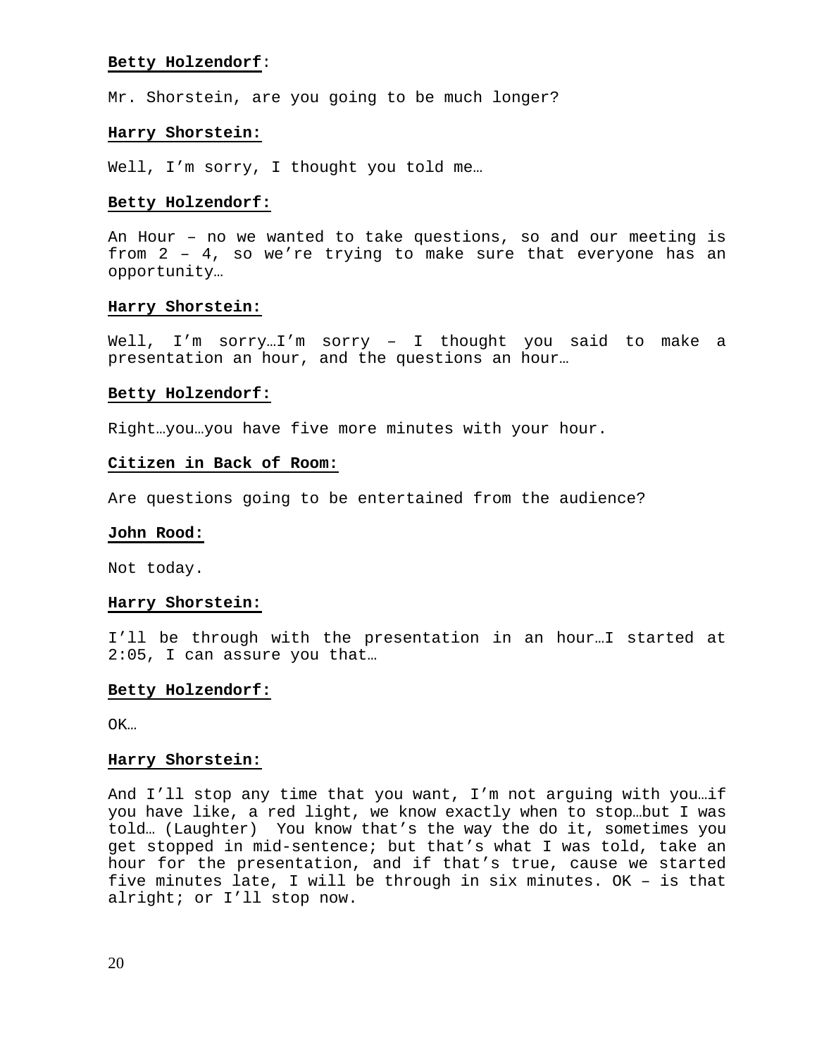**Betty Holzendorf**:

Mr. Shorstein, are you going to be much longer?

**Harry Shorstein:**

Well, I'm sorry, I thought you told me…

**Betty Holzendorf:**

An Hour – no we wanted to take questions, so and our meeting is from 2 – 4, so we're trying to make sure that everyone has an opportunity…

**Harry Shorstein:**

Well, I'm sorry…I'm sorry – I thought you said to make a presentation an hour, and the questions an hour…

**Betty Holzendorf:**

Right…you…you have five more minutes with your hour.

**Citizen in Back of Room:**

Are questions going to be entertained from the audience?

**John Rood:**

Not today.

**Harry Shorstein:**

I'll be through with the presentation in an hour…I started at 2:05, I can assure you that…

**Betty Holzendorf:**

OK…

**Harry Shorstein:**

And I'll stop any time that you want, I'm not arguing with you…if you have like, a red light, we know exactly when to stop…but I was told… (Laughter) You know that's the way the do it, sometimes you get stopped in mid-sentence; but that's what I was told, take an hour for the presentation, and if that's true, cause we started five minutes late, I will be through in six minutes. OK – is that alright; or I'll stop now.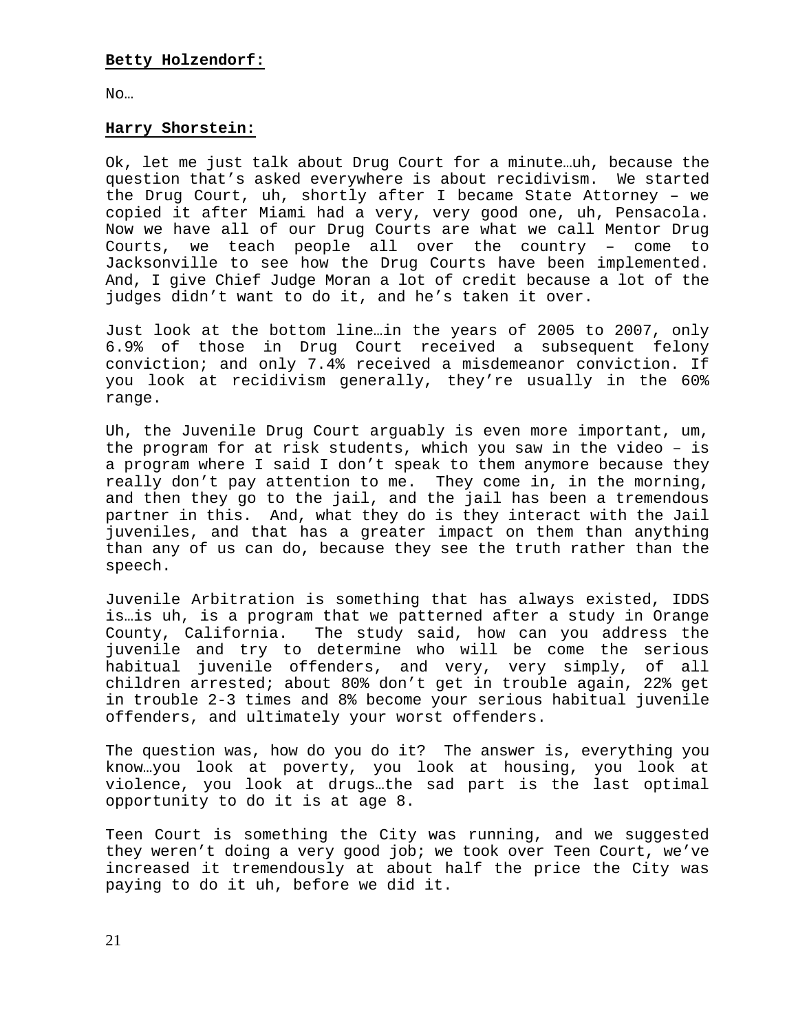**Betty Holzendorf:**

No…

**Harry Shorstein:**

Ok, let me just talk about Drug Court for a minute…uh, because the question that's asked everywhere is about recidivism. We started the Drug Court, uh, shortly after I became State Attorney – we copied it after Miami had a very, very good one, uh, Pensacola. Now we have all of our Drug Courts are what we call Mentor Drug Courts, we teach people all over the country – come to Jacksonville to see how the Drug Courts have been implemented. And, I give Chief Judge Moran a lot of credit because a lot of the judges didn't want to do it, and he's taken it over.

Just look at the bottom line…in the years of 2005 to 2007, only 6.9% of those in Drug Court received a subsequent felony conviction; and only 7.4% received a misdemeanor conviction. If you look at recidivism generally, they're usually in the 60% range.

Uh, the Juvenile Drug Court arguably is even more important, um, the program for at risk students, which you saw in the video – is a program where I said I don't speak to them anymore because they really don't pay attention to me. They come in, in the morning, and then they go to the jail, and the jail has been a tremendous partner in this. And, what they do is they interact with the Jail juveniles, and that has a greater impact on them than anything than any of us can do, because they see the truth rather than the speech.

Juvenile Arbitration is something that has always existed, IDDS is…is uh, is a program that we patterned after a study in Orange County, California. The study said, how can you address the juvenile and try to determine who will be come the serious habitual juvenile offenders, and very, very simply, of all children arrested; about 80% don't get in trouble again, 22% get in trouble 2-3 times and 8% become your serious habitual juvenile offenders, and ultimately your worst offenders.

The question was, how do you do it? The answer is, everything you know…you look at poverty, you look at housing, you look at violence, you look at drugs…the sad part is the last optimal opportunity to do it is at age 8.

Teen Court is something the City was running, and we suggested they weren't doing a very good job; we took over Teen Court, we've increased it tremendously at about half the price the City was paying to do it uh, before we did it.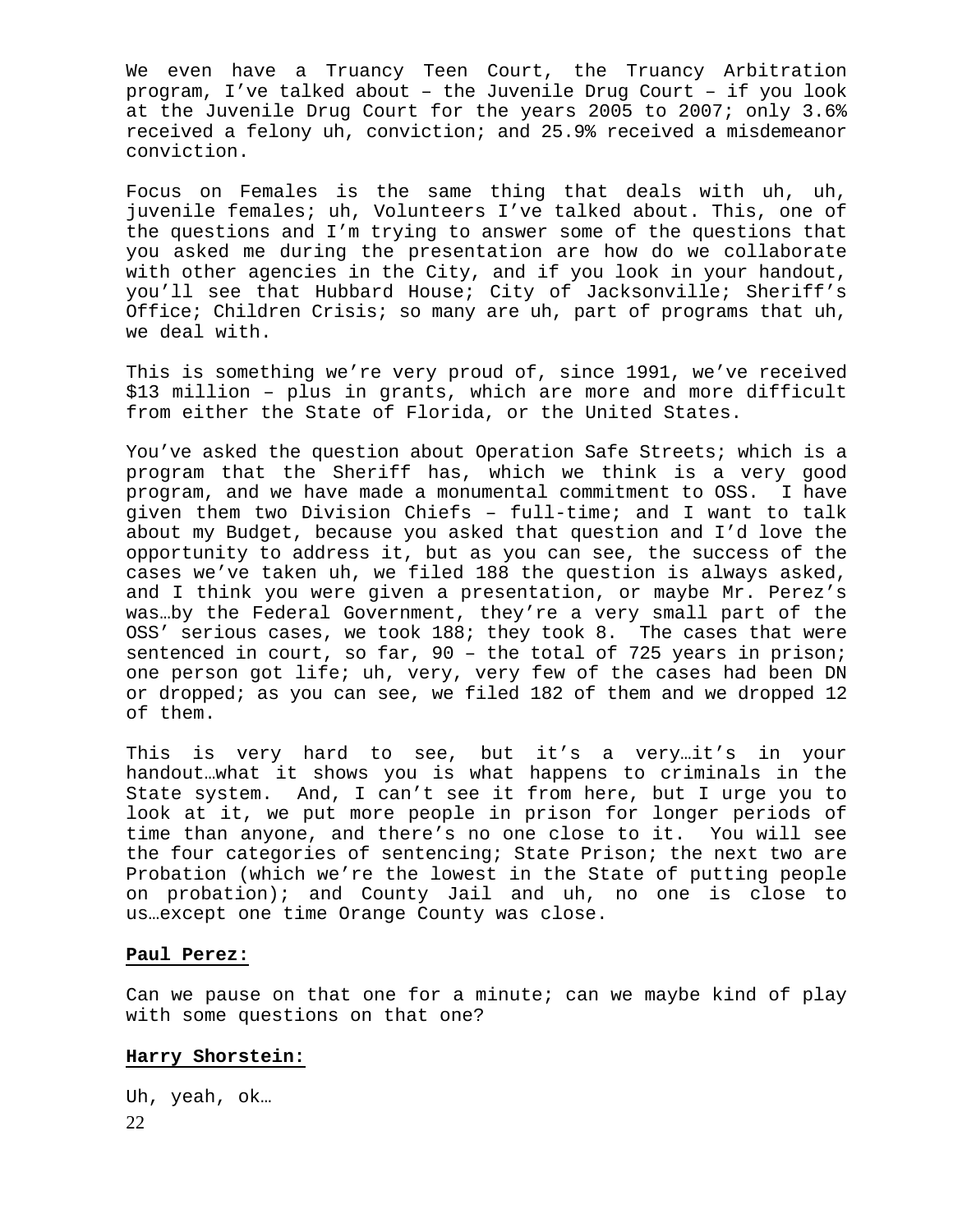We even have a Truancy Teen Court, the Truancy Arbitration program, I've talked about – the Juvenile Drug Court – if you look at the Juvenile Drug Court for the years 2005 to 2007; only 3.6% received a felony uh, conviction; and 25.9% received a misdemeanor conviction.

Focus on Females is the same thing that deals with uh, uh, juvenile females; uh, Volunteers I've talked about. This, one of the questions and I'm trying to answer some of the questions that you asked me during the presentation are how do we collaborate with other agencies in the City, and if you look in your handout, you'll see that Hubbard House; City of Jacksonville; Sheriff's Office; Children Crisis; so many are uh, part of programs that uh, we deal with.

This is something we're very proud of, since 1991, we've received $13 million – plus in grants, which are more and more difficult from either the State of Florida, or the United States.

You've asked the question about Operation Safe Streets; which is a program that the Sheriff has, which we think is a very good program, and we have made a monumental commitment to OSS. I have given them two Division Chiefs – full-time; and I want to talk about my Budget, because you asked that question and I'd love the opportunity to address it, but as you can see, the success of the cases we've taken uh, we filed 188 the question is always asked, and I think you were given a presentation, or maybe Mr. Perez's was…by the Federal Government, they're a very small part of the OSS' serious cases, we took 188; they took 8. The cases that were sentenced in court, so far, 90 – the total of 725 years in prison; one person got life; uh, very, very few of the cases had been DN or dropped; as you can see, we filed 182 of them and we dropped 12 of them.

This is very hard to see, but it's a very…it's in your handout…what it shows you is what happens to criminals in the State system. And, I can't see it from here, but I urge you to look at it, we put more people in prison for longer periods of time than anyone, and there's no one close to it. You will see the four categories of sentencing; State Prison; the next two are Probation (which we're the lowest in the State of putting people on probation); and County Jail and uh, no one is close to us…except one time Orange County was close.

**Paul Perez:**

Can we pause on that one for a minute; can we maybe kind of play with some questions on that one?

**Harry Shorstein:**

Uh, yeah, ok…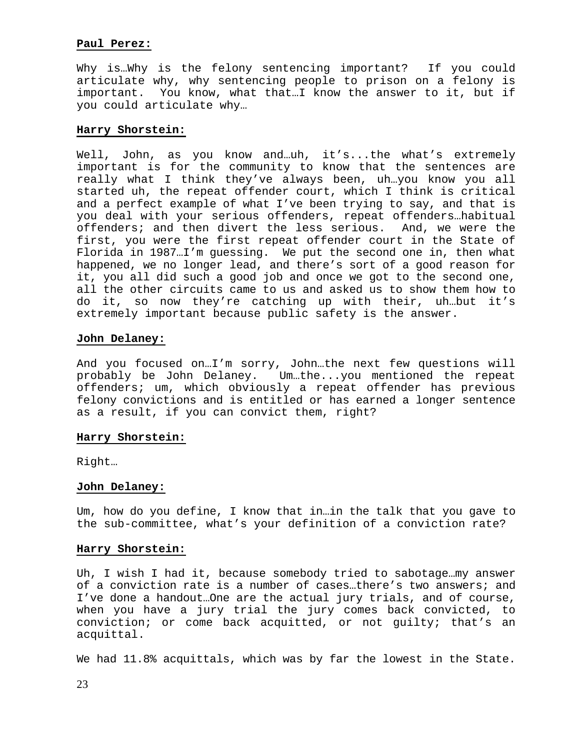**Paul Perez:**

Why is…Why is the felony sentencing important? If you could articulate why, why sentencing people to prison on a felony is important. You know, what that…I know the answer to it, but if you could articulate why…

**Harry Shorstein:**

Well, John, as you know and…uh, it's...the what's extremely important is for the community to know that the sentences are really what I think they've always been, uh…you know you all started uh, the repeat offender court, which I think is critical and a perfect example of what I've been trying to say, and that is you deal with your serious offenders, repeat offenders…habitual offenders; and then divert the less serious. And, we were the first, you were the first repeat offender court in the State of Florida in 1987…I'm guessing. We put the second one in, then what happened, we no longer lead, and there's sort of a good reason for it, you all did such a good job and once we got to the second one, all the other circuits came to us and asked us to show them how to do it, so now they're catching up with their, uh…but it's extremely important because public safety is the answer.

**John Delaney:**

And you focused on…I'm sorry, John…the next few questions will probably be John Delaney. Um…the...you mentioned the repeat offenders; um, which obviously a repeat offender has previous felony convictions and is entitled or has earned a longer sentence as a result, if you can convict them, right?

**Harry Shorstein:**

Right…

**John Delaney:**

Um, how do you define, I know that in…in the talk that you gave to the sub-committee, what's your definition of a conviction rate?

**Harry Shorstein:**

Uh, I wish I had it, because somebody tried to sabotage…my answer of a conviction rate is a number of cases…there's two answers; and I've done a handout…One are the actual jury trials, and of course, when you have a jury trial the jury comes back convicted, to conviction; or come back acquitted, or not guilty; that's an acquittal.

We had 11.8% acquittals, which was by far the lowest in the State.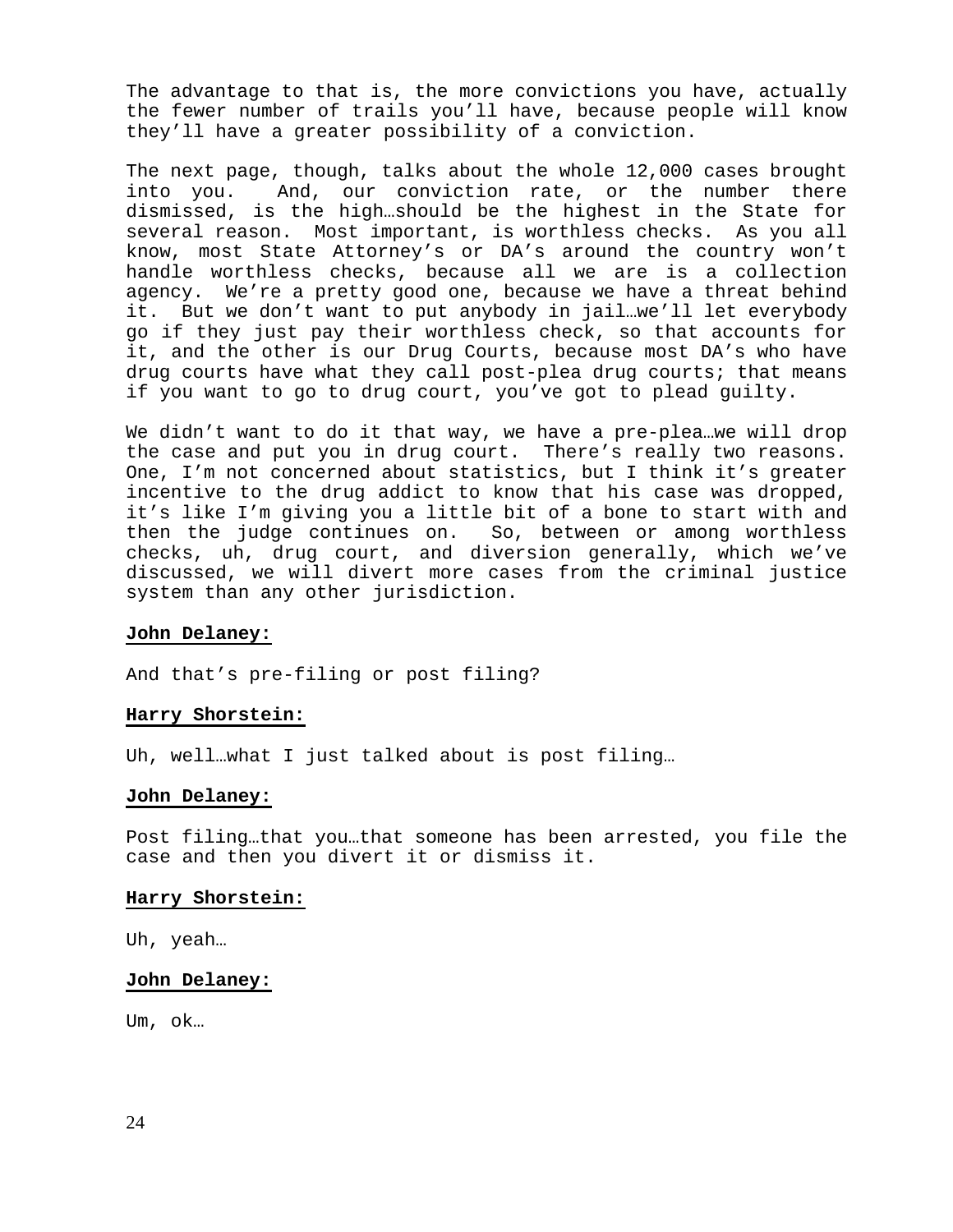The advantage to that is, the more convictions you have, actually the fewer number of trails you'll have, because people will know they'll have a greater possibility of a conviction.

The next page, though, talks about the whole 12,000 cases brought into you. And, our conviction rate, or the number there dismissed, is the high…should be the highest in the State for several reason. Most important, is worthless checks. As you all know, most State Attorney's or DA's around the country won't handle worthless checks, because all we are is a collection agency. We're a pretty good one, because we have a threat behind it. But we don't want to put anybody in jail…we'll let everybody go if they just pay their worthless check, so that accounts for it, and the other is our Drug Courts, because most DA's who have drug courts have what they call post-plea drug courts; that means if you want to go to drug court, you've got to plead guilty.

We didn't want to do it that way, we have a pre-plea…we will drop the case and put you in drug court. There's really two reasons. One, I'm not concerned about statistics, but I think it's greater incentive to the drug addict to know that his case was dropped, it's like I'm giving you a little bit of a bone to start with and then the judge continues on. So, between or among worthless checks, uh, drug court, and diversion generally, which we've discussed, we will divert more cases from the criminal justice system than any other jurisdiction.

**John Delaney:**

And that's pre-filing or post filing?

**Harry Shorstein:**

Uh, well…what I just talked about is post filing…

**John Delaney:**

Post filing…that you…that someone has been arrested, you file the case and then you divert it or dismiss it.

**Harry Shorstein:**

Uh, yeah…

**John Delaney:**

Um, ok…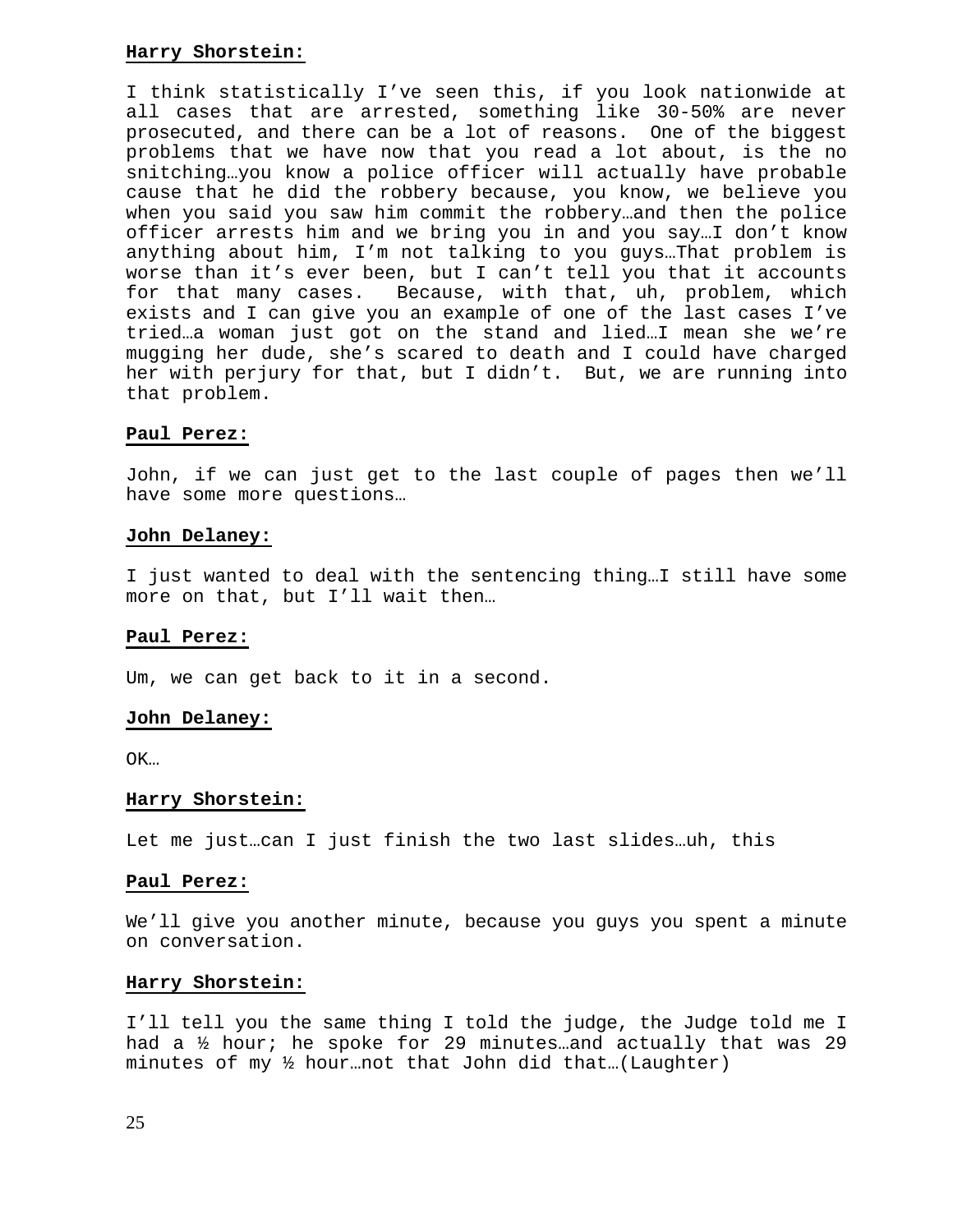**Harry Shorstein:**

I think statistically I've seen this, if you look nationwide at all cases that are arrested, something like 30-50% are never prosecuted, and there can be a lot of reasons. One of the biggest problems that we have now that you read a lot about, is the no snitching…you know a police officer will actually have probable cause that he did the robbery because, you know, we believe you when you said you saw him commit the robbery…and then the police officer arrests him and we bring you in and you say…I don't know anything about him, I'm not talking to you guys…That problem is worse than it's ever been, but I can't tell you that it accounts for that many cases. Because, with that, uh, problem, which exists and I can give you an example of one of the last cases I've tried…a woman just got on the stand and lied…I mean she we're mugging her dude, she's scared to death and I could have charged her with perjury for that, but I didn't. But, we are running into that problem.

**Paul Perez:**

John, if we can just get to the last couple of pages then we'll have some more questions…

**John Delaney:**

I just wanted to deal with the sentencing thing…I still have some more on that, but I'll wait then…

**Paul Perez:**

Um, we can get back to it in a second.

**John Delaney:**

OK…

**Harry Shorstein:**

Let me just…can I just finish the two last slides…uh, this

**Paul Perez:**

We'll give you another minute, because you guys you spent a minute on conversation.

**Harry Shorstein:**

I'll tell you the same thing I told the judge, the Judge told me I had a ½ hour; he spoke for 29 minutes…and actually that was 29 minutes of my ½ hour…not that John did that…(Laughter)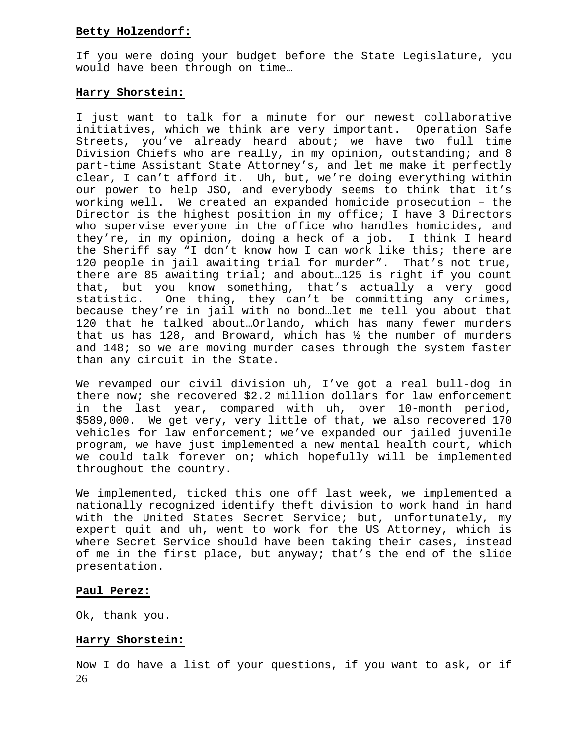**Betty Holzendorf:**

If you were doing your budget before the State Legislature, you would have been through on time…

**Harry Shorstein:**

I just want to talk for a minute for our newest collaborative initiatives, which we think are very important. Operation Safe Streets, you've already heard about; we have two full time Division Chiefs who are really, in my opinion, outstanding; and 8 part-time Assistant State Attorney's, and let me make it perfectly clear, I can't afford it. Uh, but, we're doing everything within our power to help JSO, and everybody seems to think that it's working well. We created an expanded homicide prosecution – the Director is the highest position in my office; I have 3 Directors who supervise everyone in the office who handles homicides, and they're, in my opinion, doing a heck of a job. I think I heard the Sheriff say "I don't know how I can work like this; there are 120 people in jail awaiting trial for murder". That's not true, there are 85 awaiting trial; and about…125 is right if you count that, but you know something, that's actually a very good statistic. One thing, they can't be committing any crimes, because they're in jail with no bond…let me tell you about that 120 that he talked about…Orlando, which has many fewer murders that us has 128, and Broward, which has ½ the number of murders and 148; so we are moving murder cases through the system faster than any circuit in the State.

We revamped our civil division uh, I've got a real bull-dog in there now; she recovered $2.2 million dollars for law enforcement in the last year, compared with uh, over 10-month period, $589,000. We get very, very little of that, we also recovered 170 vehicles for law enforcement; we've expanded our jailed juvenile program, we have just implemented a new mental health court, which we could talk forever on; which hopefully will be implemented throughout the country.

We implemented, ticked this one off last week, we implemented a nationally recognized identify theft division to work hand in hand with the United States Secret Service; but, unfortunately, my expert quit and uh, went to work for the US Attorney, which is where Secret Service should have been taking their cases, instead of me in the first place, but anyway; that's the end of the slide presentation.

**Paul Perez:**

Ok, thank you.

**Harry Shorstein:**

Now I do have a list of your questions, if you want to ask, or if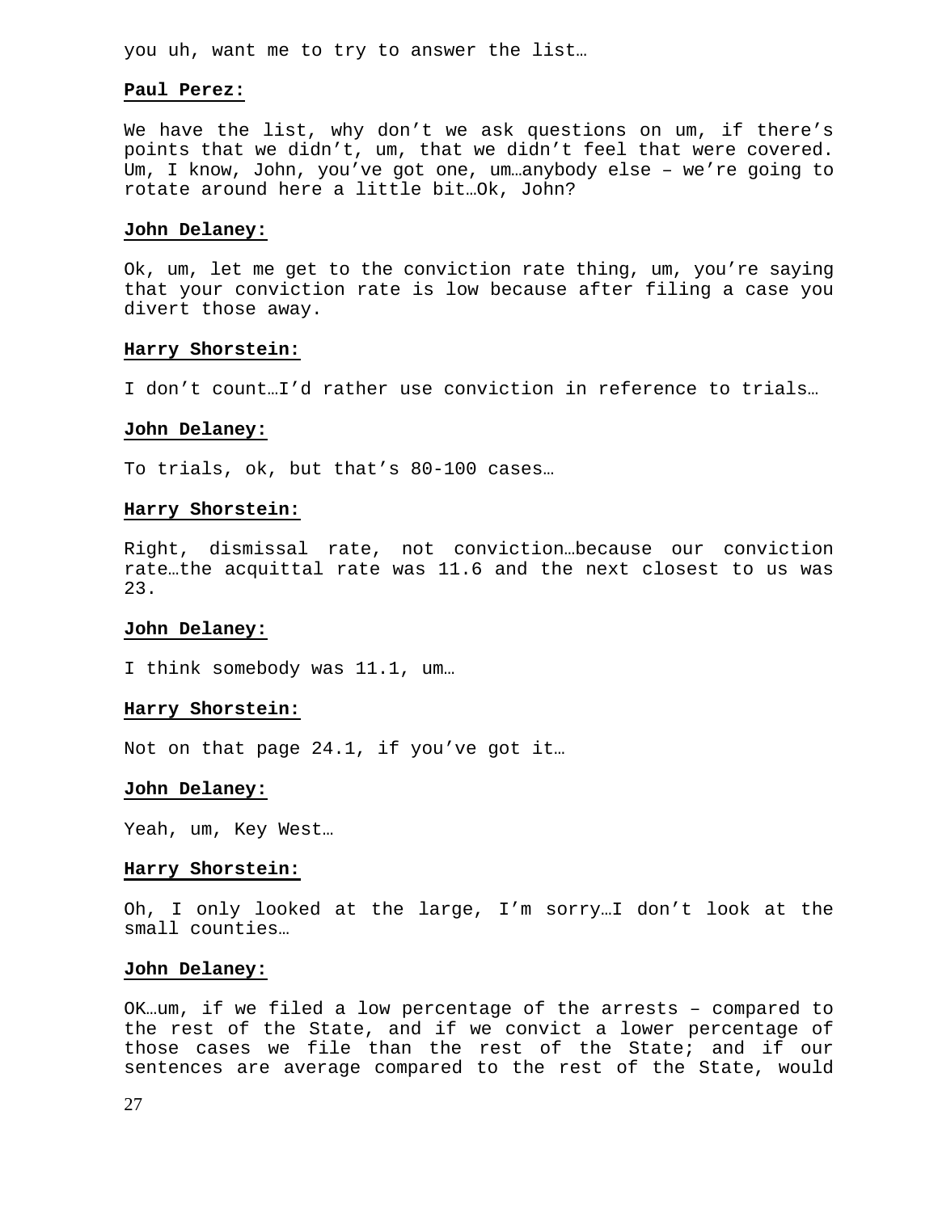you uh, want me to try to answer the list…

**Paul Perez:**

We have the list, why don't we ask questions on um, if there's points that we didn't, um, that we didn't feel that were covered. Um, I know, John, you've got one, um…anybody else – we're going to rotate around here a little bit…Ok, John?

**John Delaney:**

Ok, um, let me get to the conviction rate thing, um, you're saying that your conviction rate is low because after filing a case you divert those away.

**Harry Shorstein:**

I don't count…I'd rather use conviction in reference to trials…

**John Delaney:**

To trials, ok, but that's 80-100 cases…

**Harry Shorstein:**

Right, dismissal rate, not conviction…because our conviction rate…the acquittal rate was 11.6 and the next closest to us was 23.

**John Delaney:**

I think somebody was 11.1, um…

**Harry Shorstein:**

Not on that page 24.1, if you've got it…

**John Delaney:**

Yeah, um, Key West…

**Harry Shorstein:**

Oh, I only looked at the large, I'm sorry…I don't look at the small counties…

**John Delaney:**

OK…um, if we filed a low percentage of the arrests – compared to the rest of the State, and if we convict a lower percentage of those cases we file than the rest of the State; and if our sentences are average compared to the rest of the State, would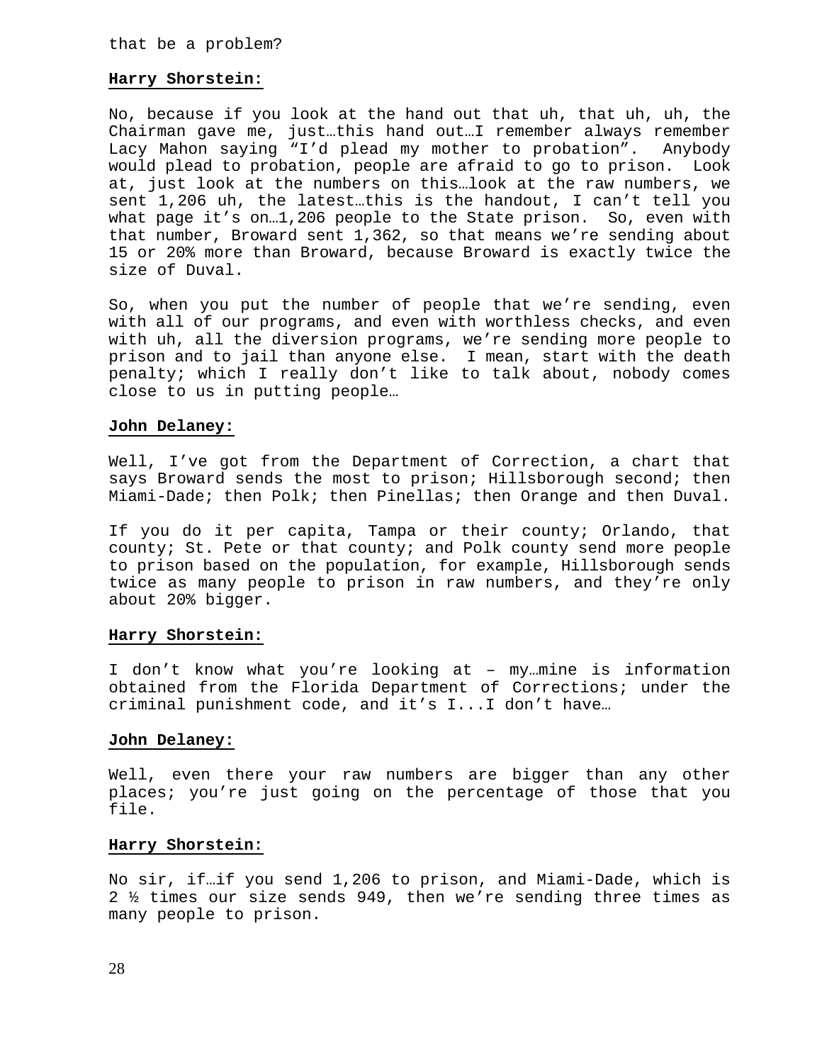that be a problem?

**Harry Shorstein:**

No, because if you look at the hand out that uh, that uh, uh, the Chairman gave me, just…this hand out…I remember always remember Lacy Mahon saying “I’d plead my mother to probation”. Anybody would plead to probation, people are afraid to go to prison. Look at, just look at the numbers on this…look at the raw numbers, we sent 1,206 uh, the latest…this is the handout, I can’t tell you what page it’s on…1,206 people to the State prison. So, even with that number, Broward sent 1,362, so that means we’re sending about 15 or 20% more than Broward, because Broward is exactly twice the size of Duval.

So, when you put the number of people that we’re sending, even with all of our programs, and even with worthless checks, and even with uh, all the diversion programs, we’re sending more people to prison and to jail than anyone else. I mean, start with the death penalty; which I really don’t like to talk about, nobody comes close to us in putting people…

**John Delaney:**

Well, I’ve got from the Department of Correction, a chart that says Broward sends the most to prison; Hillsborough second; then Miami-Dade; then Polk; then Pinellas; then Orange and then Duval.

If you do it per capita, Tampa or their county; Orlando, that county; St. Pete or that county; and Polk county send more people to prison based on the population, for example, Hillsborough sends twice as many people to prison in raw numbers, and they’re only about 20% bigger.

**Harry Shorstein:**

I don’t know what you’re looking at – my…mine is information obtained from the Florida Department of Corrections; under the criminal punishment code, and it’s I...I don’t have…

**John Delaney:**

Well, even there your raw numbers are bigger than any other places; you’re just going on the percentage of those that you file.

**Harry Shorstein:**

No sir, if…if you send 1,206 to prison, and Miami-Dade, which is 2 ½ times our size sends 949, then we’re sending three times as many people to prison.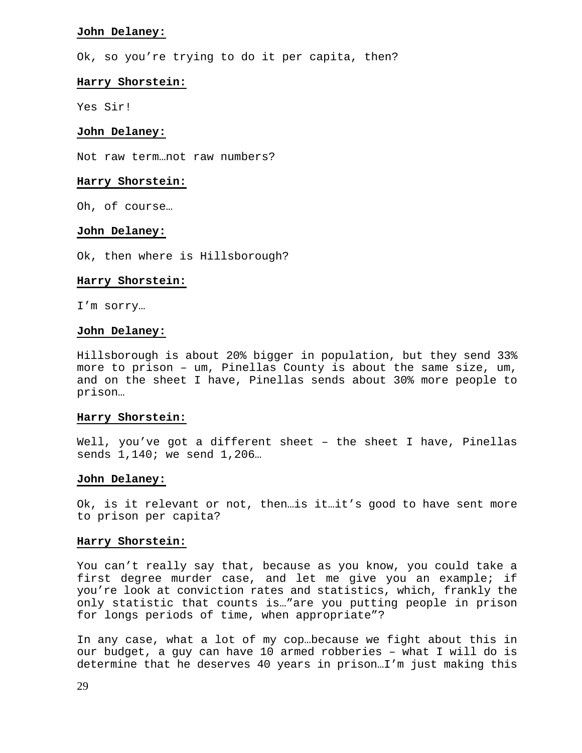**John Delaney:**

Ok, so you're trying to do it per capita, then?

**Harry Shorstein:**

Yes Sir!

**John Delaney:**

Not raw term…not raw numbers?

**Harry Shorstein:**

Oh, of course…

**John Delaney:**

Ok, then where is Hillsborough?

**Harry Shorstein:**

I'm sorry…

**John Delaney:**

Hillsborough is about 20% bigger in population, but they send 33% more to prison – um, Pinellas County is about the same size, um, and on the sheet I have, Pinellas sends about 30% more people to prison…

**Harry Shorstein:**

Well, you've got a different sheet – the sheet I have, Pinellas sends 1,140; we send 1,206…

**John Delaney:**

Ok, is it relevant or not, then…is it…it's good to have sent more to prison per capita?

**Harry Shorstein:**

You can't really say that, because as you know, you could take a first degree murder case, and let me give you an example; if you're look at conviction rates and statistics, which, frankly the only statistic that counts is…"are you putting people in prison for longs periods of time, when appropriate"?

In any case, what a lot of my cop…because we fight about this in our budget, a guy can have 10 armed robberies – what I will do is determine that he deserves 40 years in prison…I'm just making this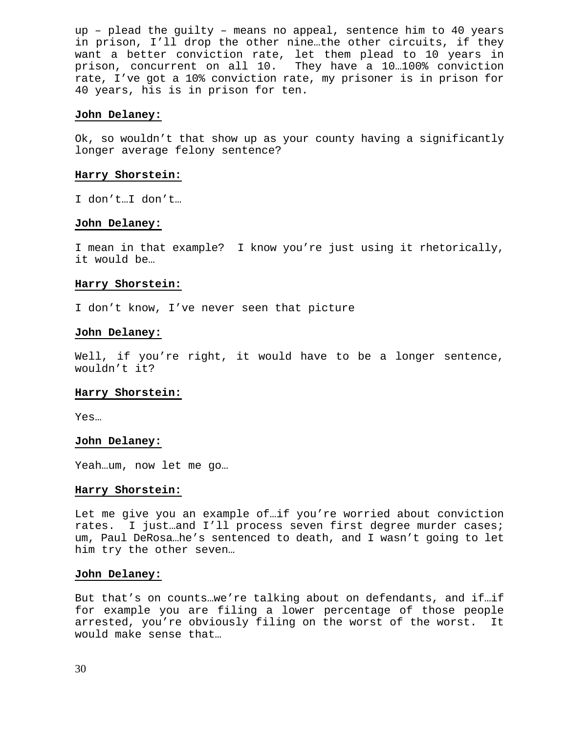up – plead the guilty – means no appeal, sentence him to 40 years in prison, I'll drop the other nine…the other circuits, if they want a better conviction rate, let them plead to 10 years in prison, concurrent on all 10. They have a 10…100% conviction rate, I've got a 10% conviction rate, my prisoner is in prison for 40 years, his is in prison for ten.

**John Delaney:**

Ok, so wouldn't that show up as your county having a significantly longer average felony sentence?

**Harry Shorstein:**

I don't…I don't…

**John Delaney:**

I mean in that example? I know you're just using it rhetorically, it would be…

**Harry Shorstein:**

I don't know, I've never seen that picture

**John Delaney:**

Well, if you're right, it would have to be a longer sentence, wouldn't it?

**Harry Shorstein:**

Yes…

**John Delaney:**

Yeah…um, now let me go…

**Harry Shorstein:**

Let me give you an example of…if you're worried about conviction rates. I just…and I'll process seven first degree murder cases; um, Paul DeRosa…he's sentenced to death, and I wasn't going to let him try the other seven…

**John Delaney:**

But that's on counts…we're talking about on defendants, and if…if for example you are filing a lower percentage of those people arrested, you're obviously filing on the worst of the worst. It would make sense that…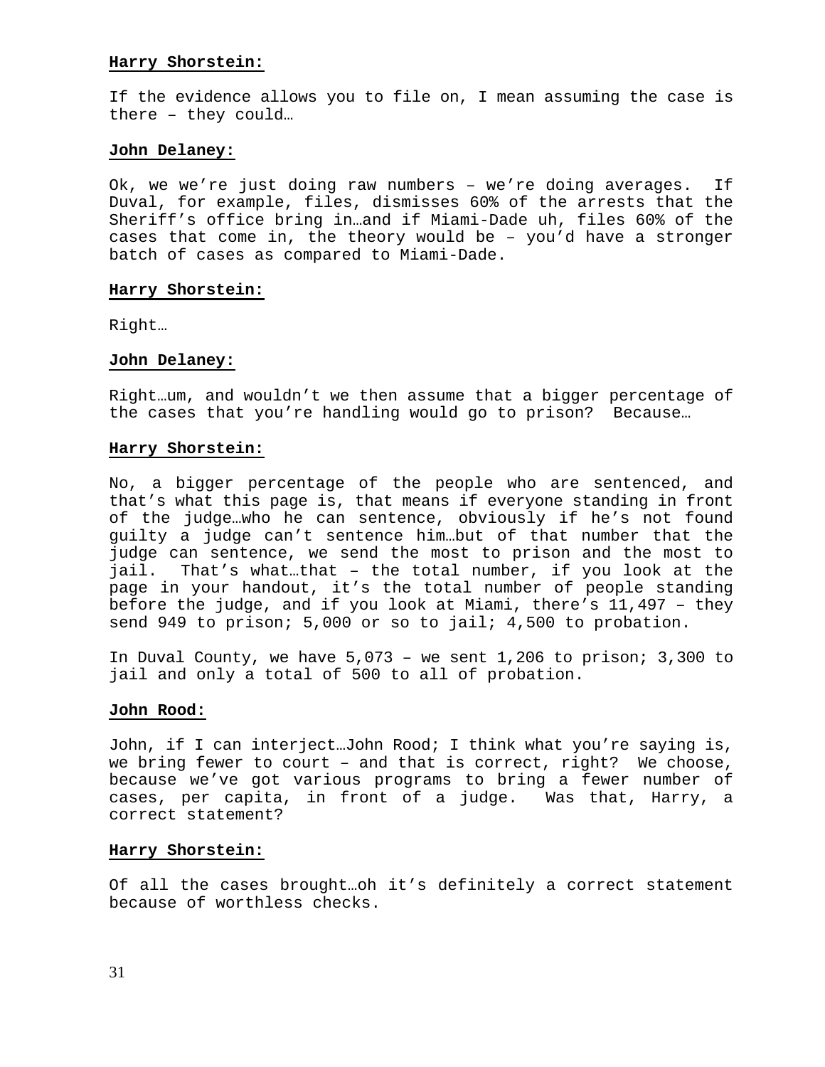**Harry Shorstein:**

If the evidence allows you to file on, I mean assuming the case is there – they could…

**John Delaney:**

Ok, we we're just doing raw numbers – we're doing averages. If Duval, for example, files, dismisses 60% of the arrests that the Sheriff's office bring in…and if Miami-Dade uh, files 60% of the cases that come in, the theory would be – you'd have a stronger batch of cases as compared to Miami-Dade.

**Harry Shorstein:**

Right…

**John Delaney:**

Right…um, and wouldn't we then assume that a bigger percentage of the cases that you're handling would go to prison? Because…

**Harry Shorstein:**

No, a bigger percentage of the people who are sentenced, and that's what this page is, that means if everyone standing in front of the judge…who he can sentence, obviously if he's not found guilty a judge can't sentence him…but of that number that the judge can sentence, we send the most to prison and the most to jail. That's what…that – the total number, if you look at the page in your handout, it's the total number of people standing before the judge, and if you look at Miami, there's 11,497 – they send 949 to prison; 5,000 or so to jail; 4,500 to probation.

In Duval County, we have 5,073 – we sent 1,206 to prison; 3,300 to jail and only a total of 500 to all of probation.

**John Rood:**

John, if I can interject…John Rood; I think what you're saying is, we bring fewer to court – and that is correct, right? We choose, because we've got various programs to bring a fewer number of cases, per capita, in front of a judge. Was that, Harry, a correct statement?

**Harry Shorstein:**

Of all the cases brought…oh it's definitely a correct statement because of worthless checks.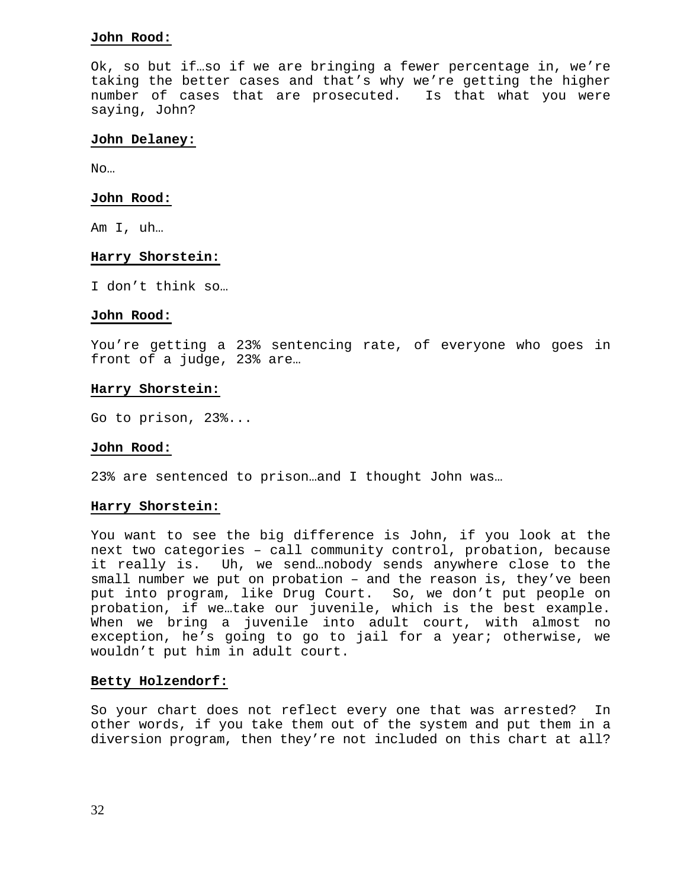**John Rood:**

Ok, so but if…so if we are bringing a fewer percentage in, we're taking the better cases and that's why we're getting the higher number of cases that are prosecuted. Is that what you were saying, John?

**John Delaney:**

No…

**John Rood:**

Am I, uh…

**Harry Shorstein:**

I don't think so…

**John Rood:**

You're getting a 23% sentencing rate, of everyone who goes in front of a judge, 23% are…

**Harry Shorstein:**

Go to prison, 23%...

**John Rood:**

23% are sentenced to prison…and I thought John was…

**Harry Shorstein:**

You want to see the big difference is John, if you look at the next two categories – call community control, probation, because it really is. Uh, we send…nobody sends anywhere close to the small number we put on probation – and the reason is, they've been put into program, like Drug Court. So, we don't put people on probation, if we…take our juvenile, which is the best example. When we bring a juvenile into adult court, with almost no exception, he's going to go to jail for a year; otherwise, we wouldn't put him in adult court.

**Betty Holzendorf:**

So your chart does not reflect every one that was arrested? In other words, if you take them out of the system and put them in a diversion program, then they're not included on this chart at all?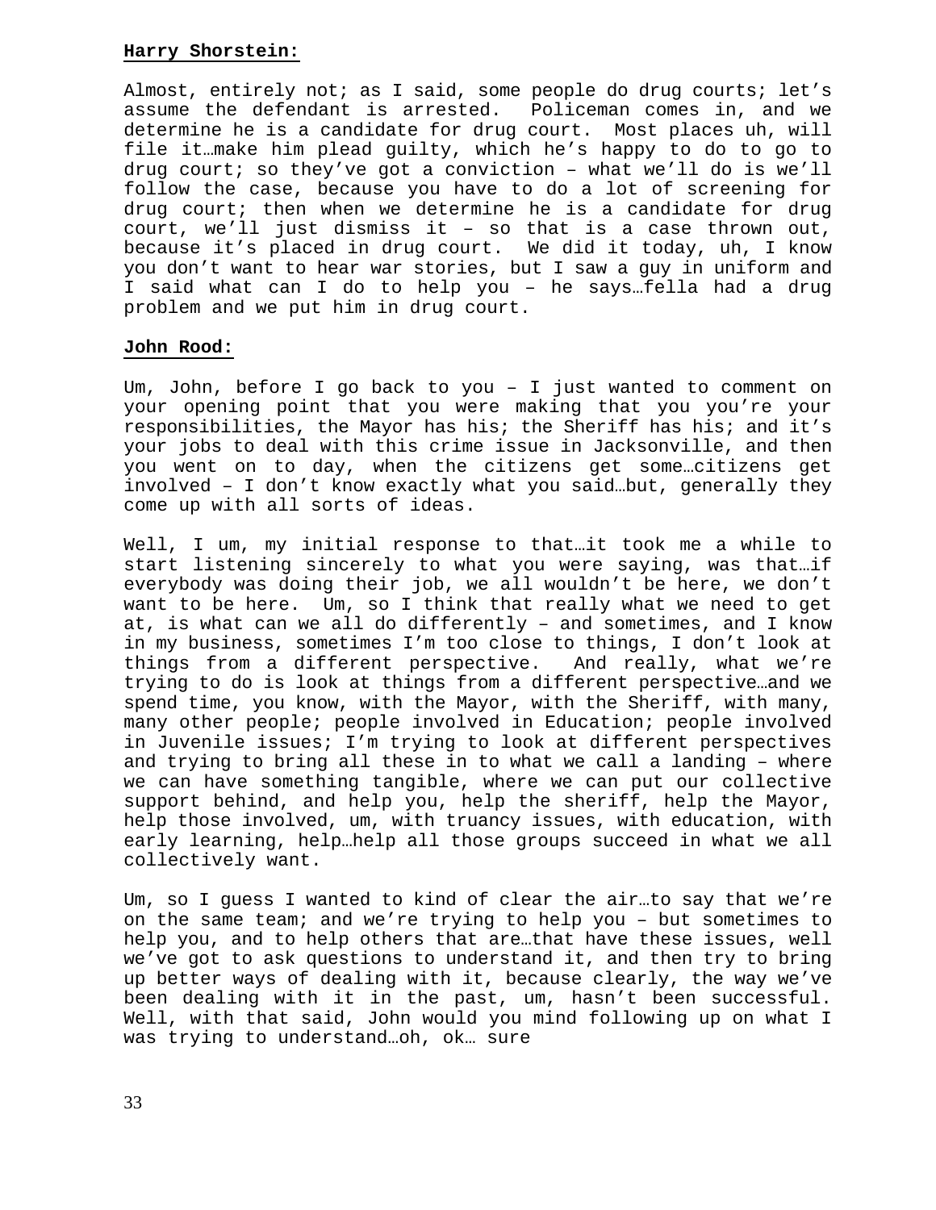**Harry Shorstein:**

Almost, entirely not; as I said, some people do drug courts; let's assume the defendant is arrested. Policeman comes in, and we determine he is a candidate for drug court. Most places uh, will file it…make him plead guilty, which he's happy to do to go to drug court; so they've got a conviction – what we'll do is we'll follow the case, because you have to do a lot of screening for drug court; then when we determine he is a candidate for drug court, we'll just dismiss it – so that is a case thrown out, because it's placed in drug court. We did it today, uh, I know you don't want to hear war stories, but I saw a guy in uniform and I said what can I do to help you – he says…fella had a drug problem and we put him in drug court.

**John Rood:**

Um, John, before I go back to you – I just wanted to comment on your opening point that you were making that you you're your responsibilities, the Mayor has his; the Sheriff has his; and it's your jobs to deal with this crime issue in Jacksonville, and then you went on to day, when the citizens get some…citizens get involved – I don't know exactly what you said…but, generally they come up with all sorts of ideas.

Well, I um, my initial response to that…it took me a while to start listening sincerely to what you were saying, was that…if everybody was doing their job, we all wouldn't be here, we don't want to be here. Um, so I think that really what we need to get at, is what can we all do differently – and sometimes, and I know in my business, sometimes I'm too close to things, I don't look at things from a different perspective. And really, what we're trying to do is look at things from a different perspective…and we spend time, you know, with the Mayor, with the Sheriff, with many, many other people; people involved in Education; people involved in Juvenile issues; I'm trying to look at different perspectives and trying to bring all these in to what we call a landing – where we can have something tangible, where we can put our collective support behind, and help you, help the sheriff, help the Mayor, help those involved, um, with truancy issues, with education, with early learning, help…help all those groups succeed in what we all collectively want.

Um, so I guess I wanted to kind of clear the air…to say that we're on the same team; and we're trying to help you – but sometimes to help you, and to help others that are…that have these issues, well we've got to ask questions to understand it, and then try to bring up better ways of dealing with it, because clearly, the way we've been dealing with it in the past, um, hasn't been successful. Well, with that said, John would you mind following up on what I was trying to understand…oh, ok… sure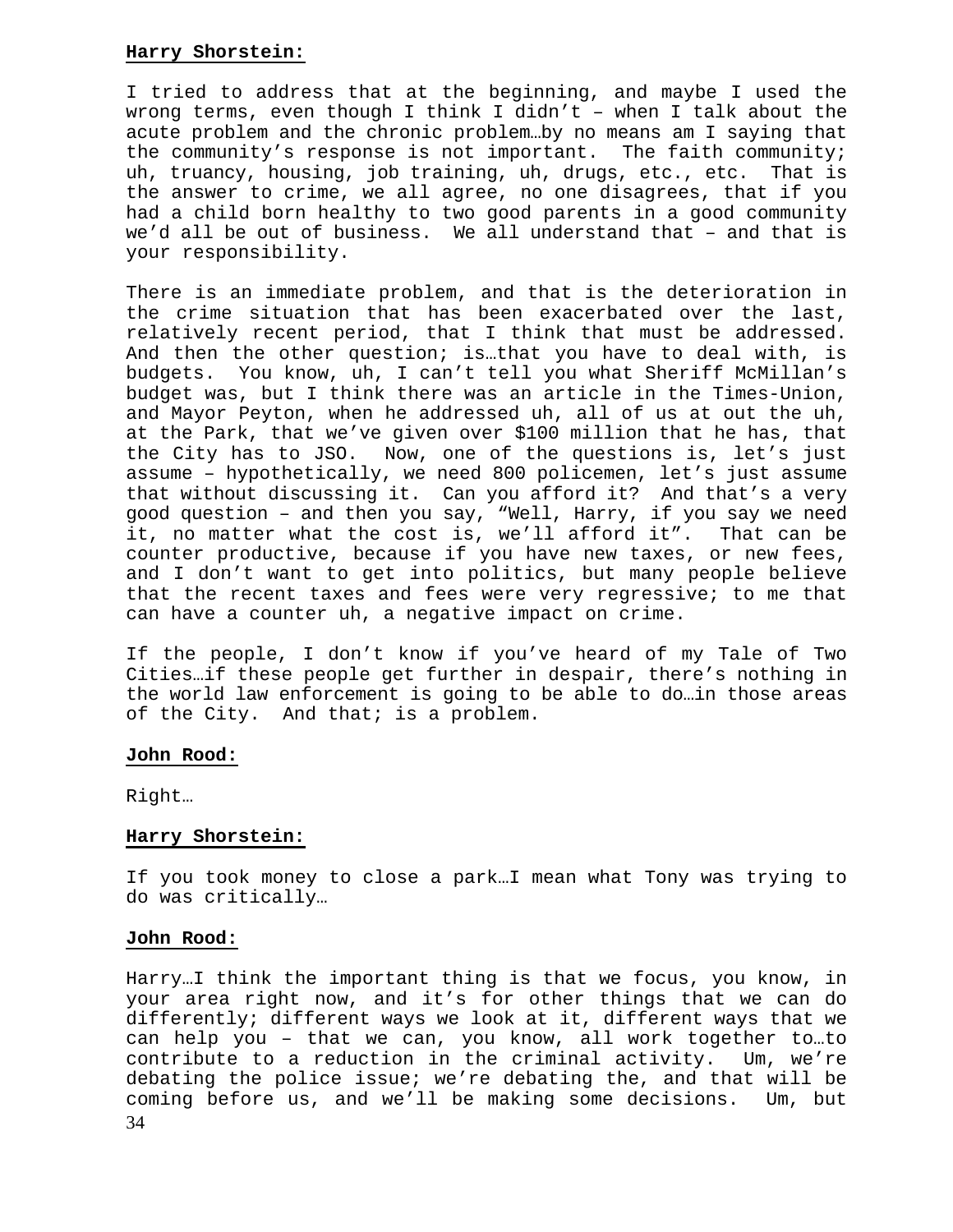**Harry Shorstein:**

I tried to address that at the beginning, and maybe I used the wrong terms, even though I think I didn't – when I talk about the acute problem and the chronic problem…by no means am I saying that the community's response is not important. The faith community; uh, truancy, housing, job training, uh, drugs, etc., etc. That is the answer to crime, we all agree, no one disagrees, that if you had a child born healthy to two good parents in a good community we'd all be out of business. We all understand that – and that is your responsibility.

There is an immediate problem, and that is the deterioration in the crime situation that has been exacerbated over the last, relatively recent period, that I think that must be addressed. And then the other question; is…that you have to deal with, is budgets. You know, uh, I can't tell you what Sheriff McMillan's budget was, but I think there was an article in the Times-Union, and Mayor Peyton, when he addressed uh, all of us at out the uh, at the Park, that we've given over $100 million that he has, that the City has to JSO. Now, one of the questions is, let's just assume – hypothetically, we need 800 policemen, let's just assume that without discussing it. Can you afford it? And that's a very good question – and then you say, "Well, Harry, if you say we need it, no matter what the cost is, we'll afford it". That can be counter productive, because if you have new taxes, or new fees, and I don't want to get into politics, but many people believe that the recent taxes and fees were very regressive; to me that can have a counter uh, a negative impact on crime.

If the people, I don't know if you've heard of my Tale of Two Cities…if these people get further in despair, there's nothing in the world law enforcement is going to be able to do…in those areas of the City. And that; is a problem.

**John Rood:**

Right…

**Harry Shorstein:**

If you took money to close a park…I mean what Tony was trying to do was critically…

**John Rood:**

Harry…I think the important thing is that we focus, you know, in your area right now, and it's for other things that we can do differently; different ways we look at it, different ways that we can help you – that we can, you know, all work together to…to contribute to a reduction in the criminal activity. Um, we're debating the police issue; we're debating the, and that will be coming before us, and we'll be making some decisions. Um, but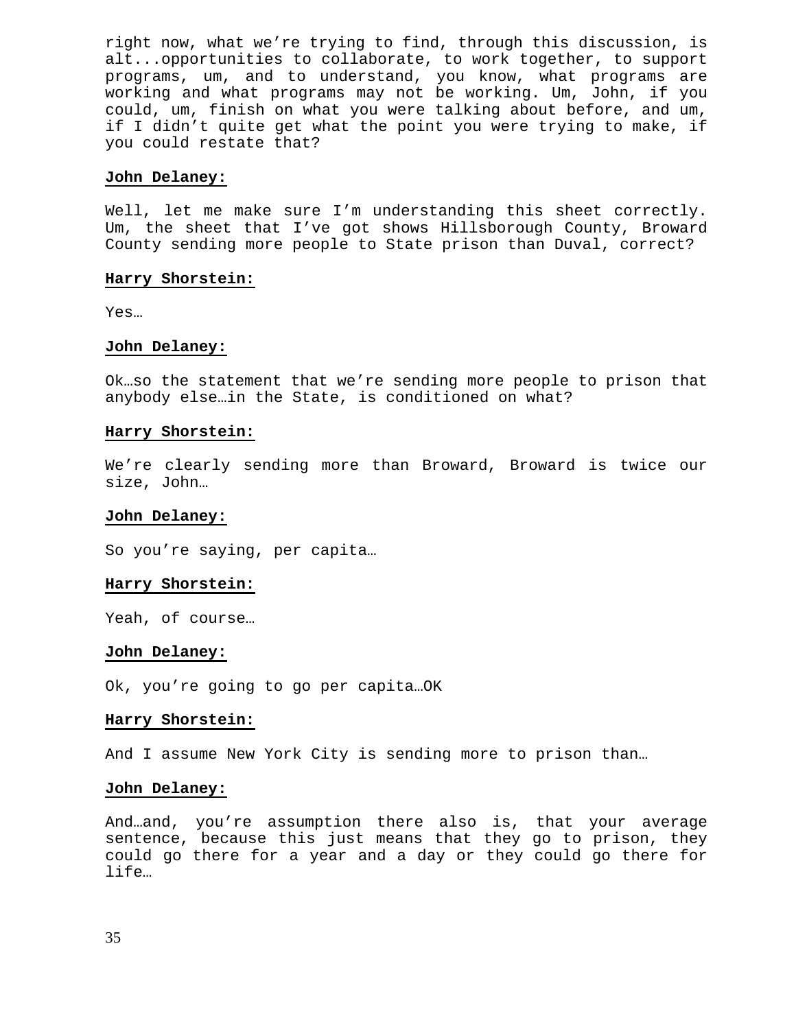right now, what we're trying to find, through this discussion, is alt...opportunities to collaborate, to work together, to support programs, um, and to understand, you know, what programs are working and what programs may not be working. Um, John, if you could, um, finish on what you were talking about before, and um, if I didn't quite get what the point you were trying to make, if you could restate that?

**John Delaney:**

Well, let me make sure I'm understanding this sheet correctly. Um, the sheet that I've got shows Hillsborough County, Broward County sending more people to State prison than Duval, correct?

**Harry Shorstein:**

Yes…

**John Delaney:**

Ok…so the statement that we're sending more people to prison that anybody else…in the State, is conditioned on what?

**Harry Shorstein:**

We're clearly sending more than Broward, Broward is twice our size, John…

**John Delaney:**

So you're saying, per capita…

**Harry Shorstein:**

Yeah, of course…

**John Delaney:**

Ok, you're going to go per capita…OK

**Harry Shorstein:**

And I assume New York City is sending more to prison than…

**John Delaney:**

And…and, you're assumption there also is, that your average sentence, because this just means that they go to prison, they could go there for a year and a day or they could go there for life…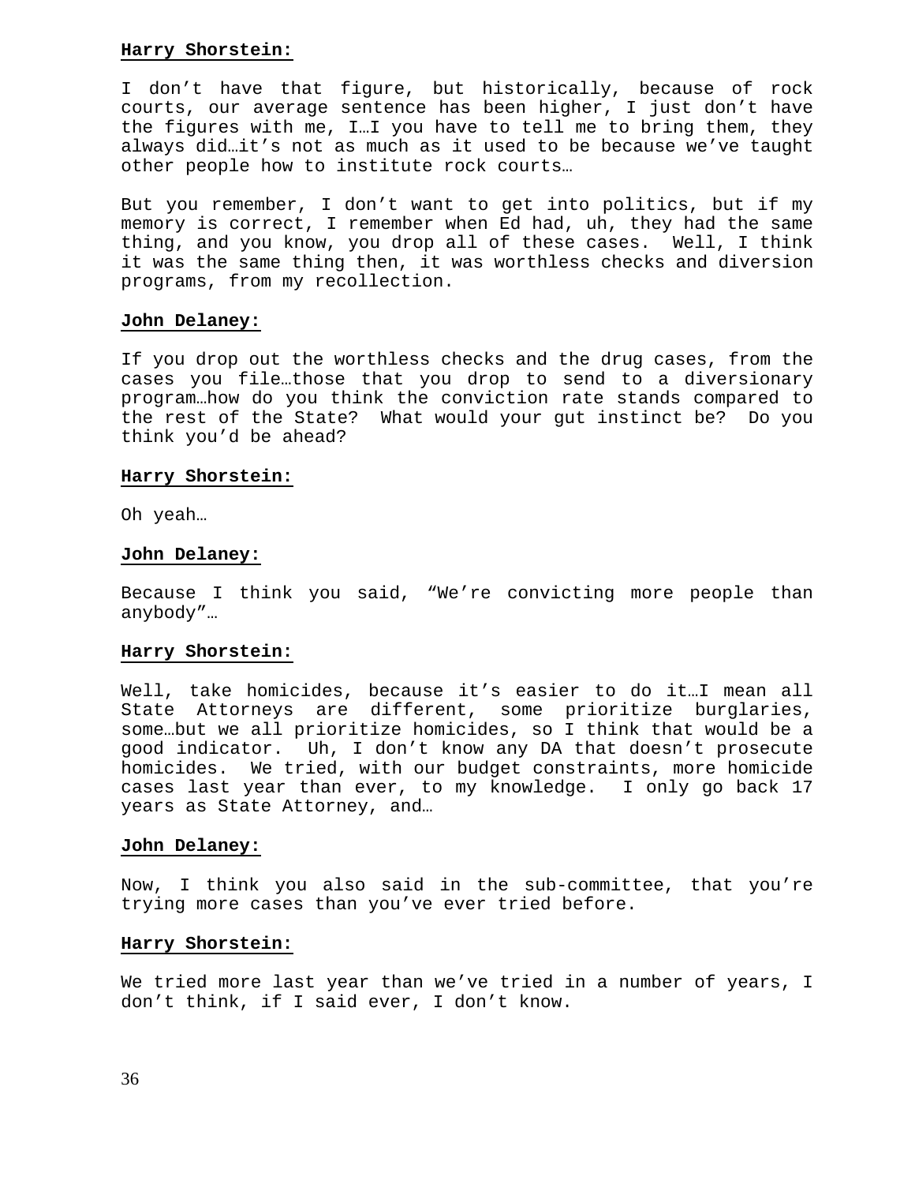**Harry Shorstein:**

I don't have that figure, but historically, because of rock courts, our average sentence has been higher, I just don't have the figures with me, I…I you have to tell me to bring them, they always did…it's not as much as it used to be because we've taught other people how to institute rock courts…

But you remember, I don't want to get into politics, but if my memory is correct, I remember when Ed had, uh, they had the same thing, and you know, you drop all of these cases. Well, I think it was the same thing then, it was worthless checks and diversion programs, from my recollection.

**John Delaney:**

If you drop out the worthless checks and the drug cases, from the cases you file…those that you drop to send to a diversionary program…how do you think the conviction rate stands compared to the rest of the State? What would your gut instinct be? Do you think you'd be ahead?

**Harry Shorstein:**

Oh yeah…

**John Delaney:**

Because I think you said, "We're convicting more people than anybody"…

**Harry Shorstein:**

Well, take homicides, because it's easier to do it…I mean all State Attorneys are different, some prioritize burglaries, some…but we all prioritize homicides, so I think that would be a good indicator. Uh, I don't know any DA that doesn't prosecute homicides. We tried, with our budget constraints, more homicide cases last year than ever, to my knowledge. I only go back 17 years as State Attorney, and…

**John Delaney:**

Now, I think you also said in the sub-committee, that you're trying more cases than you've ever tried before.

**Harry Shorstein:**

We tried more last year than we've tried in a number of years, I don't think, if I said ever, I don't know.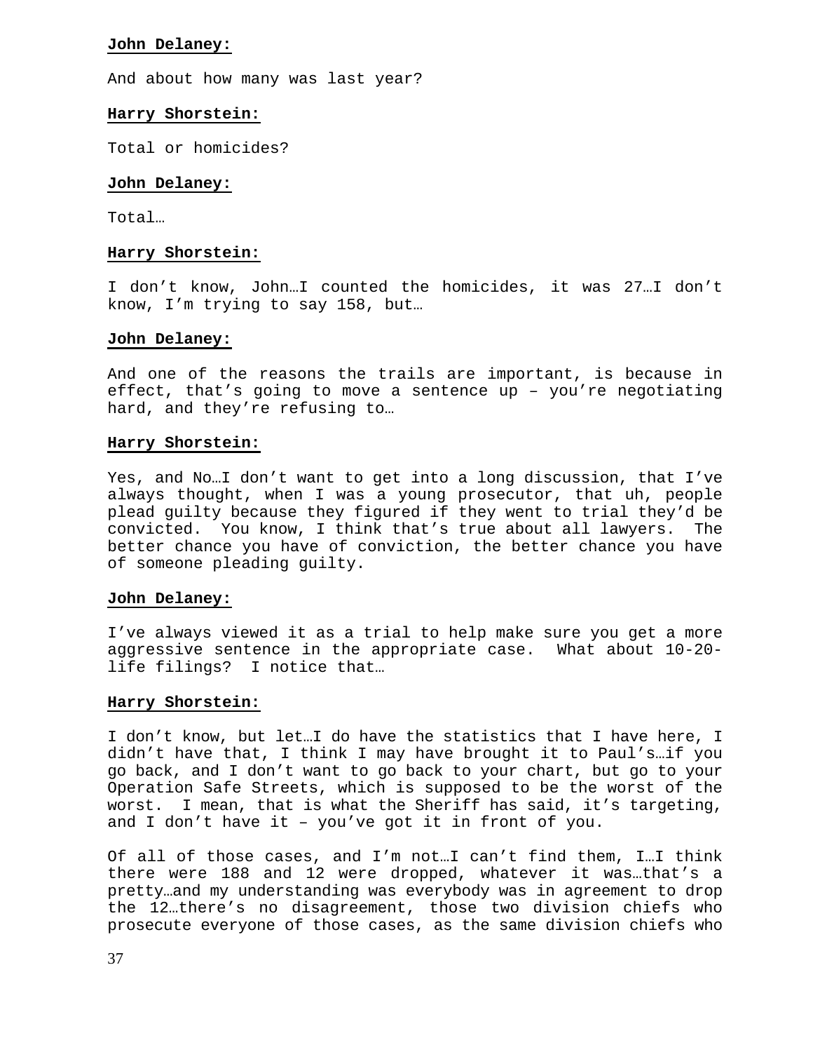**John Delaney:**

And about how many was last year?

**Harry Shorstein:**

Total or homicides?

**John Delaney:**

Total…

**Harry Shorstein:**

I don't know, John…I counted the homicides, it was 27…I don't know, I'm trying to say 158, but…

**John Delaney:**

And one of the reasons the trails are important, is because in effect, that's going to move a sentence up – you're negotiating hard, and they're refusing to…

**Harry Shorstein:**

Yes, and No…I don't want to get into a long discussion, that I've always thought, when I was a young prosecutor, that uh, people plead guilty because they figured if they went to trial they'd be convicted. You know, I think that's true about all lawyers. The better chance you have of conviction, the better chance you have of someone pleading guilty.

**John Delaney:**

I've always viewed it as a trial to help make sure you get a more aggressive sentence in the appropriate case. What about 10-20-life filings? I notice that…

**Harry Shorstein:**

I don't know, but let…I do have the statistics that I have here, I didn't have that, I think I may have brought it to Paul's…if you go back, and I don't want to go back to your chart, but go to your Operation Safe Streets, which is supposed to be the worst of the worst. I mean, that is what the Sheriff has said, it's targeting, and I don't have it – you've got it in front of you.

Of all of those cases, and I'm not…I can't find them, I…I think there were 188 and 12 were dropped, whatever it was…that's a pretty…and my understanding was everybody was in agreement to drop the 12…there's no disagreement, those two division chiefs who prosecute everyone of those cases, as the same division chiefs who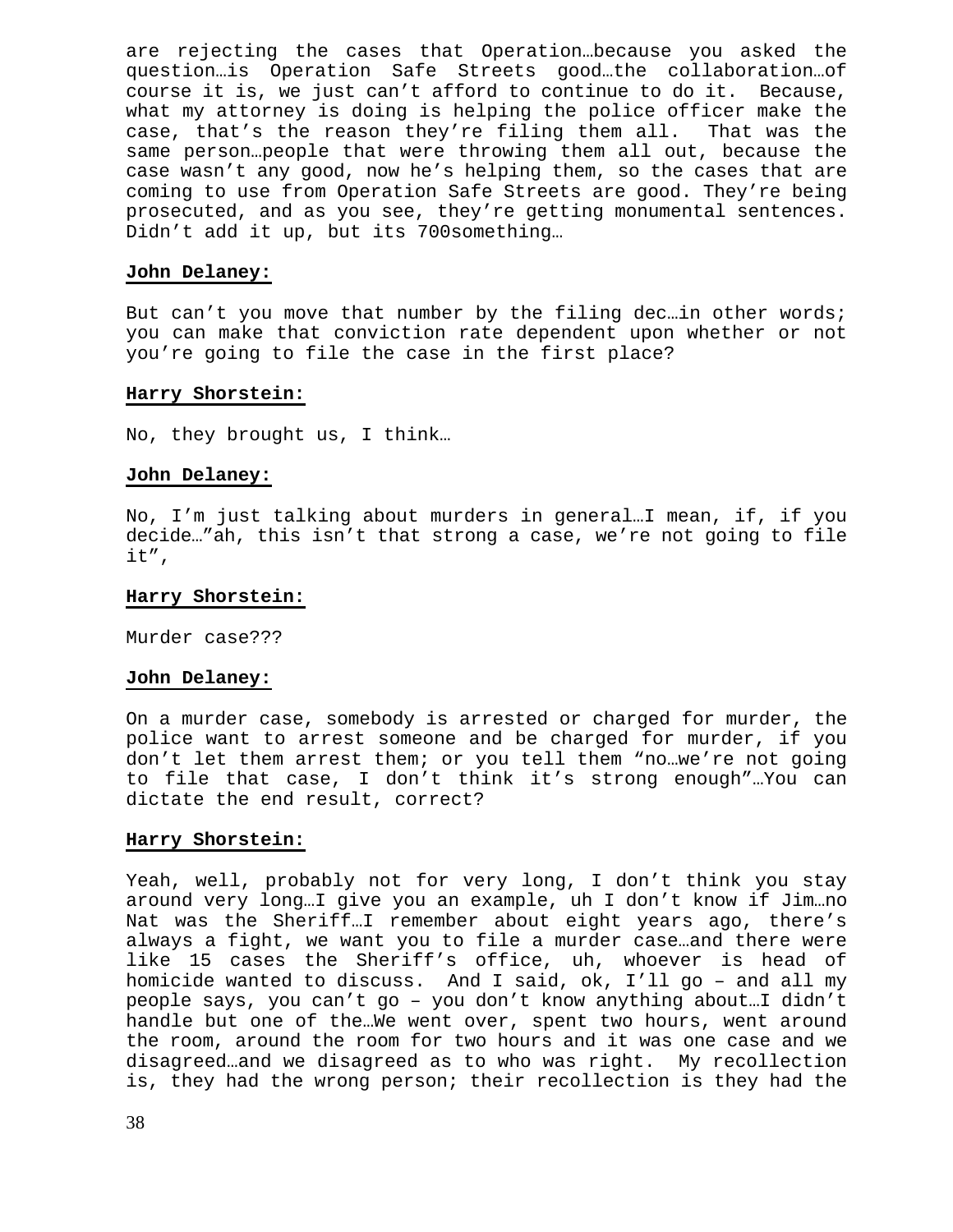are rejecting the cases that Operation…because you asked the question…is Operation Safe Streets good…the collaboration…of course it is, we just can't afford to continue to do it. Because, what my attorney is doing is helping the police officer make the case, that's the reason they're filing them all. That was the same person…people that were throwing them all out, because the case wasn't any good, now he's helping them, so the cases that are coming to use from Operation Safe Streets are good. They're being prosecuted, and as you see, they're getting monumental sentences. Didn't add it up, but its 700something…

**John Delaney:**

But can't you move that number by the filing dec…in other words; you can make that conviction rate dependent upon whether or not you're going to file the case in the first place?

**Harry Shorstein:**

No, they brought us, I think…

**John Delaney:**

No, I'm just talking about murders in general…I mean, if, if you decide…"ah, this isn't that strong a case, we're not going to file it",

**Harry Shorstein:**

Murder case???

**John Delaney:**

On a murder case, somebody is arrested or charged for murder, the police want to arrest someone and be charged for murder, if you don't let them arrest them; or you tell them "no…we're not going to file that case, I don't think it's strong enough"…You can dictate the end result, correct?

**Harry Shorstein:**

Yeah, well, probably not for very long, I don't think you stay around very long…I give you an example, uh I don't know if Jim…no Nat was the Sheriff…I remember about eight years ago, there's always a fight, we want you to file a murder case…and there were like 15 cases the Sheriff's office, uh, whoever is head of homicide wanted to discuss. And I said, ok, I'll go – and all my people says, you can't go – you don't know anything about…I didn't handle but one of the…We went over, spent two hours, went around the room, around the room for two hours and it was one case and we disagreed…and we disagreed as to who was right. My recollection is, they had the wrong person; their recollection is they had the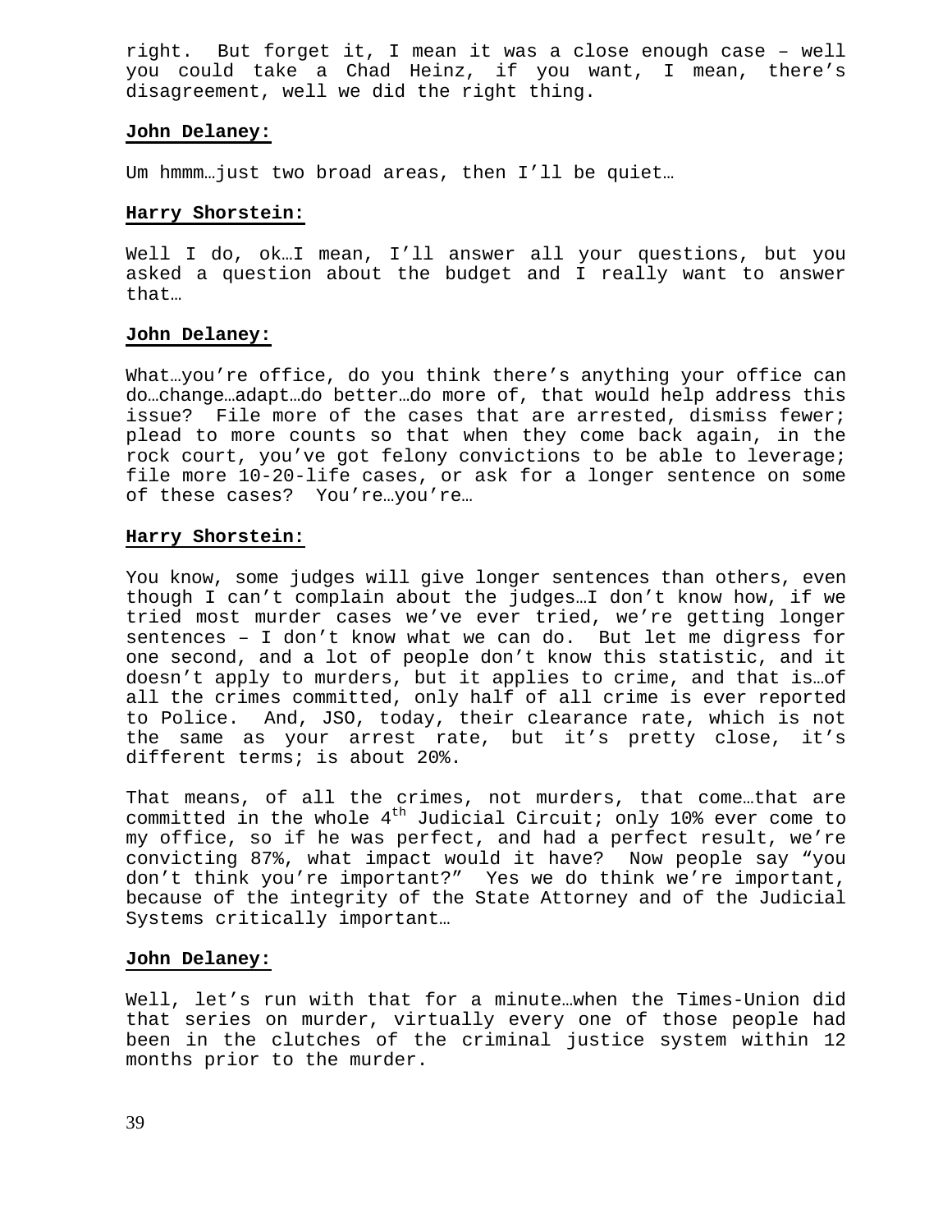right. But forget it, I mean it was a close enough case – well you could take a Chad Heinz, if you want, I mean, there's disagreement, well we did the right thing.

**John Delaney:**

Um hmmm…just two broad areas, then I'll be quiet…

**Harry Shorstein:**

Well I do, ok…I mean, I'll answer all your questions, but you asked a question about the budget and I really want to answer that…

**John Delaney:**

What…you're office, do you think there's anything your office can do…change…adapt…do better…do more of, that would help address this issue? File more of the cases that are arrested, dismiss fewer; plead to more counts so that when they come back again, in the rock court, you've got felony convictions to be able to leverage; file more 10-20-life cases, or ask for a longer sentence on some of these cases? You're…you're…

**Harry Shorstein:**

You know, some judges will give longer sentences than others, even though I can't complain about the judges…I don't know how, if we tried most murder cases we've ever tried, we're getting longer sentences – I don't know what we can do. But let me digress for one second, and a lot of people don't know this statistic, and it doesn't apply to murders, but it applies to crime, and that is…of all the crimes committed, only half of all crime is ever reported to Police. And, JSO, today, their clearance rate, which is not the same as your arrest rate, but it's pretty close, it's different terms; is about 20%.

That means, of all the crimes, not murders, that come…that are committed in the whole 4th Judicial Circuit; only 10% ever come to my office, so if he was perfect, and had a perfect result, we're convicting 87%, what impact would it have? Now people say "you don't think you're important?" Yes we do think we're important, because of the integrity of the State Attorney and of the Judicial Systems critically important…

**John Delaney:**

Well, let's run with that for a minute…when the Times-Union did that series on murder, virtually every one of those people had been in the clutches of the criminal justice system within 12 months prior to the murder.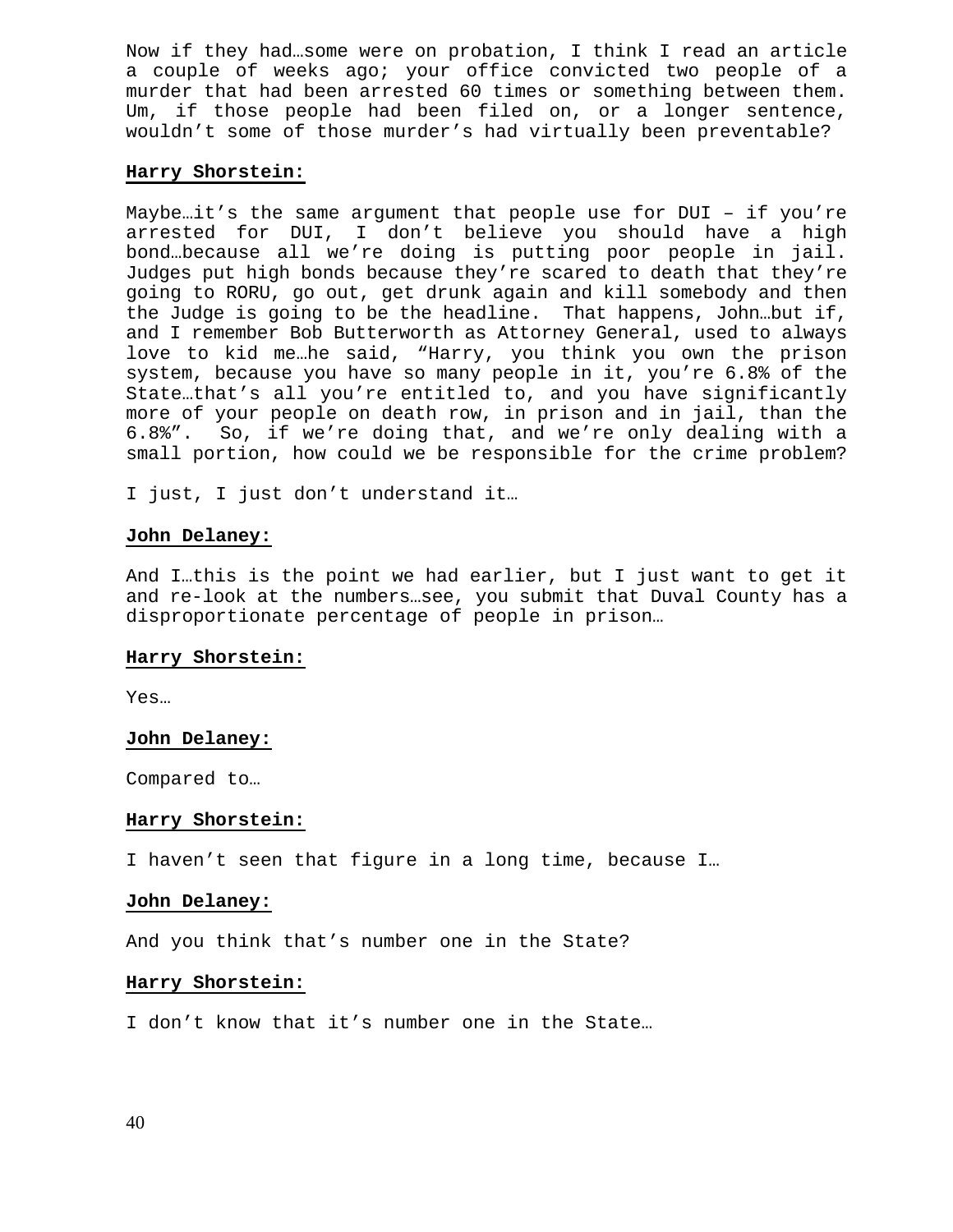Now if they had…some were on probation, I think I read an article a couple of weeks ago; your office convicted two people of a murder that had been arrested 60 times or something between them. Um, if those people had been filed on, or a longer sentence, wouldn't some of those murder's had virtually been preventable?

**Harry Shorstein:**

Maybe…it's the same argument that people use for DUI – if you're arrested for DUI, I don't believe you should have a high bond…because all we're doing is putting poor people in jail. Judges put high bonds because they're scared to death that they're going to RORU, go out, get drunk again and kill somebody and then the Judge is going to be the headline. That happens, John…but if, and I remember Bob Butterworth as Attorney General, used to always love to kid me…he said, "Harry, you think you own the prison system, because you have so many people in it, you're 6.8% of the State…that's all you're entitled to, and you have significantly more of your people on death row, in prison and in jail, than the 6.8%". So, if we're doing that, and we're only dealing with a small portion, how could we be responsible for the crime problem?

I just, I just don't understand it…

**John Delaney:**

And I…this is the point we had earlier, but I just want to get it and re-look at the numbers…see, you submit that Duval County has a disproportionate percentage of people in prison…

**Harry Shorstein:**

Yes…

**John Delaney:**

Compared to…

**Harry Shorstein:**

I haven't seen that figure in a long time, because I…

**John Delaney:**

And you think that's number one in the State?

**Harry Shorstein:**

I don't know that it's number one in the State…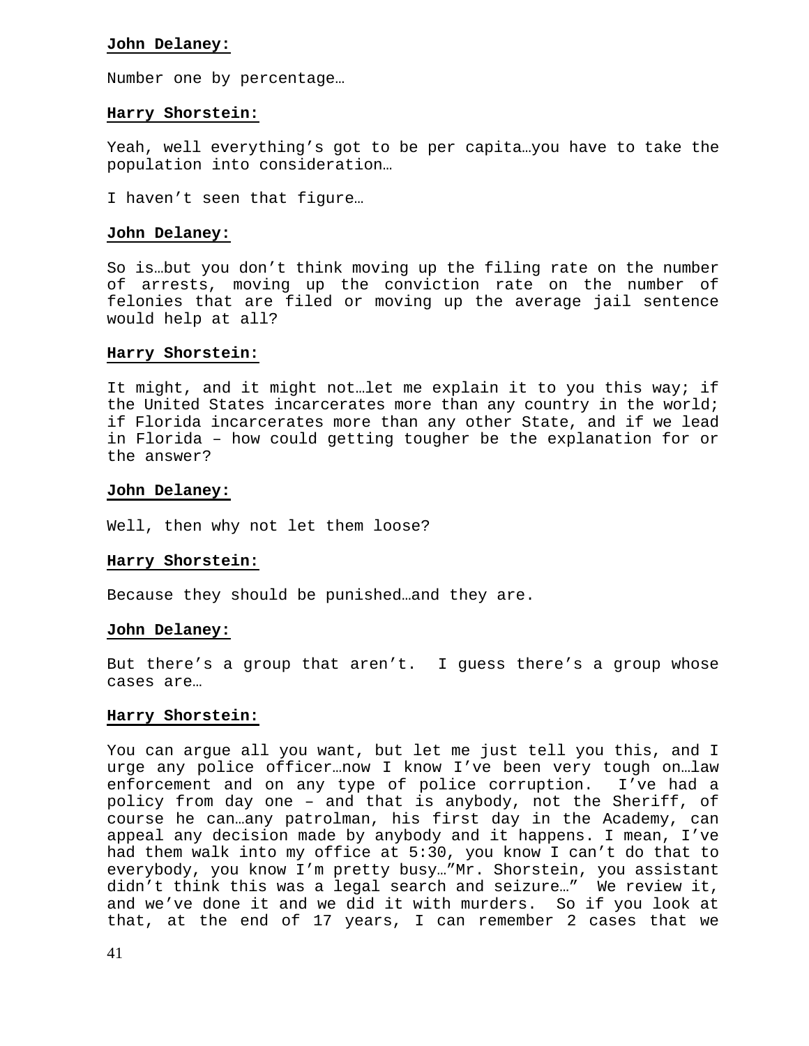**John Delaney:**

Number one by percentage…

**Harry Shorstein:**

Yeah, well everything's got to be per capita…you have to take the population into consideration…

I haven't seen that figure…

**John Delaney:**

So is…but you don't think moving up the filing rate on the number of arrests, moving up the conviction rate on the number of felonies that are filed or moving up the average jail sentence would help at all?

**Harry Shorstein:**

It might, and it might not…let me explain it to you this way; if the United States incarcerates more than any country in the world; if Florida incarcerates more than any other State, and if we lead in Florida – how could getting tougher be the explanation for or the answer?

**John Delaney:**

Well, then why not let them loose?

**Harry Shorstein:**

Because they should be punished…and they are.

**John Delaney:**

But there's a group that aren't. I guess there's a group whose cases are…

**Harry Shorstein:**

You can argue all you want, but let me just tell you this, and I urge any police officer…now I know I've been very tough on…law enforcement and on any type of police corruption. I've had a policy from day one – and that is anybody, not the Sheriff, of course he can…any patrolman, his first day in the Academy, can appeal any decision made by anybody and it happens. I mean, I've had them walk into my office at 5:30, you know I can't do that to everybody, you know I'm pretty busy…"Mr. Shorstein, you assistant didn't think this was a legal search and seizure…" We review it, and we've done it and we did it with murders. So if you look at that, at the end of 17 years, I can remember 2 cases that we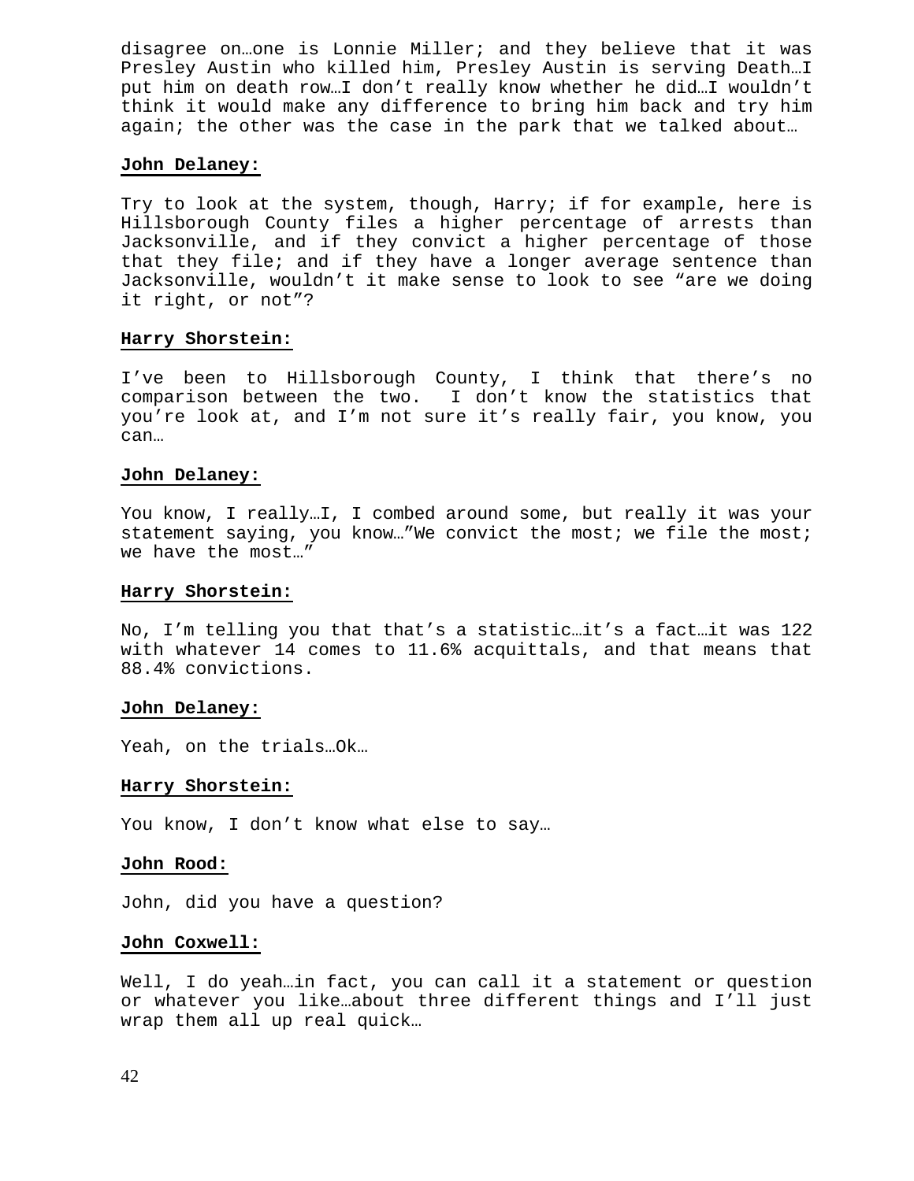disagree on…one is Lonnie Miller; and they believe that it was Presley Austin who killed him, Presley Austin is serving Death…I put him on death row…I don't really know whether he did…I wouldn't think it would make any difference to bring him back and try him again; the other was the case in the park that we talked about…

**John Delaney:**

Try to look at the system, though, Harry; if for example, here is Hillsborough County files a higher percentage of arrests than Jacksonville, and if they convict a higher percentage of those that they file; and if they have a longer average sentence than Jacksonville, wouldn't it make sense to look to see "are we doing it right, or not"?

**Harry Shorstein:**

I've been to Hillsborough County, I think that there's no comparison between the two. I don't know the statistics that you're look at, and I'm not sure it's really fair, you know, you can…

**John Delaney:**

You know, I really…I, I combed around some, but really it was your statement saying, you know…"We convict the most; we file the most; we have the most…"

**Harry Shorstein:**

No, I'm telling you that that's a statistic…it's a fact…it was 122 with whatever 14 comes to 11.6% acquittals, and that means that 88.4% convictions.

**John Delaney:**

Yeah, on the trials…Ok…

**Harry Shorstein:**

You know, I don't know what else to say…

**John Rood:**

John, did you have a question?

**John Coxwell:**

Well, I do yeah…in fact, you can call it a statement or question or whatever you like…about three different things and I'll just wrap them all up real quick…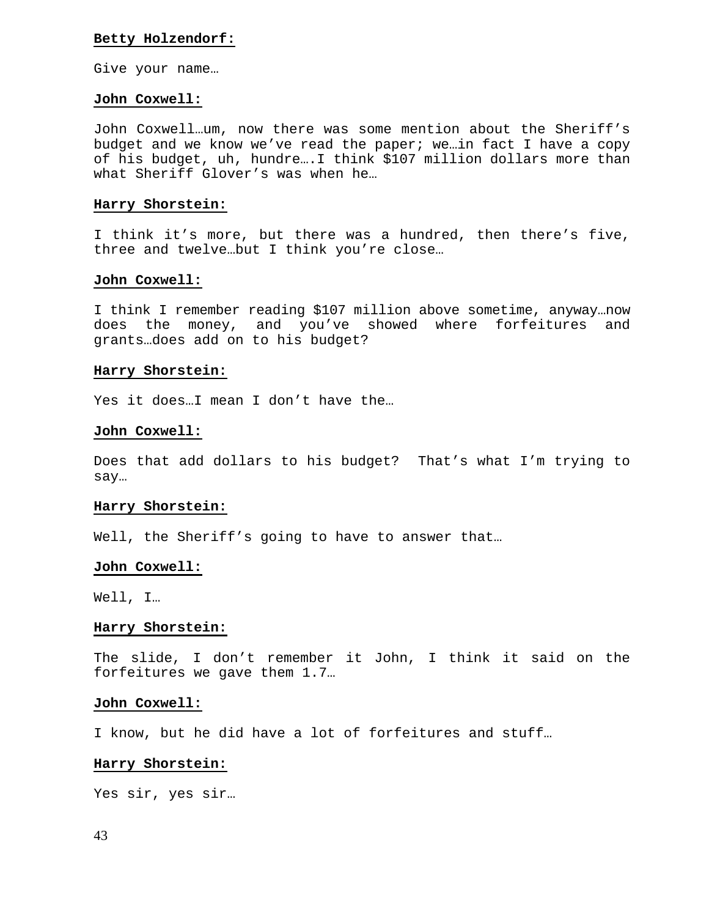**Betty Holzendorf:**

Give your name…

**John Coxwell:**

John Coxwell…um, now there was some mention about the Sheriff's budget and we know we've read the paper; we…in fact I have a copy of his budget, uh, hundre….I think $107 million dollars more than what Sheriff Glover's was when he…

**Harry Shorstein:**

I think it's more, but there was a hundred, then there's five, three and twelve…but I think you're close…

**John Coxwell:**

I think I remember reading $107 million above sometime, anyway…now does the money, and you've showed where forfeitures and grants…does add on to his budget?

**Harry Shorstein:**

Yes it does…I mean I don't have the…

**John Coxwell:**

Does that add dollars to his budget? That's what I'm trying to say…

**Harry Shorstein:**

Well, the Sheriff's going to have to answer that…

**John Coxwell:**

Well, I…

**Harry Shorstein:**

The slide, I don't remember it John, I think it said on the forfeitures we gave them 1.7…

**John Coxwell:**

I know, but he did have a lot of forfeitures and stuff…

**Harry Shorstein:**

Yes sir, yes sir…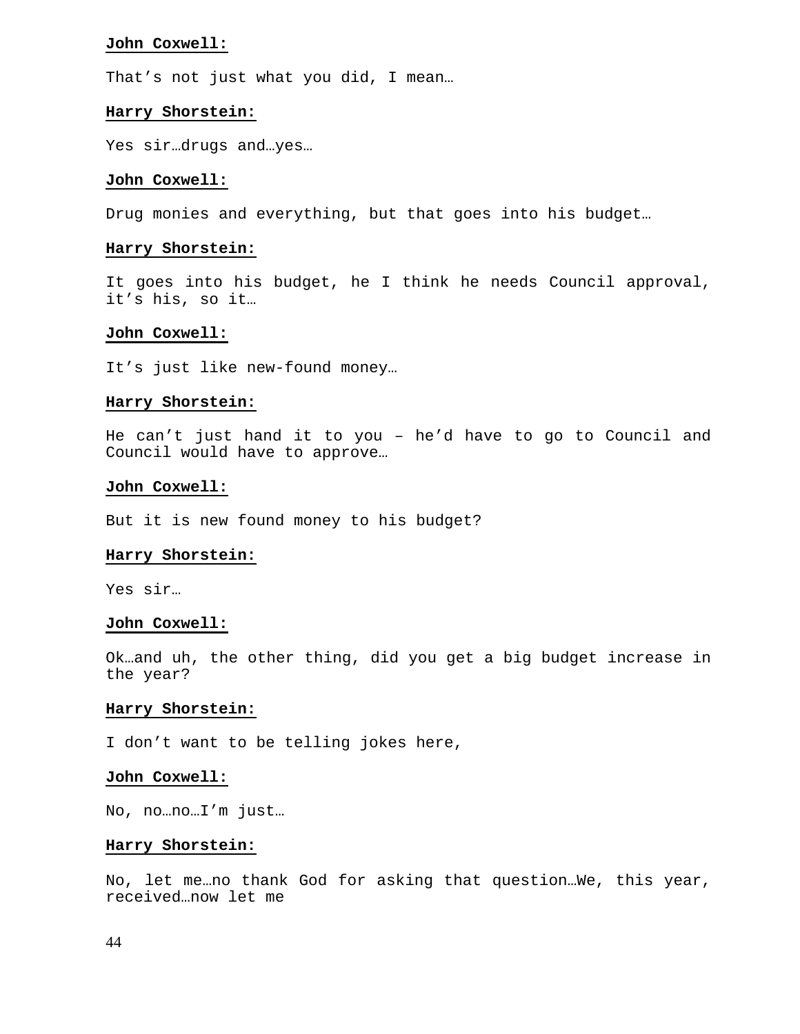**John Coxwell:**

That’s not just what you did, I mean…

**Harry Shorstein:**

Yes sir…drugs and…yes…

**John Coxwell:**

Drug monies and everything, but that goes into his budget…

**Harry Shorstein:**

It goes into his budget, he I think he needs Council approval, it’s his, so it…

**John Coxwell:**

It’s just like new-found money…

**Harry Shorstein:**

He can’t just hand it to you – he’d have to go to Council and Council would have to approve…

**John Coxwell:**

But it is new found money to his budget?

**Harry Shorstein:**

Yes sir…

**John Coxwell:**

Ok…and uh, the other thing, did you get a big budget increase in the year?

**Harry Shorstein:**

I don’t want to be telling jokes here,

**John Coxwell:**

No, no…no…I’m just…

**Harry Shorstein:**

No, let me…no thank God for asking that question…We, this year, received…now let me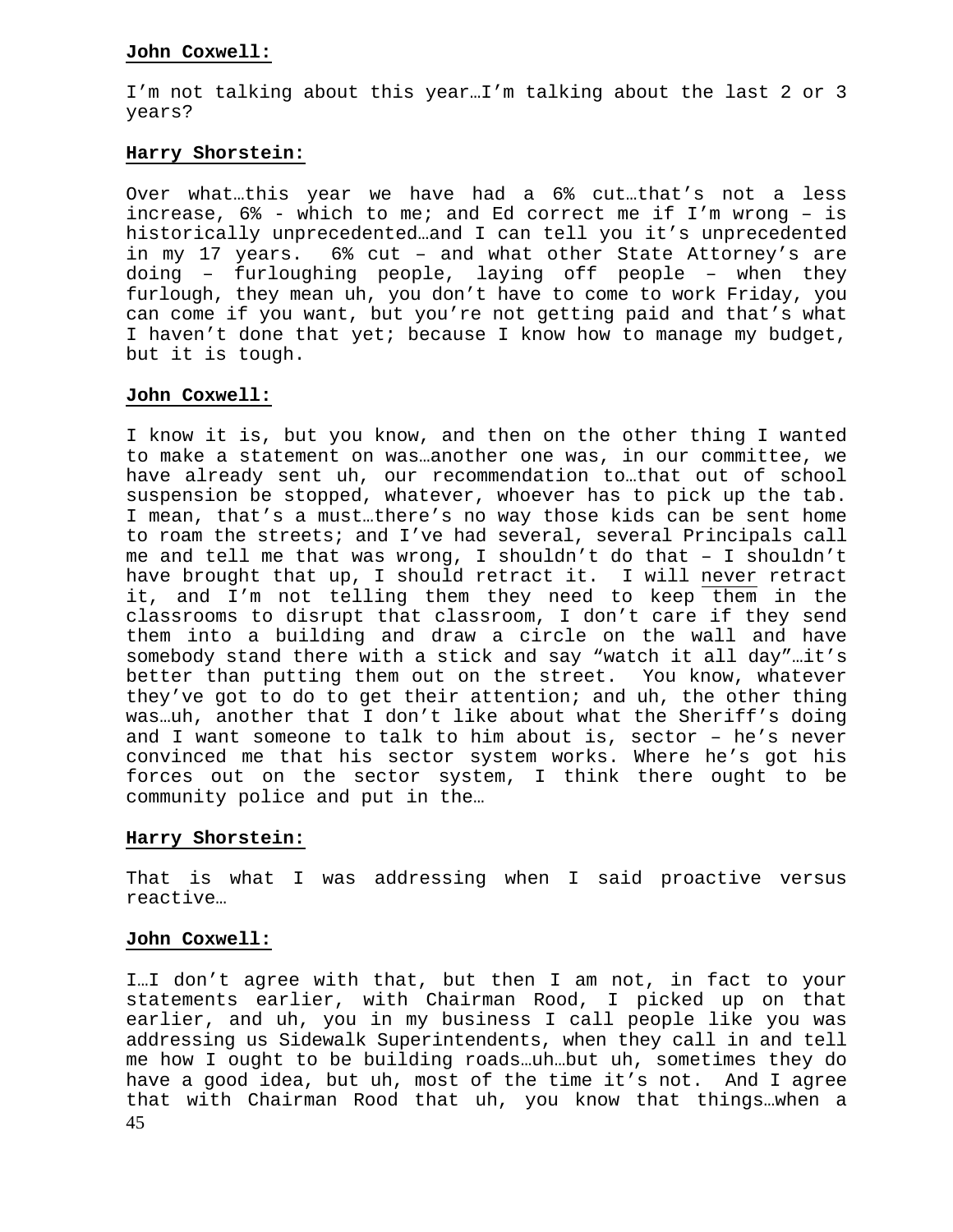**John Coxwell:**

I'm not talking about this year…I'm talking about the last 2 or 3 years?

**Harry Shorstein:**

Over what…this year we have had a 6% cut…that's not a less increase, 6% - which to me; and Ed correct me if I'm wrong – is historically unprecedented…and I can tell you it's unprecedented in my 17 years. 6% cut – and what other State Attorney's are doing – furloughing people, laying off people – when they furlough, they mean uh, you don't have to come to work Friday, you can come if you want, but you're not getting paid and that's what I haven't done that yet; because I know how to manage my budget, but it is tough.

**John Coxwell:**

I know it is, but you know, and then on the other thing I wanted to make a statement on was…another one was, in our committee, we have already sent uh, our recommendation to…that out of school suspension be stopped, whatever, whoever has to pick up the tab. I mean, that's a must…there's no way those kids can be sent home to roam the streets; and I've had several, several Principals call me and tell me that was wrong, I shouldn't do that – I shouldn't have brought that up, I should retract it. I will never retract it, and I'm not telling them they need to keep them in the classrooms to disrupt that classroom, I don't care if they send them into a building and draw a circle on the wall and have somebody stand there with a stick and say "watch it all day"…it's better than putting them out on the street. You know, whatever they've got to do to get their attention; and uh, the other thing was…uh, another that I don't like about what the Sheriff's doing and I want someone to talk to him about is, sector – he's never convinced me that his sector system works. Where he's got his forces out on the sector system, I think there ought to be community police and put in the…

**Harry Shorstein:**

That is what I was addressing when I said proactive versus reactive…

**John Coxwell:**

I…I don't agree with that, but then I am not, in fact to your statements earlier, with Chairman Rood, I picked up on that earlier, and uh, you in my business I call people like you was addressing us Sidewalk Superintendents, when they call in and tell me how I ought to be building roads…uh…but uh, sometimes they do have a good idea, but uh, most of the time it's not. And I agree that with Chairman Rood that uh, you know that things…when a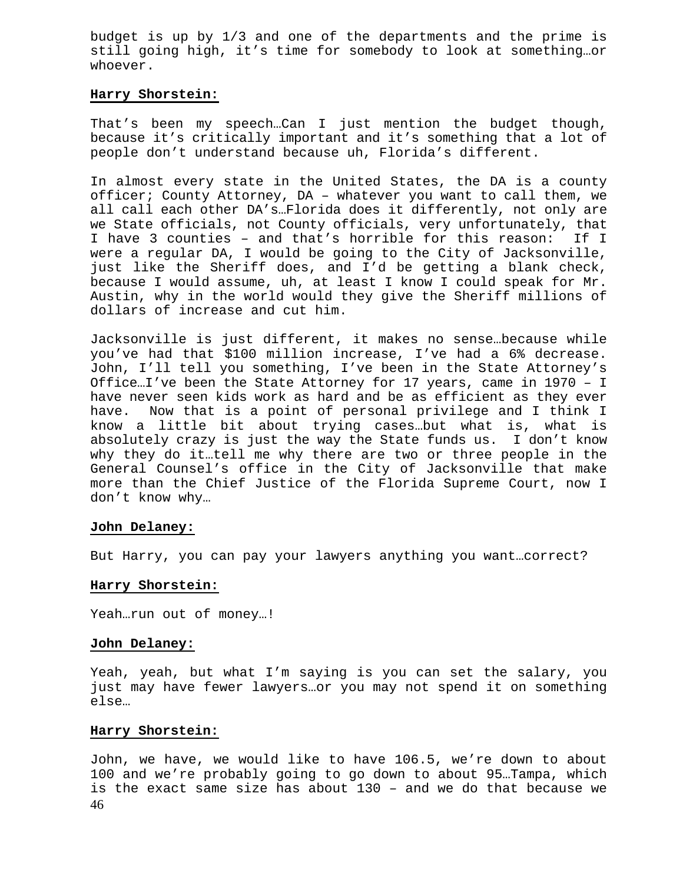budget is up by 1/3 and one of the departments and the prime is still going high, it's time for somebody to look at something…or whoever.

**Harry Shorstein:**

That's been my speech…Can I just mention the budget though, because it's critically important and it's something that a lot of people don't understand because uh, Florida's different.

In almost every state in the United States, the DA is a county officer; County Attorney, DA – whatever you want to call them, we all call each other DA's…Florida does it differently, not only are we State officials, not County officials, very unfortunately, that I have 3 counties – and that's horrible for this reason: If I were a regular DA, I would be going to the City of Jacksonville, just like the Sheriff does, and I'd be getting a blank check, because I would assume, uh, at least I know I could speak for Mr. Austin, why in the world would they give the Sheriff millions of dollars of increase and cut him.

Jacksonville is just different, it makes no sense…because while you've had that $100 million increase, I've had a 6% decrease. John, I'll tell you something, I've been in the State Attorney's Office…I've been the State Attorney for 17 years, came in 1970 – I have never seen kids work as hard and be as efficient as they ever have. Now that is a point of personal privilege and I think I know a little bit about trying cases…but what is, what is absolutely crazy is just the way the State funds us. I don't know why they do it…tell me why there are two or three people in the General Counsel's office in the City of Jacksonville that make more than the Chief Justice of the Florida Supreme Court, now I don't know why…

**John Delaney:**

But Harry, you can pay your lawyers anything you want…correct?

**Harry Shorstein:**

Yeah…run out of money…!

**John Delaney:**

Yeah, yeah, but what I'm saying is you can set the salary, you just may have fewer lawyers…or you may not spend it on something else…

**Harry Shorstein:**

John, we have, we would like to have 106.5, we're down to about 100 and we're probably going to go down to about 95…Tampa, which is the exact same size has about 130 – and we do that because we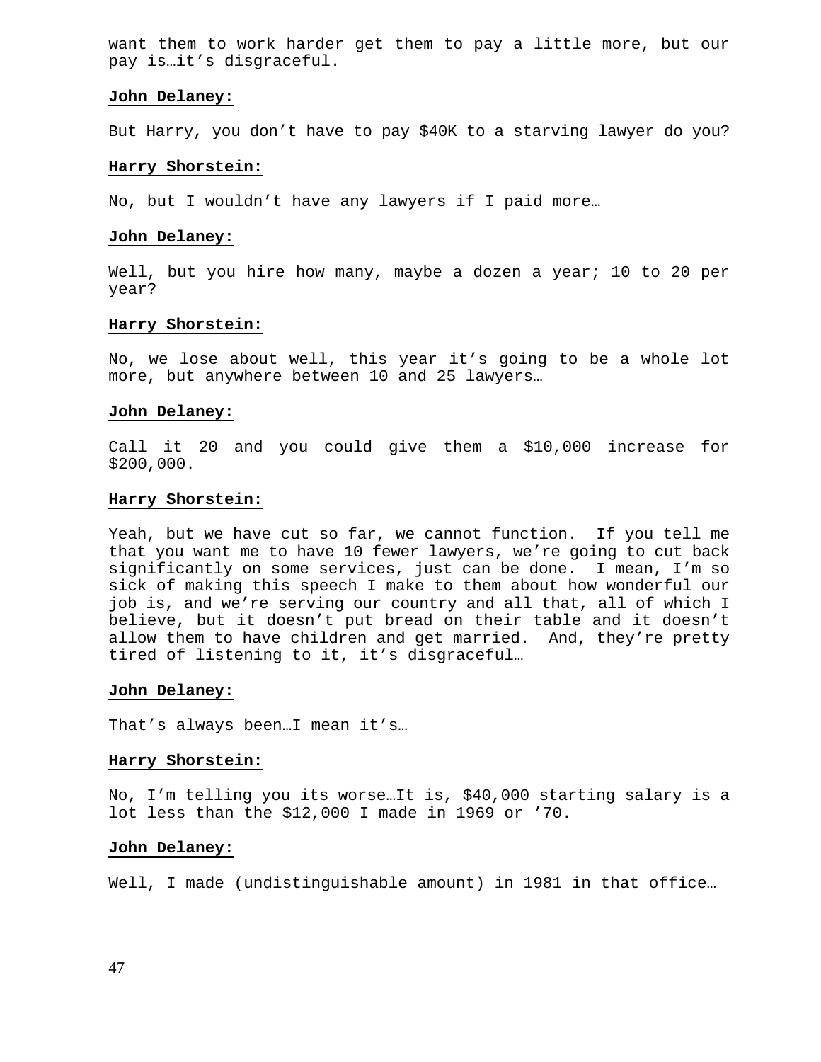want them to work harder get them to pay a little more, but our pay is…it's disgraceful.

**John Delaney:**

But Harry, you don't have to pay $40K to a starving lawyer do you?

**Harry Shorstein:**

No, but I wouldn't have any lawyers if I paid more…

**John Delaney:**

Well, but you hire how many, maybe a dozen a year; 10 to 20 per year?

**Harry Shorstein:**

No, we lose about well, this year it's going to be a whole lot more, but anywhere between 10 and 25 lawyers…

**John Delaney:**

Call it 20 and you could give them a $10,000 increase for $200,000.

**Harry Shorstein:**

Yeah, but we have cut so far, we cannot function. If you tell me that you want me to have 10 fewer lawyers, we're going to cut back significantly on some services, just can be done. I mean, I'm so sick of making this speech I make to them about how wonderful our job is, and we're serving our country and all that, all of which I believe, but it doesn't put bread on their table and it doesn't allow them to have children and get married. And, they're pretty tired of listening to it, it's disgraceful…

**John Delaney:**

That's always been…I mean it's…

**Harry Shorstein:**

No, I'm telling you its worse…It is, $40,000 starting salary is a lot less than the $12,000 I made in 1969 or '70.

**John Delaney:**

Well, I made (undistinguishable amount) in 1981 in that office…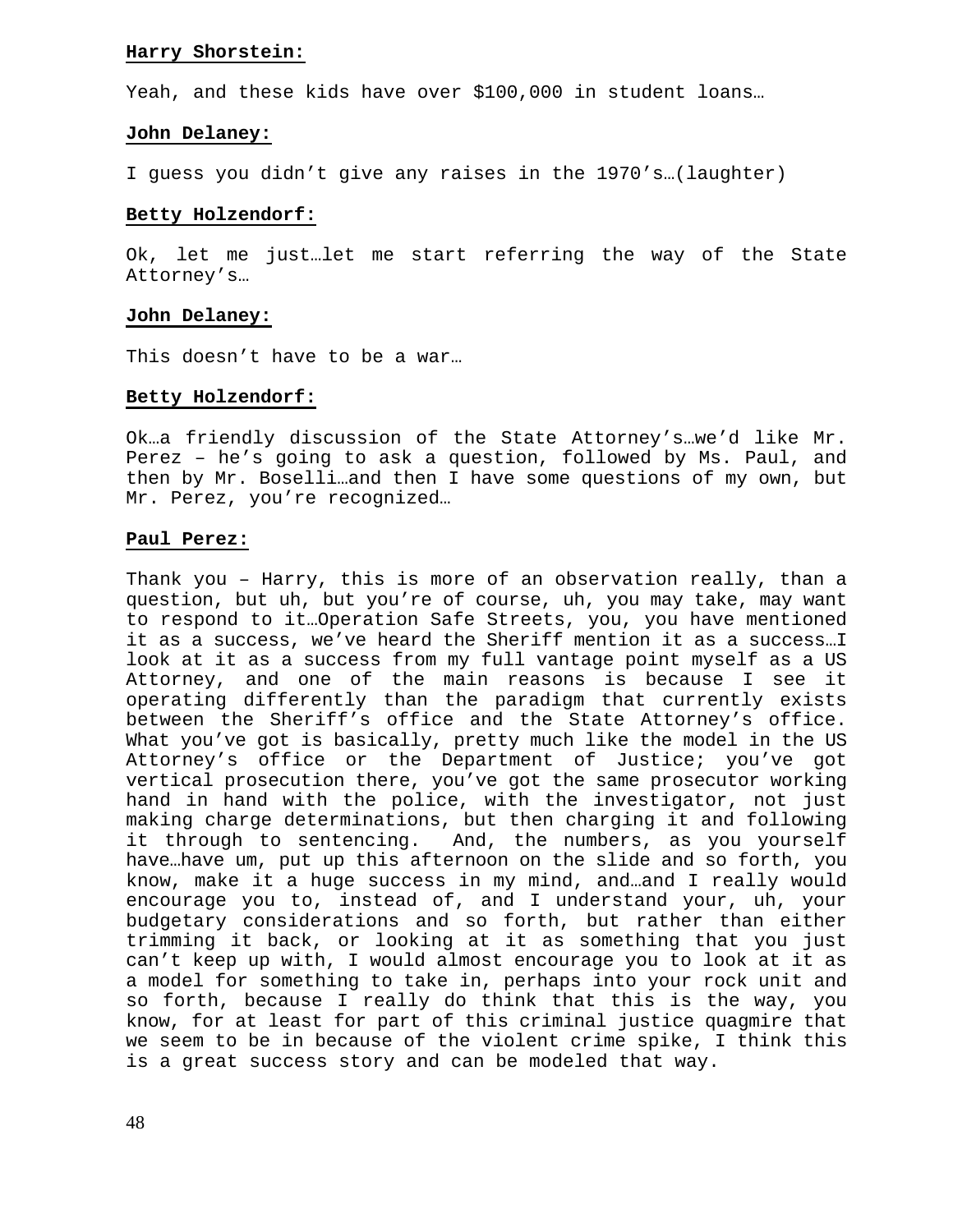**Harry Shorstein:**

Yeah, and these kids have over $100,000 in student loans…

**John Delaney:**

I guess you didn't give any raises in the 1970's…(laughter)

**Betty Holzendorf:**

Ok, let me just…let me start referring the way of the State Attorney's…

**John Delaney:**

This doesn't have to be a war…

**Betty Holzendorf:**

Ok…a friendly discussion of the State Attorney's…we'd like Mr. Perez – he's going to ask a question, followed by Ms. Paul, and then by Mr. Boselli…and then I have some questions of my own, but Mr. Perez, you're recognized…

**Paul Perez:**

Thank you – Harry, this is more of an observation really, than a question, but uh, but you're of course, uh, you may take, may want to respond to it…Operation Safe Streets, you, you have mentioned it as a success, we've heard the Sheriff mention it as a success…I look at it as a success from my full vantage point myself as a US Attorney, and one of the main reasons is because I see it operating differently than the paradigm that currently exists between the Sheriff's office and the State Attorney's office. What you've got is basically, pretty much like the model in the US Attorney's office or the Department of Justice; you've got vertical prosecution there, you've got the same prosecutor working hand in hand with the police, with the investigator, not just making charge determinations, but then charging it and following it through to sentencing. And, the numbers, as you yourself have…have um, put up this afternoon on the slide and so forth, you know, make it a huge success in my mind, and…and I really would encourage you to, instead of, and I understand your, uh, your budgetary considerations and so forth, but rather than either trimming it back, or looking at it as something that you just can't keep up with, I would almost encourage you to look at it as a model for something to take in, perhaps into your rock unit and so forth, because I really do think that this is the way, you know, for at least for part of this criminal justice quagmire that we seem to be in because of the violent crime spike, I think this is a great success story and can be modeled that way.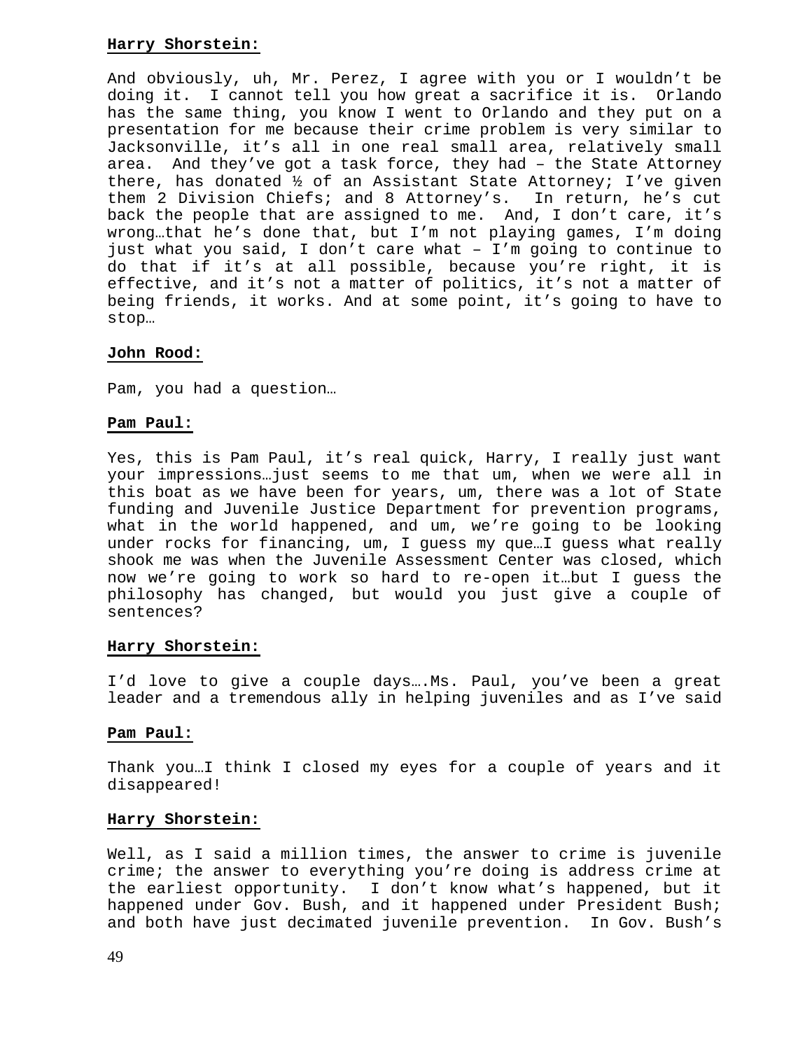**Harry Shorstein:**

And obviously, uh, Mr. Perez, I agree with you or I wouldn't be doing it. I cannot tell you how great a sacrifice it is. Orlando has the same thing, you know I went to Orlando and they put on a presentation for me because their crime problem is very similar to Jacksonville, it's all in one real small area, relatively small area. And they've got a task force, they had – the State Attorney there, has donated ½ of an Assistant State Attorney; I've given them 2 Division Chiefs; and 8 Attorney's. In return, he's cut back the people that are assigned to me. And, I don't care, it's wrong…that he's done that, but I'm not playing games, I'm doing just what you said, I don't care what – I'm going to continue to do that if it's at all possible, because you're right, it is effective, and it's not a matter of politics, it's not a matter of being friends, it works. And at some point, it's going to have to stop…

**John Rood:**

Pam, you had a question…

**Pam Paul:**

Yes, this is Pam Paul, it's real quick, Harry, I really just want your impressions…just seems to me that um, when we were all in this boat as we have been for years, um, there was a lot of State funding and Juvenile Justice Department for prevention programs, what in the world happened, and um, we're going to be looking under rocks for financing, um, I guess my que…I guess what really shook me was when the Juvenile Assessment Center was closed, which now we're going to work so hard to re-open it…but I guess the philosophy has changed, but would you just give a couple of sentences?

**Harry Shorstein:**

I'd love to give a couple days….Ms. Paul, you've been a great leader and a tremendous ally in helping juveniles and as I've said

**Pam Paul:**

Thank you…I think I closed my eyes for a couple of years and it disappeared!

**Harry Shorstein:**

Well, as I said a million times, the answer to crime is juvenile crime; the answer to everything you're doing is address crime at the earliest opportunity. I don't know what's happened, but it happened under Gov. Bush, and it happened under President Bush; and both have just decimated juvenile prevention. In Gov. Bush's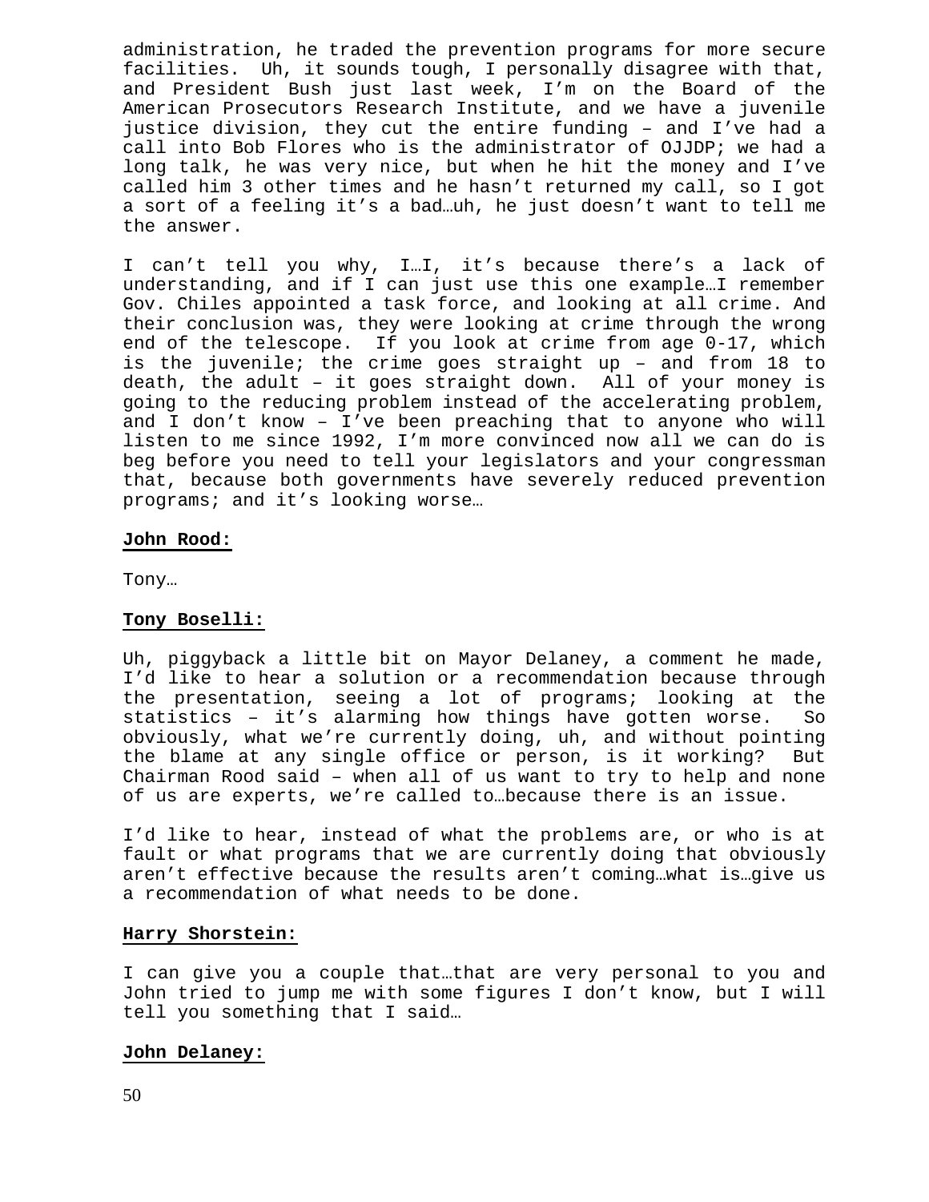administration, he traded the prevention programs for more secure facilities. Uh, it sounds tough, I personally disagree with that, and President Bush just last week, I'm on the Board of the American Prosecutors Research Institute, and we have a juvenile justice division, they cut the entire funding – and I've had a call into Bob Flores who is the administrator of OJJDP; we had a long talk, he was very nice, but when he hit the money and I've called him 3 other times and he hasn't returned my call, so I got a sort of a feeling it's a bad…uh, he just doesn't want to tell me the answer.

I can't tell you why, I…I, it's because there's a lack of understanding, and if I can just use this one example…I remember Gov. Chiles appointed a task force, and looking at all crime. And their conclusion was, they were looking at crime through the wrong end of the telescope. If you look at crime from age 0-17, which is the juvenile; the crime goes straight up – and from 18 to death, the adult – it goes straight down. All of your money is going to the reducing problem instead of the accelerating problem, and I don't know – I've been preaching that to anyone who will listen to me since 1992, I'm more convinced now all we can do is beg before you need to tell your legislators and your congressman that, because both governments have severely reduced prevention programs; and it's looking worse…

**John Rood:**

Tony…

**Tony Boselli:**

Uh, piggyback a little bit on Mayor Delaney, a comment he made, I'd like to hear a solution or a recommendation because through the presentation, seeing a lot of programs; looking at the statistics – it's alarming how things have gotten worse. So obviously, what we're currently doing, uh, and without pointing the blame at any single office or person, is it working? But Chairman Rood said – when all of us want to try to help and none of us are experts, we're called to…because there is an issue.

I'd like to hear, instead of what the problems are, or who is at fault or what programs that we are currently doing that obviously aren't effective because the results aren't coming…what is…give us a recommendation of what needs to be done.

**Harry Shorstein:**

I can give you a couple that…that are very personal to you and John tried to jump me with some figures I don't know, but I will tell you something that I said…

**John Delaney:**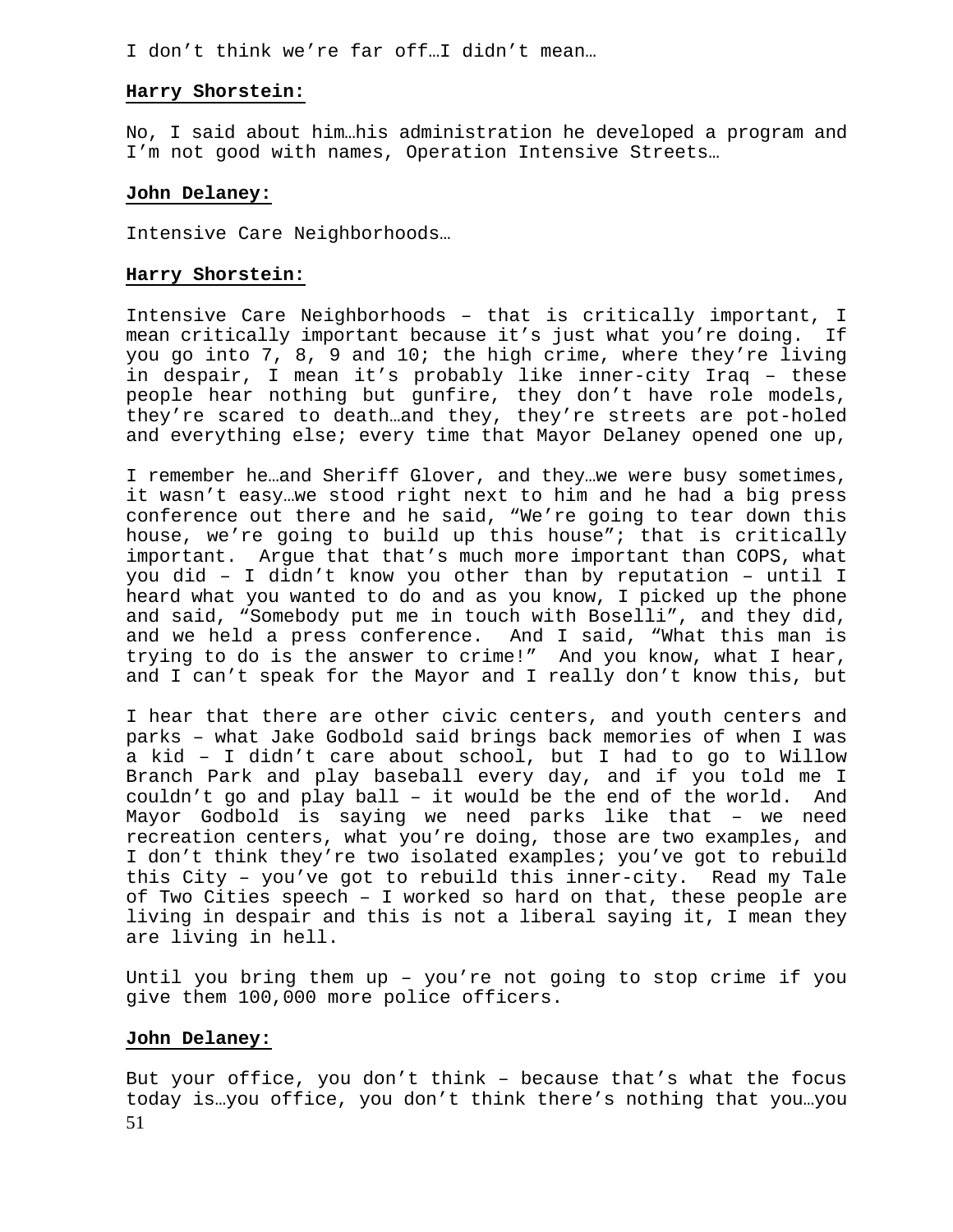I don't think we're far off…I didn't mean…

**Harry Shorstein:**

No, I said about him…his administration he developed a program and I'm not good with names, Operation Intensive Streets…

**John Delaney:**

Intensive Care Neighborhoods…

**Harry Shorstein:**

Intensive Care Neighborhoods – that is critically important, I mean critically important because it's just what you're doing. If you go into 7, 8, 9 and 10; the high crime, where they're living in despair, I mean it's probably like inner-city Iraq – these people hear nothing but gunfire, they don't have role models, they're scared to death…and they, they're streets are pot-holed and everything else; every time that Mayor Delaney opened one up,

I remember he…and Sheriff Glover, and they…we were busy sometimes, it wasn't easy…we stood right next to him and he had a big press conference out there and he said, "We're going to tear down this house, we're going to build up this house"; that is critically important. Argue that that's much more important than COPS, what you did – I didn't know you other than by reputation – until I heard what you wanted to do and as you know, I picked up the phone and said, "Somebody put me in touch with Boselli", and they did, and we held a press conference. And I said, "What this man is trying to do is the answer to crime!" And you know, what I hear, and I can't speak for the Mayor and I really don't know this, but

I hear that there are other civic centers, and youth centers and parks – what Jake Godbold said brings back memories of when I was a kid – I didn't care about school, but I had to go to Willow Branch Park and play baseball every day, and if you told me I couldn't go and play ball – it would be the end of the world. And Mayor Godbold is saying we need parks like that – we need recreation centers, what you're doing, those are two examples, and I don't think they're two isolated examples; you've got to rebuild this City – you've got to rebuild this inner-city. Read my Tale of Two Cities speech – I worked so hard on that, these people are living in despair and this is not a liberal saying it, I mean they are living in hell.

Until you bring them up – you're not going to stop crime if you give them 100,000 more police officers.

**John Delaney:**

But your office, you don't think – because that's what the focus today is…you office, you don't think there's nothing that you…you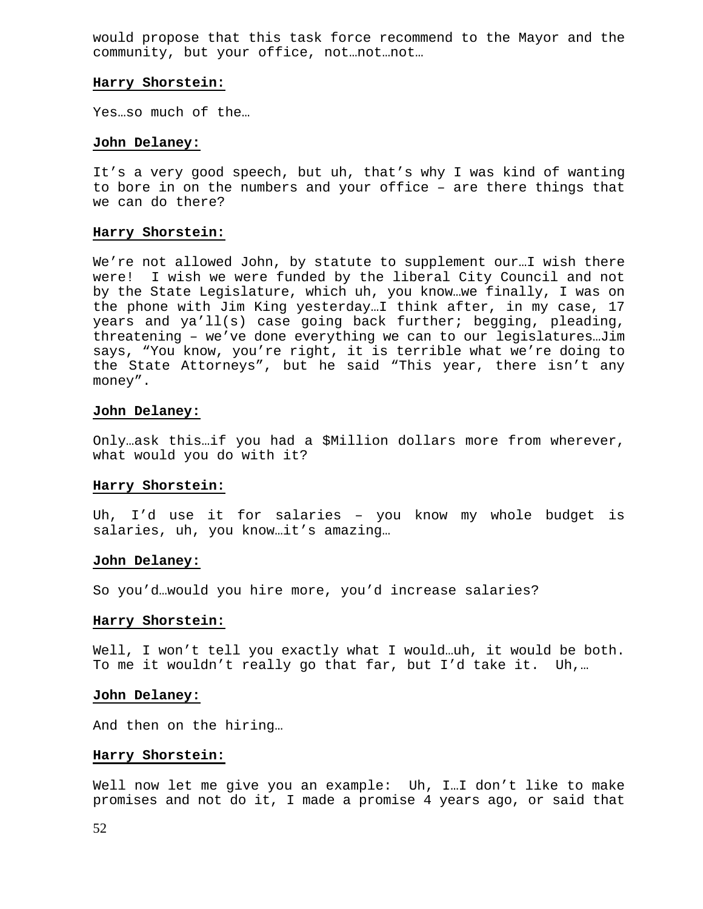would propose that this task force recommend to the Mayor and the community, but your office, not…not…not…

**Harry Shorstein:**

Yes…so much of the…

**John Delaney:**

It's a very good speech, but uh, that's why I was kind of wanting to bore in on the numbers and your office – are there things that we can do there?

**Harry Shorstein:**

We're not allowed John, by statute to supplement our…I wish there were! I wish we were funded by the liberal City Council and not by the State Legislature, which uh, you know…we finally, I was on the phone with Jim King yesterday…I think after, in my case, 17 years and ya'll(s) case going back further; begging, pleading, threatening – we've done everything we can to our legislatures…Jim says, "You know, you're right, it is terrible what we're doing to the State Attorneys", but he said "This year, there isn't any money".

**John Delaney:**

Only…ask this…if you had a $Million dollars more from wherever, what would you do with it?

**Harry Shorstein:**

Uh, I'd use it for salaries – you know my whole budget is salaries, uh, you know…it's amazing…

**John Delaney:**

So you'd…would you hire more, you'd increase salaries?

**Harry Shorstein:**

Well, I won't tell you exactly what I would…uh, it would be both. To me it wouldn't really go that far, but I'd take it. Uh,…

**John Delaney:**

And then on the hiring…

**Harry Shorstein:**

Well now let me give you an example: Uh, I…I don't like to make promises and not do it, I made a promise 4 years ago, or said that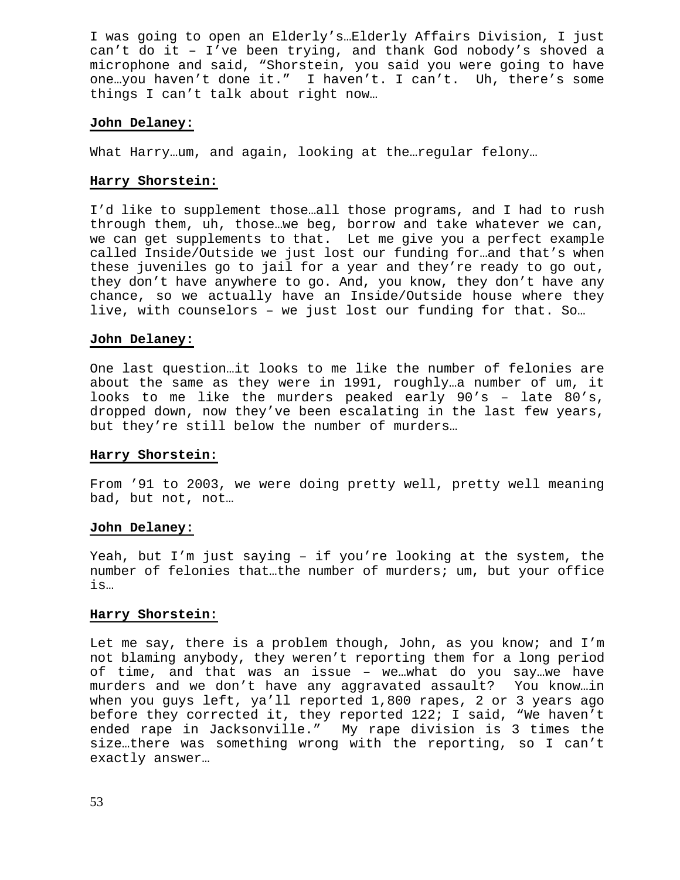I was going to open an Elderly's…Elderly Affairs Division, I just can't do it – I've been trying, and thank God nobody's shoved a microphone and said, "Shorstein, you said you were going to have one…you haven't done it." I haven't. I can't. Uh, there's some things I can't talk about right now…

**John Delaney:**

What Harry…um, and again, looking at the…regular felony…

**Harry Shorstein:**

I'd like to supplement those…all those programs, and I had to rush through them, uh, those…we beg, borrow and take whatever we can, we can get supplements to that. Let me give you a perfect example called Inside/Outside we just lost our funding for…and that's when these juveniles go to jail for a year and they're ready to go out, they don't have anywhere to go. And, you know, they don't have any chance, so we actually have an Inside/Outside house where they live, with counselors – we just lost our funding for that. So…

**John Delaney:**

One last question…it looks to me like the number of felonies are about the same as they were in 1991, roughly…a number of um, it looks to me like the murders peaked early 90's – late 80's, dropped down, now they've been escalating in the last few years, but they're still below the number of murders…

**Harry Shorstein:**

From '91 to 2003, we were doing pretty well, pretty well meaning bad, but not, not…

**John Delaney:**

Yeah, but I'm just saying – if you're looking at the system, the number of felonies that…the number of murders; um, but your office is…

**Harry Shorstein:**

Let me say, there is a problem though, John, as you know; and I'm not blaming anybody, they weren't reporting them for a long period of time, and that was an issue – we…what do you say…we have murders and we don't have any aggravated assault? You know…in when you guys left, ya'll reported 1,800 rapes, 2 or 3 years ago before they corrected it, they reported 122; I said, "We haven't ended rape in Jacksonville." My rape division is 3 times the size…there was something wrong with the reporting, so I can't exactly answer…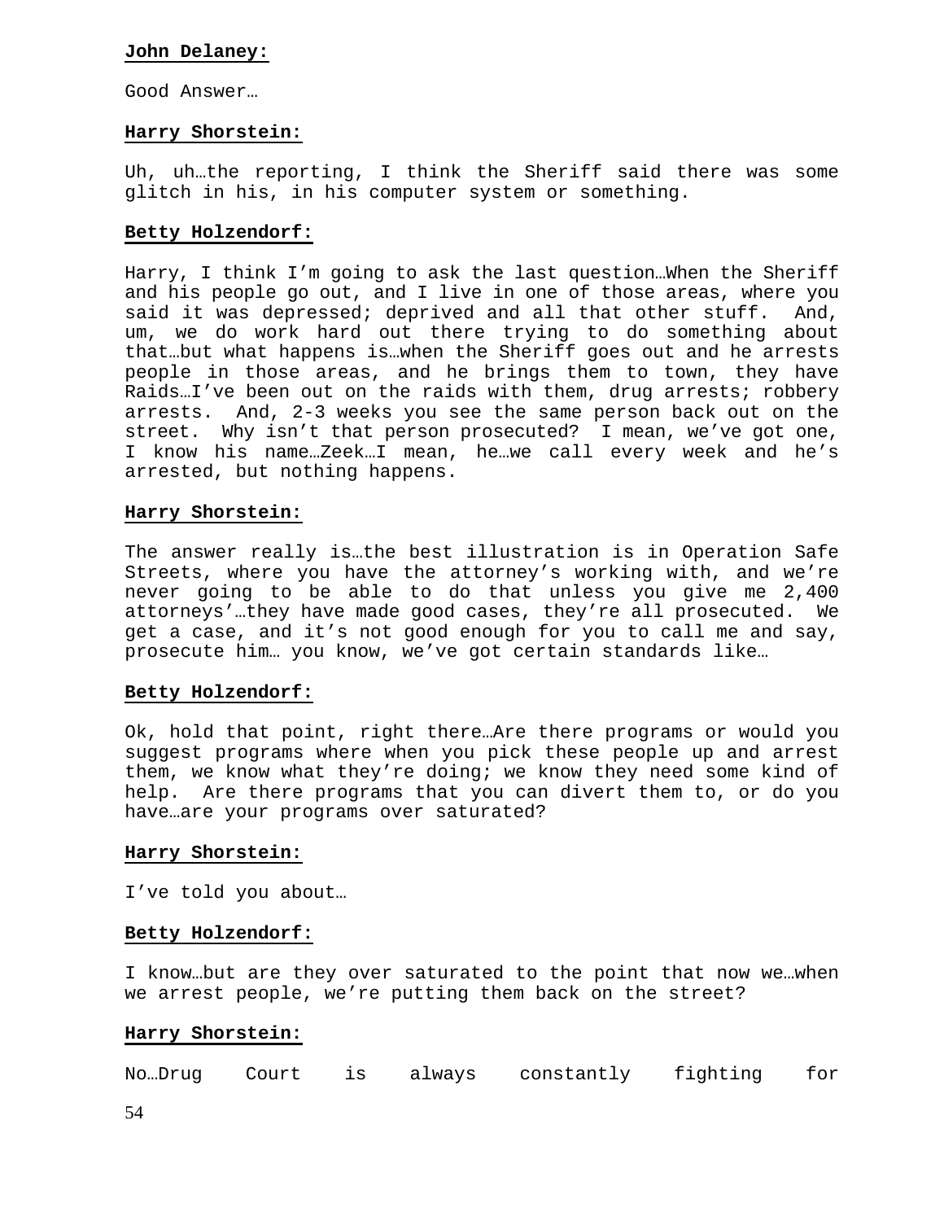**John Delaney:**

Good Answer…

**Harry Shorstein:**

Uh, uh…the reporting, I think the Sheriff said there was some glitch in his, in his computer system or something.

**Betty Holzendorf:**

Harry, I think I'm going to ask the last question…When the Sheriff and his people go out, and I live in one of those areas, where you said it was depressed; deprived and all that other stuff. And, um, we do work hard out there trying to do something about that…but what happens is…when the Sheriff goes out and he arrests people in those areas, and he brings them to town, they have Raids…I've been out on the raids with them, drug arrests; robbery arrests. And, 2-3 weeks you see the same person back out on the street. Why isn't that person prosecuted? I mean, we've got one, I know his name…Zeek…I mean, he…we call every week and he's arrested, but nothing happens.

**Harry Shorstein:**

The answer really is…the best illustration is in Operation Safe Streets, where you have the attorney's working with, and we're never going to be able to do that unless you give me 2,400 attorneys'…they have made good cases, they're all prosecuted. We get a case, and it's not good enough for you to call me and say, prosecute him… you know, we've got certain standards like…

**Betty Holzendorf:**

Ok, hold that point, right there…Are there programs or would you suggest programs where when you pick these people up and arrest them, we know what they're doing; we know they need some kind of help. Are there programs that you can divert them to, or do you have…are your programs over saturated?

**Harry Shorstein:**

I've told you about…

**Betty Holzendorf:**

I know…but are they over saturated to the point that now we…when we arrest people, we're putting them back on the street?

**Harry Shorstein:**

No…Drug Court is always constantly fighting for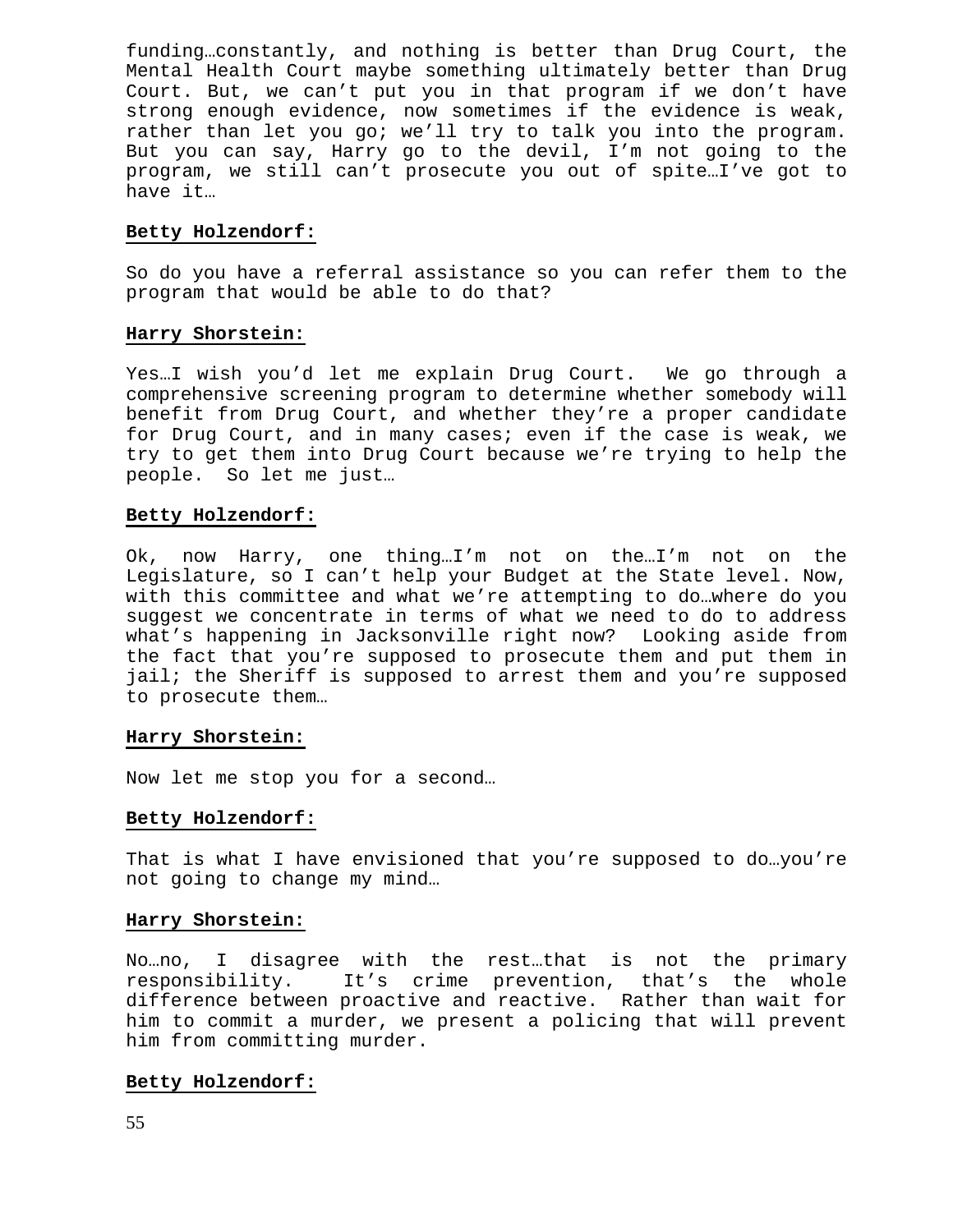funding…constantly, and nothing is better than Drug Court, the Mental Health Court maybe something ultimately better than Drug Court. But, we can't put you in that program if we don't have strong enough evidence, now sometimes if the evidence is weak, rather than let you go; we'll try to talk you into the program. But you can say, Harry go to the devil, I'm not going to the program, we still can't prosecute you out of spite…I've got to have it…

**Betty Holzendorf:**

So do you have a referral assistance so you can refer them to the program that would be able to do that?

**Harry Shorstein:**

Yes…I wish you'd let me explain Drug Court. We go through a comprehensive screening program to determine whether somebody will benefit from Drug Court, and whether they're a proper candidate for Drug Court, and in many cases; even if the case is weak, we try to get them into Drug Court because we're trying to help the people. So let me just…

**Betty Holzendorf:**

Ok, now Harry, one thing…I'm not on the…I'm not on the Legislature, so I can't help your Budget at the State level. Now, with this committee and what we're attempting to do…where do you suggest we concentrate in terms of what we need to do to address what's happening in Jacksonville right now? Looking aside from the fact that you're supposed to prosecute them and put them in jail; the Sheriff is supposed to arrest them and you're supposed to prosecute them…

**Harry Shorstein:**

Now let me stop you for a second…

**Betty Holzendorf:**

That is what I have envisioned that you're supposed to do…you're not going to change my mind…

**Harry Shorstein:**

No…no, I disagree with the rest…that is not the primary responsibility. It's crime prevention, that's the whole difference between proactive and reactive. Rather than wait for him to commit a murder, we present a policing that will prevent him from committing murder.

**Betty Holzendorf:**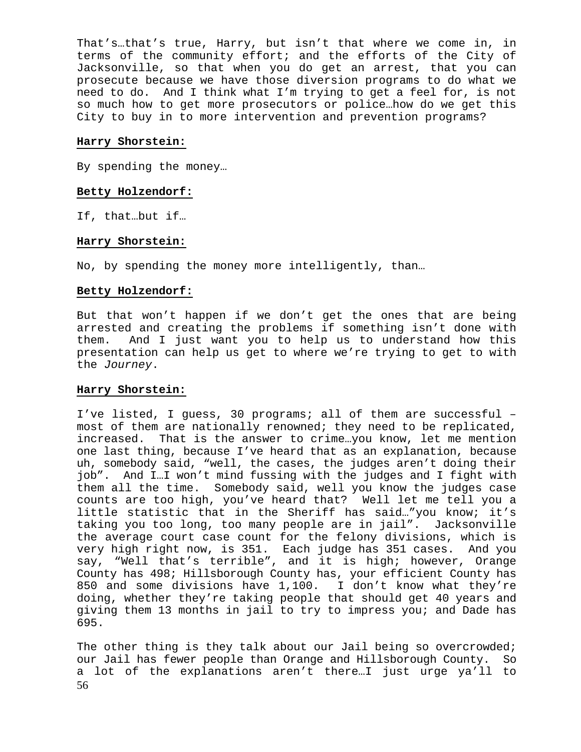That's…that's true, Harry, but isn't that where we come in, in terms of the community effort; and the efforts of the City of Jacksonville, so that when you do get an arrest, that you can prosecute because we have those diversion programs to do what we need to do. And I think what I'm trying to get a feel for, is not so much how to get more prosecutors or police…how do we get this City to buy in to more intervention and prevention programs?

**Harry Shorstein:**

By spending the money…

**Betty Holzendorf:**

If, that…but if…

**Harry Shorstein:**

No, by spending the money more intelligently, than…

**Betty Holzendorf:**

But that won't happen if we don't get the ones that are being arrested and creating the problems if something isn't done with them. And I just want you to help us to understand how this presentation can help us get to where we're trying to get to with the *Journey*.

**Harry Shorstein:**

I've listed, I guess, 30 programs; all of them are successful – most of them are nationally renowned; they need to be replicated, increased. That is the answer to crime…you know, let me mention one last thing, because I've heard that as an explanation, because uh, somebody said, "well, the cases, the judges aren't doing their job". And I…I won't mind fussing with the judges and I fight with them all the time. Somebody said, well you know the judges case counts are too high, you've heard that? Well let me tell you a little statistic that in the Sheriff has said…"you know; it's taking you too long, too many people are in jail". Jacksonville the average court case count for the felony divisions, which is very high right now, is 351. Each judge has 351 cases. And you say, "Well that's terrible", and it is high; however, Orange County has 498; Hillsborough County has, your efficient County has 850 and some divisions have 1,100. I don't know what they're doing, whether they're taking people that should get 40 years and giving them 13 months in jail to try to impress you; and Dade has 695.

The other thing is they talk about our Jail being so overcrowded; our Jail has fewer people than Orange and Hillsborough County. So a lot of the explanations aren't there…I just urge ya'll to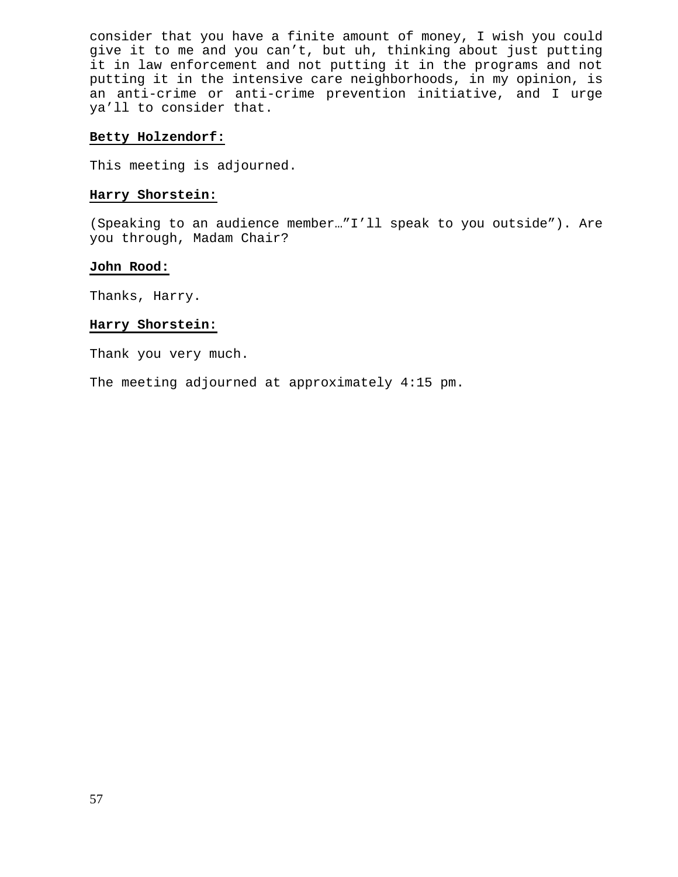consider that you have a finite amount of money, I wish you could give it to me and you can't, but uh, thinking about just putting it in law enforcement and not putting it in the programs and not putting it in the intensive care neighborhoods, in my opinion, is an anti-crime or anti-crime prevention initiative, and I urge ya'll to consider that.

**Betty Holzendorf:**

This meeting is adjourned.

**Harry Shorstein:**

(Speaking to an audience member…"I'll speak to you outside"). Are you through, Madam Chair?

**John Rood:**

Thanks, Harry.

**Harry Shorstein:**

Thank you very much.

The meeting adjourned at approximately 4:15 pm.